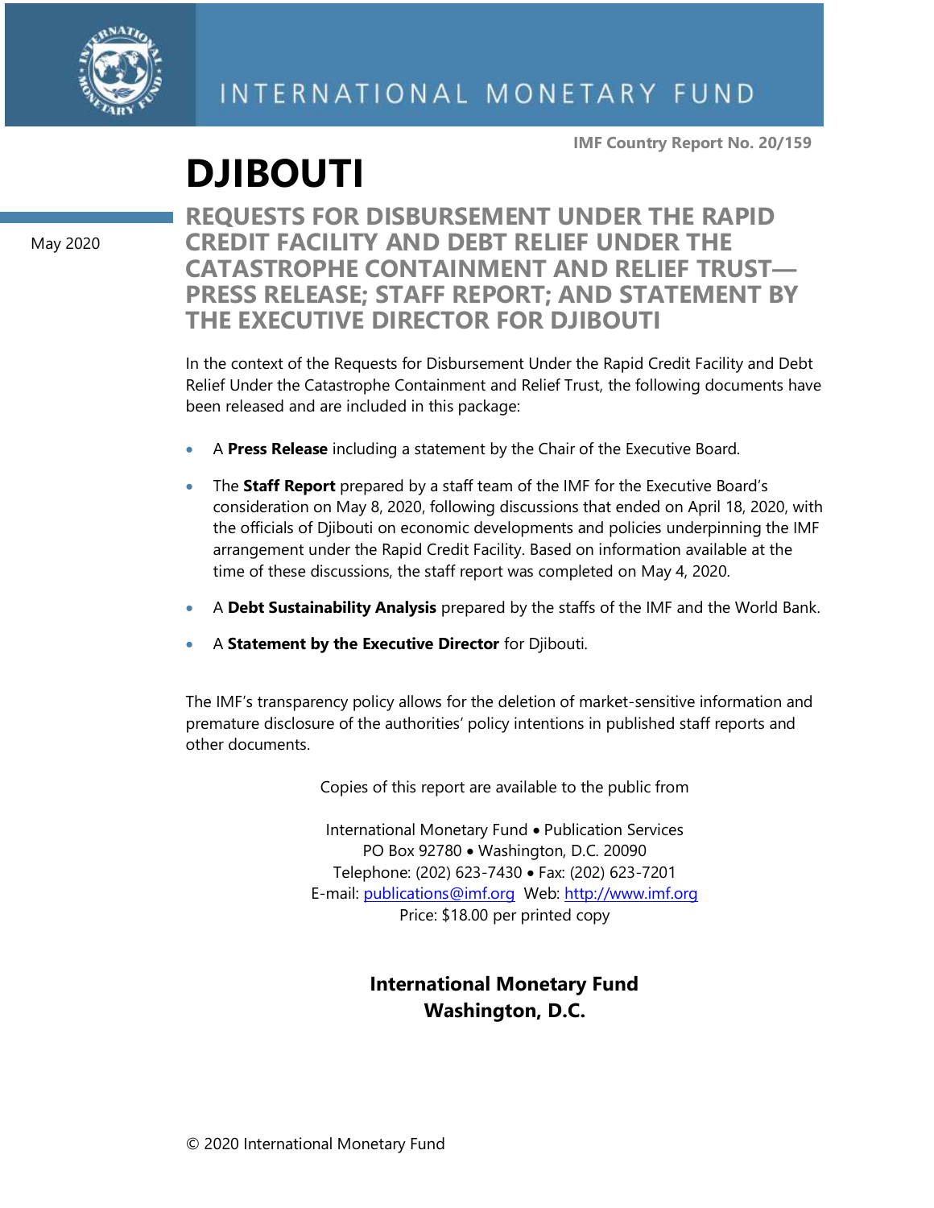INTERNATIONAL MONETARY FUND

IMF Country Report No. 20/159

# DJIBOUTI

May 2020

## REQUESTS FOR DISBURSEMENT UNDER THE RAPID CREDIT FACILITY AND DEBT RELIEF UNDER THE CATASTROPHE CONTAINMENT AND RELIEF TRUST—PRESS RELEASE; STAFF REPORT; AND STATEMENT BY THE EXECUTIVE DIRECTOR FOR DJIBOUTI

In the context of the Requests for Disbursement Under the Rapid Credit Facility and Debt Relief Under the Catastrophe Containment and Relief Trust, the following documents have been released and are included in this package:

- A **Press Release** including a statement by the Chair of the Executive Board.
- The **Staff Report** prepared by a staff team of the IMF for the Executive Board's consideration on May 8, 2020, following discussions that ended on April 18, 2020, with the officials of Djibouti on economic developments and policies underpinning the IMF arrangement under the Rapid Credit Facility. Based on information available at the time of these discussions, the staff report was completed on May 4, 2020.
- A **Debt Sustainability Analysis** prepared by the staffs of the IMF and the World Bank.
- A **Statement by the Executive Director** for Djibouti.

The IMF's transparency policy allows for the deletion of market-sensitive information and premature disclosure of the authorities' policy intentions in published staff reports and other documents.

Copies of this report are available to the public from

International Monetary Fund • Publication Services
PO Box 92780 • Washington, D.C. 20090
Telephone: (202) 623-7430 • Fax: (202) 623-7201
E-mail: publications@imf.org Web: http://www.imf.org
Price: $18.00 per printed copy

**International Monetary Fund**
**Washington, D.C.**

© 2020 International Monetary Fund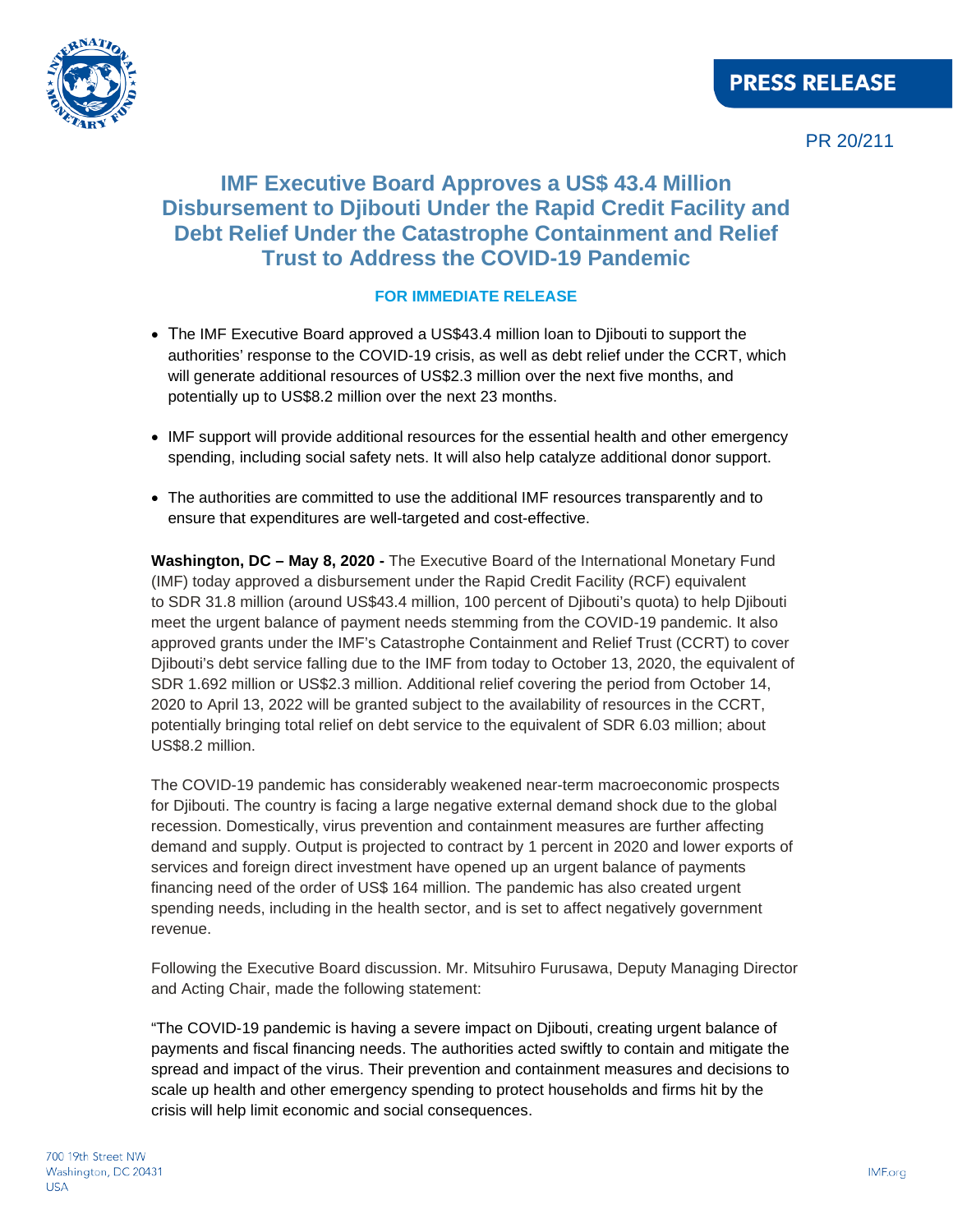PRESS RELEASE

PR 20/211

# IMF Executive Board Approves a US$ 43.4 Million Disbursement to Djibouti Under the Rapid Credit Facility and Debt Relief Under the Catastrophe Containment and Relief Trust to Address the COVID-19 Pandemic

**FOR IMMEDIATE RELEASE**

- The IMF Executive Board approved a US$43.4 million loan to Djibouti to support the authorities' response to the COVID-19 crisis, as well as debt relief under the CCRT, which will generate additional resources of US$2.3 million over the next five months, and potentially up to US$8.2 million over the next 23 months.
- IMF support will provide additional resources for the essential health and other emergency spending, including social safety nets. It will also help catalyze additional donor support.
- The authorities are committed to use the additional IMF resources transparently and to ensure that expenditures are well-targeted and cost-effective.

**Washington, DC – May 8, 2020 -** The Executive Board of the International Monetary Fund (IMF) today approved a disbursement under the Rapid Credit Facility (RCF) equivalent to SDR 31.8 million (around US$43.4 million, 100 percent of Djibouti's quota) to help Djibouti meet the urgent balance of payment needs stemming from the COVID-19 pandemic. It also approved grants under the IMF's Catastrophe Containment and Relief Trust (CCRT) to cover Djibouti's debt service falling due to the IMF from today to October 13, 2020, the equivalent of SDR 1.692 million or US$2.3 million. Additional relief covering the period from October 14, 2020 to April 13, 2022 will be granted subject to the availability of resources in the CCRT, potentially bringing total relief on debt service to the equivalent of SDR 6.03 million; about US$8.2 million.

The COVID-19 pandemic has considerably weakened near-term macroeconomic prospects for Djibouti. The country is facing a large negative external demand shock due to the global recession. Domestically, virus prevention and containment measures are further affecting demand and supply. Output is projected to contract by 1 percent in 2020 and lower exports of services and foreign direct investment have opened up an urgent balance of payments financing need of the order of US$ 164 million. The pandemic has also created urgent spending needs, including in the health sector, and is set to affect negatively government revenue.

Following the Executive Board discussion. Mr. Mitsuhiro Furusawa, Deputy Managing Director and Acting Chair, made the following statement:

"The COVID-19 pandemic is having a severe impact on Djibouti, creating urgent balance of payments and fiscal financing needs. The authorities acted swiftly to contain and mitigate the spread and impact of the virus. Their prevention and containment measures and decisions to scale up health and other emergency spending to protect households and firms hit by the crisis will help limit economic and social consequences.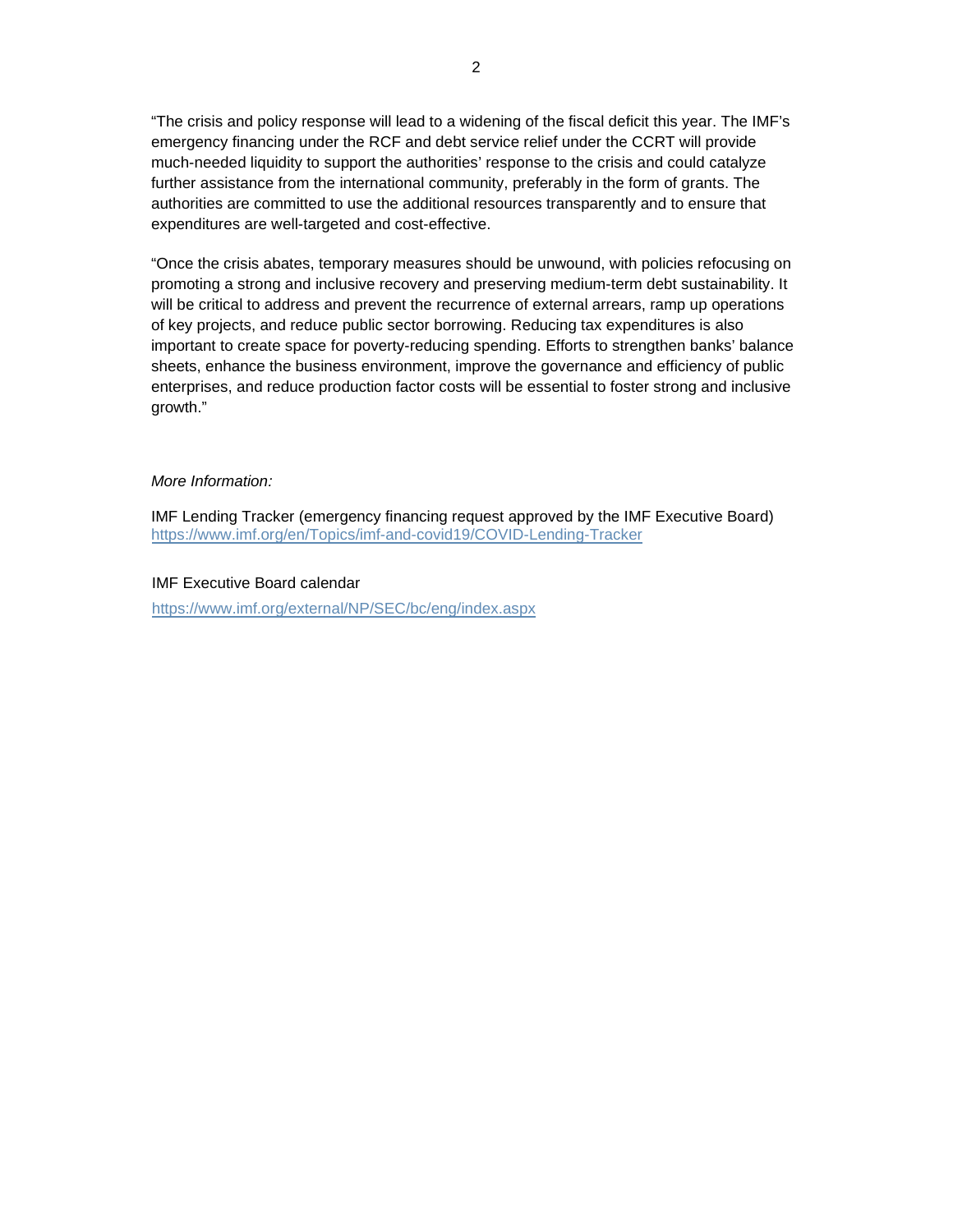"The crisis and policy response will lead to a widening of the fiscal deficit this year. The IMF's emergency financing under the RCF and debt service relief under the CCRT will provide much-needed liquidity to support the authorities' response to the crisis and could catalyze further assistance from the international community, preferably in the form of grants. The authorities are committed to use the additional resources transparently and to ensure that expenditures are well-targeted and cost-effective.

"Once the crisis abates, temporary measures should be unwound, with policies refocusing on promoting a strong and inclusive recovery and preserving medium-term debt sustainability. It will be critical to address and prevent the recurrence of external arrears, ramp up operations of key projects, and reduce public sector borrowing. Reducing tax expenditures is also important to create space for poverty-reducing spending. Efforts to strengthen banks' balance sheets, enhance the business environment, improve the governance and efficiency of public enterprises, and reduce production factor costs will be essential to foster strong and inclusive growth."

*More Information:*

IMF Lending Tracker (emergency financing request approved by the IMF Executive Board)
https://www.imf.org/en/Topics/imf-and-covid19/COVID-Lending-Tracker

IMF Executive Board calendar
https://www.imf.org/external/NP/SEC/bc/eng/index.aspx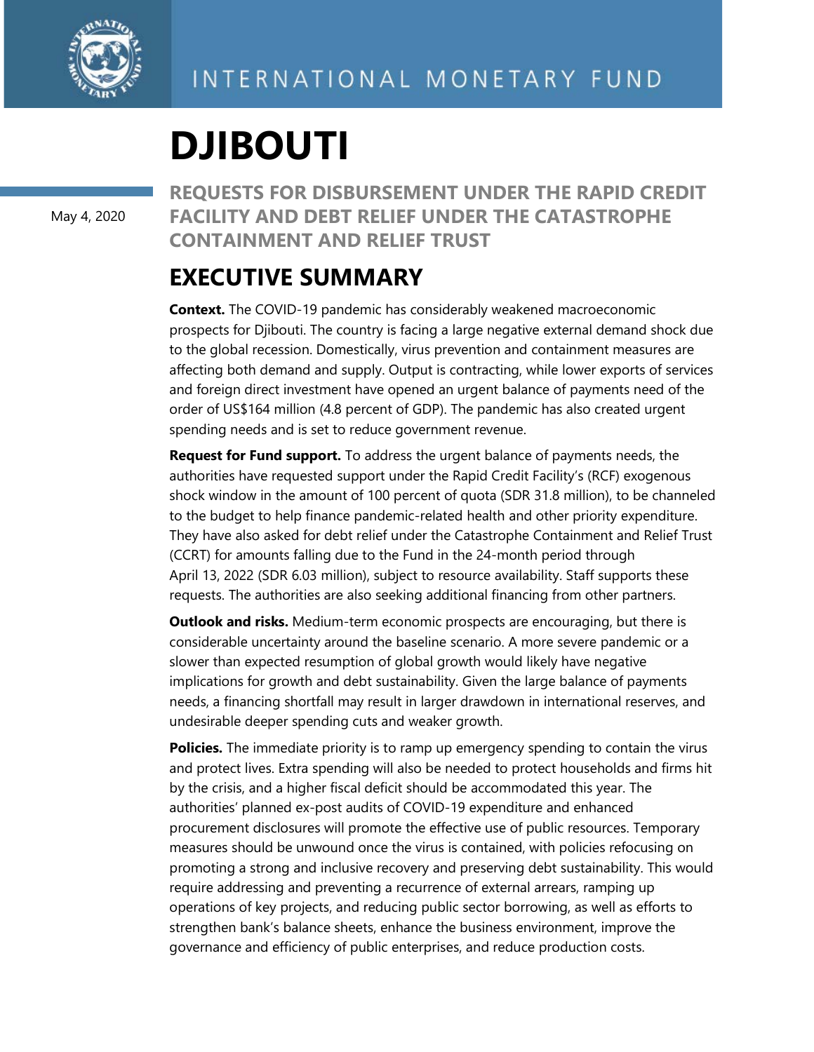INTERNATIONAL MONETARY FUND

# DJIBOUTI

May 4, 2020

## REQUESTS FOR DISBURSEMENT UNDER THE RAPID CREDIT FACILITY AND DEBT RELIEF UNDER THE CATASTROPHE CONTAINMENT AND RELIEF TRUST

## EXECUTIVE SUMMARY

**Context.** The COVID-19 pandemic has considerably weakened macroeconomic prospects for Djibouti. The country is facing a large negative external demand shock due to the global recession. Domestically, virus prevention and containment measures are affecting both demand and supply. Output is contracting, while lower exports of services and foreign direct investment have opened an urgent balance of payments need of the order of US$164 million (4.8 percent of GDP). The pandemic has also created urgent spending needs and is set to reduce government revenue.

**Request for Fund support.** To address the urgent balance of payments needs, the authorities have requested support under the Rapid Credit Facility's (RCF) exogenous shock window in the amount of 100 percent of quota (SDR 31.8 million), to be channeled to the budget to help finance pandemic-related health and other priority expenditure. They have also asked for debt relief under the Catastrophe Containment and Relief Trust (CCRT) for amounts falling due to the Fund in the 24-month period through April 13, 2022 (SDR 6.03 million), subject to resource availability. Staff supports these requests. The authorities are also seeking additional financing from other partners.

**Outlook and risks.** Medium-term economic prospects are encouraging, but there is considerable uncertainty around the baseline scenario. A more severe pandemic or a slower than expected resumption of global growth would likely have negative implications for growth and debt sustainability. Given the large balance of payments needs, a financing shortfall may result in larger drawdown in international reserves, and undesirable deeper spending cuts and weaker growth.

**Policies.** The immediate priority is to ramp up emergency spending to contain the virus and protect lives. Extra spending will also be needed to protect households and firms hit by the crisis, and a higher fiscal deficit should be accommodated this year. The authorities' planned ex-post audits of COVID-19 expenditure and enhanced procurement disclosures will promote the effective use of public resources. Temporary measures should be unwound once the virus is contained, with policies refocusing on promoting a strong and inclusive recovery and preserving debt sustainability. This would require addressing and preventing a recurrence of external arrears, ramping up operations of key projects, and reducing public sector borrowing, as well as efforts to strengthen bank's balance sheets, enhance the business environment, improve the governance and efficiency of public enterprises, and reduce production costs.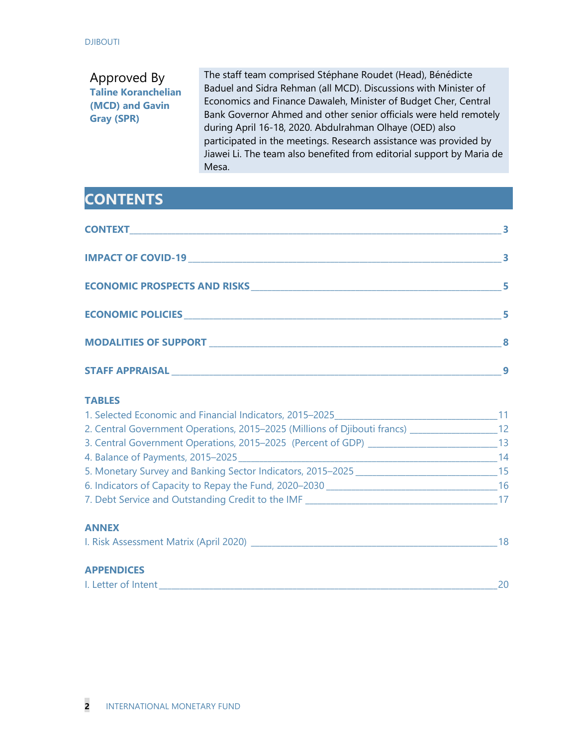Approved By
**Taline Koranchelian (MCD) and Gavin Gray (SPR)**

The staff team comprised Stéphane Roudet (Head), Bénédicte Baduel and Sidra Rehman (all MCD). Discussions with Minister of Economics and Finance Dawaleh, Minister of Budget Cher, Central Bank Governor Ahmed and other senior officials were held remotely during April 16-18, 2020. Abdulrahman Olhaye (OED) also participated in the meetings. Research assistance was provided by Jiawei Li. The team also benefited from editorial support by Maria de Mesa.

## CONTENTS

**CONTEXT** 3

**IMPACT OF COVID-19** 3

**ECONOMIC PROSPECTS AND RISKS** 5

**ECONOMIC POLICIES** 5

**MODALITIES OF SUPPORT** 8

**STAFF APPRAISAL** 9

**TABLES**

1. Selected Economic and Financial Indicators, 2015–2025 11
2. Central Government Operations, 2015–2025 (Millions of Djibouti francs) 12
3. Central Government Operations, 2015–2025 (Percent of GDP) 13
4. Balance of Payments, 2015–2025 14
5. Monetary Survey and Banking Sector Indicators, 2015–2025 15
6. Indicators of Capacity to Repay the Fund, 2020–2030 16
7. Debt Service and Outstanding Credit to the IMF 17

**ANNEX**

I. Risk Assessment Matrix (April 2020) 18

**APPENDICES**

I. Letter of Intent 20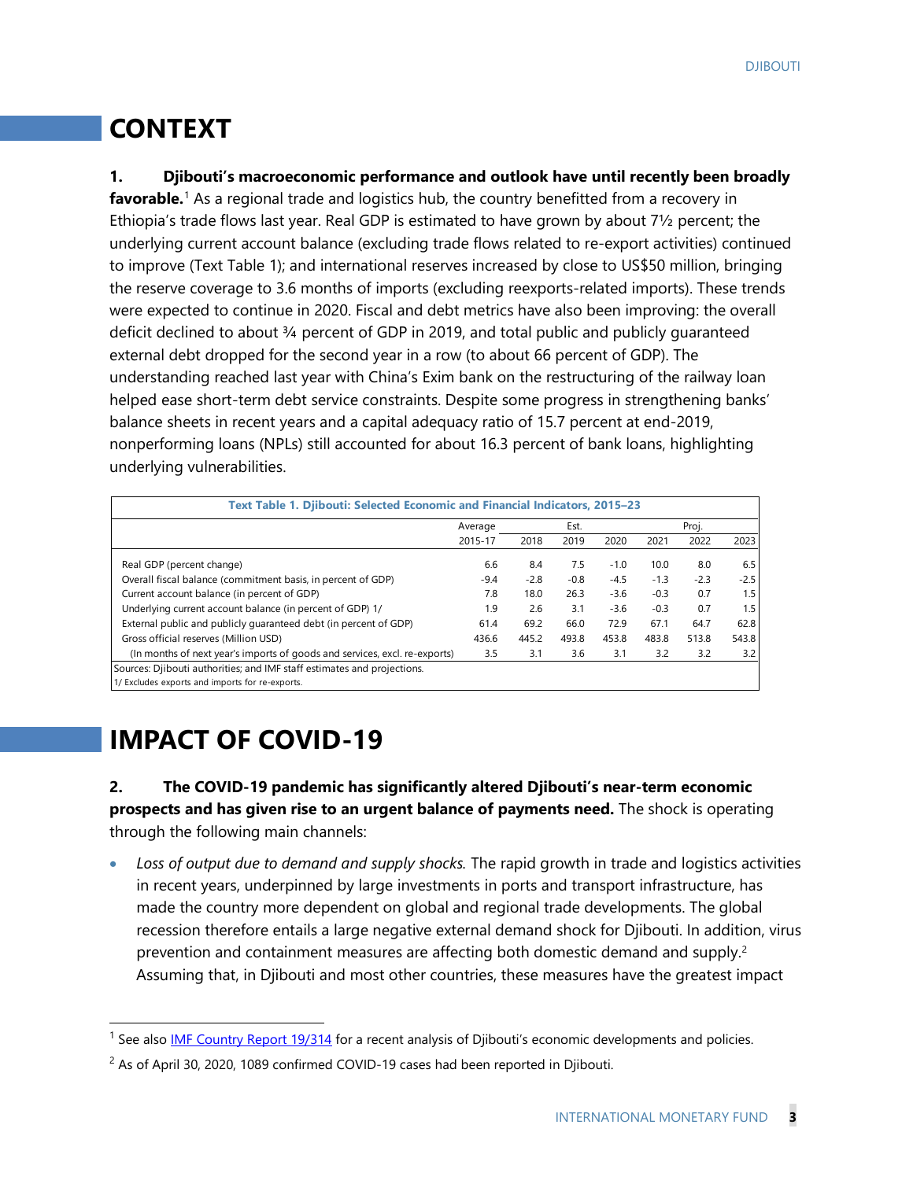# CONTEXT

**1. Djibouti's macroeconomic performance and outlook have until recently been broadly favorable.**[1] As a regional trade and logistics hub, the country benefitted from a recovery in Ethiopia's trade flows last year. Real GDP is estimated to have grown by about 7½ percent; the underlying current account balance (excluding trade flows related to re-export activities) continued to improve (Text Table 1); and international reserves increased by close to US$50 million, bringing the reserve coverage to 3.6 months of imports (excluding reexports-related imports). These trends were expected to continue in 2020. Fiscal and debt metrics have also been improving: the overall deficit declined to about ¾ percent of GDP in 2019, and total public and publicly guaranteed external debt dropped for the second year in a row (to about 66 percent of GDP). The understanding reached last year with China's Exim bank on the restructuring of the railway loan helped ease short-term debt service constraints. Despite some progress in strengthening banks' balance sheets in recent years and a capital adequacy ratio of 15.7 percent at end-2019, nonperforming loans (NPLs) still accounted for about 16.3 percent of bank loans, highlighting underlying vulnerabilities.

**Text Table 1. Djibouti: Selected Economic and Financial Indicators, 2015–23**

| | Average | Est. | | Proj. | | | |
|---|---|---|---|---|---|---|---|
| | 2015-17 | 2018 | 2019 | 2020 | 2021 | 2022 | 2023 |
| Real GDP (percent change) | 6.6 | 8.4 | 7.5 | -1.0 | 10.0 | 8.0 | 6.5 |
| Overall fiscal balance (commitment basis, in percent of GDP) | -9.4 | -2.8 | -0.8 | -4.5 | -1.3 | -2.3 | -2.5 |
| Current account balance (in percent of GDP) | 7.8 | 18.0 | 26.3 | -3.6 | -0.3 | 0.7 | 1.5 |
| Underlying current account balance (in percent of GDP) 1/ | 1.9 | 2.6 | 3.1 | -3.6 | -0.3 | 0.7 | 1.5 |
| External public and publicly guaranteed debt (in percent of GDP) | 61.4 | 69.2 | 66.0 | 72.9 | 67.1 | 64.7 | 62.8 |
| Gross official reserves (Million USD) | 436.6 | 445.2 | 493.8 | 453.8 | 483.8 | 513.8 | 543.8 |
| (In months of next year's imports of goods and services, excl. re-exports) | 3.5 | 3.1 | 3.6 | 3.1 | 3.2 | 3.2 | 3.2 |

Sources: Djibouti authorities; and IMF staff estimates and projections.
1/ Excludes exports and imports for re-exports.

# IMPACT OF COVID-19

**2. The COVID-19 pandemic has significantly altered Djibouti's near-term economic prospects and has given rise to an urgent balance of payments need.** The shock is operating through the following main channels:

- *Loss of output due to demand and supply shocks.* The rapid growth in trade and logistics activities in recent years, underpinned by large investments in ports and transport infrastructure, has made the country more dependent on global and regional trade developments. The global recession therefore entails a large negative external demand shock for Djibouti. In addition, virus prevention and containment measures are affecting both domestic demand and supply.[2] Assuming that, in Djibouti and most other countries, these measures have the greatest impact

[1] See also IMF Country Report 19/314 for a recent analysis of Djibouti's economic developments and policies.

[2] As of April 30, 2020, 1089 confirmed COVID-19 cases had been reported in Djibouti.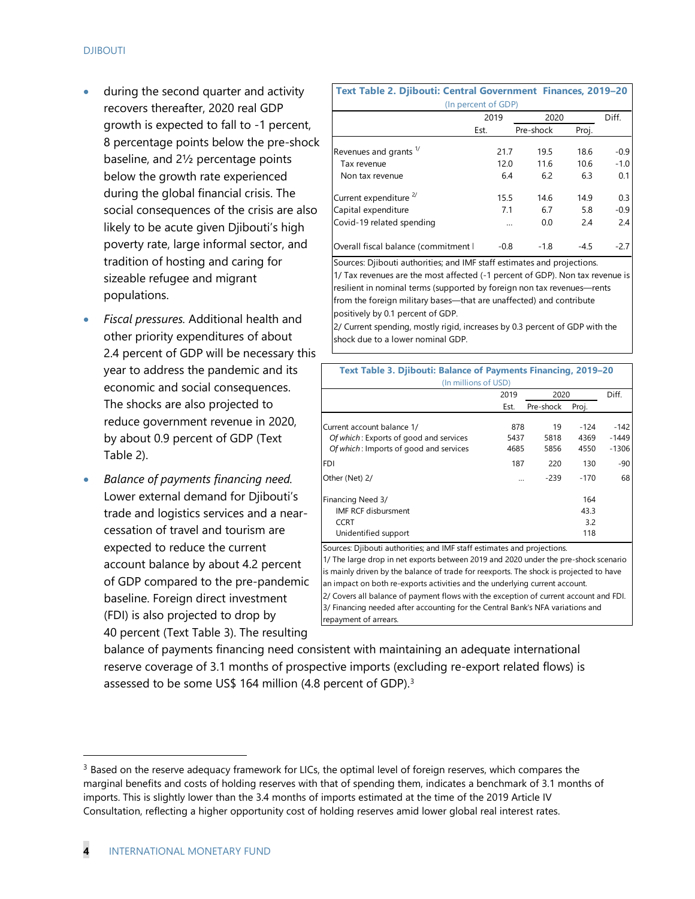- during the second quarter and activity recovers thereafter, 2020 real GDP growth is expected to fall to -1 percent, 8 percentage points below the pre-shock baseline, and 2½ percentage points below the growth rate experienced during the global financial crisis. The social consequences of the crisis are also likely to be acute given Djibouti's high poverty rate, large informal sector, and tradition of hosting and caring for sizeable refugee and migrant populations.

- *Fiscal pressures.* Additional health and other priority expenditures of about 2.4 percent of GDP will be necessary this year to address the pandemic and its economic and social consequences. The shocks are also projected to reduce government revenue in 2020, by about 0.9 percent of GDP (Text Table 2).

- *Balance of payments financing need.* Lower external demand for Djibouti's trade and logistics services and a near-cessation of travel and tourism are expected to reduce the current account balance by about 4.2 percent of GDP compared to the pre-pandemic baseline. Foreign direct investment (FDI) is also projected to drop by 40 percent (Text Table 3). The resulting balance of payments financing need consistent with maintaining an adequate international reserve coverage of 3.1 months of prospective imports (excluding re-export related flows) is assessed to be some US$ 164 million (4.8 percent of GDP).[3]

**Text Table 2. Djibouti: Central Government Finances, 2019–20**
(In percent of GDP)

| | 2019 | 2020 | | Diff. |
|---|---|---|---|---|
| | Est. | Pre-shock | Proj. | |
| Revenues and grants [1/] | 21.7 | 19.5 | 18.6 | -0.9 |
| Tax revenue | 12.0 | 11.6 | 10.6 | -1.0 |
| Non tax revenue | 6.4 | 6.2 | 6.3 | 0.1 |
| Current expenditure [2/] | 15.5 | 14.6 | 14.9 | 0.3 |
| Capital expenditure | 7.1 | 6.7 | 5.8 | -0.9 |
| Covid-19 related spending | … | 0.0 | 2.4 | 2.4 |
| Overall fiscal balance (commitment l | -0.8 | -1.8 | -4.5 | -2.7 |

Sources: Djibouti authorities; and IMF staff estimates and projections.
1/ Tax revenues are the most affected (-1 percent of GDP). Non tax revenue is resilient in nominal terms (supported by foreign non tax revenues—rents from the foreign military bases—that are unaffected) and contribute positively by 0.1 percent of GDP.
2/ Current spending, mostly rigid, increases by 0.3 percent of GDP with the shock due to a lower nominal GDP.

**Text Table 3. Djibouti: Balance of Payments Financing, 2019–20**
(In millions of USD)

| | 2019 | 2020 | | Diff. |
|---|---|---|---|---|
| | Est. | Pre-shock | Proj. | |
| Current account balance 1/ | 878 | 19 | -124 | -142 |
| *Of which*: Exports of good and services | 5437 | 5818 | 4369 | -1449 |
| *Of which*: Imports of good and services | 4685 | 5856 | 4550 | -1306 |
| FDI | 187 | 220 | 130 | -90 |
| Other (Net) 2/ | … | -239 | -170 | 68 |
| Financing Need 3/ | | | 164 | |
| IMF RCF disbursment | | | 43.3 | |
| CCRT | | | 3.2 | |
| Unidentified support | | | 118 | |

Sources: Djibouti authorities; and IMF staff estimates and projections.
1/ The large drop in net exports between 2019 and 2020 under the pre-shock scenario is mainly driven by the balance of trade for reexports. The shock is projected to have an impact on both re-exports activities and the underlying current account.
2/ Covers all balance of payment flows with the exception of current account and FDI.
3/ Financing needed after accounting for the Central Bank's NFA variations and repayment of arrears.

[3] Based on the reserve adequacy framework for LICs, the optimal level of foreign reserves, which compares the marginal benefits and costs of holding reserves with that of spending them, indicates a benchmark of 3.1 months of imports. This is slightly lower than the 3.4 months of imports estimated at the time of the 2019 Article IV Consultation, reflecting a higher opportunity cost of holding reserves amid lower global real interest rates.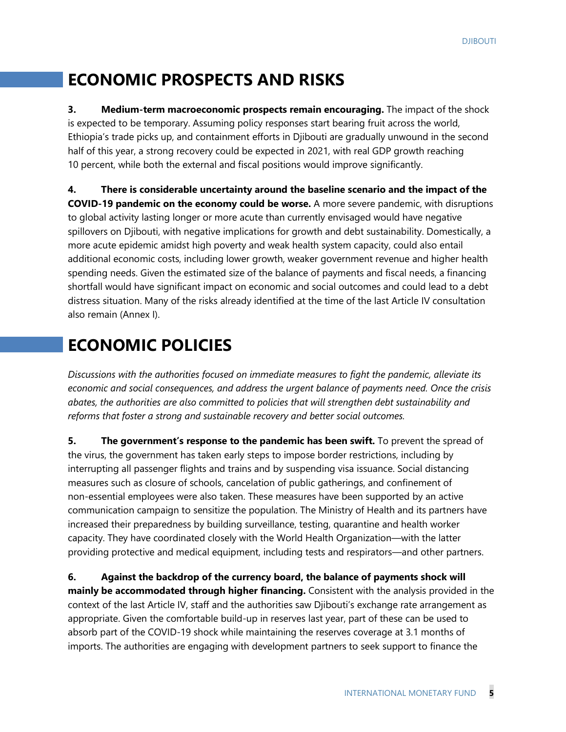# ECONOMIC PROSPECTS AND RISKS

**3. Medium-term macroeconomic prospects remain encouraging.** The impact of the shock is expected to be temporary. Assuming policy responses start bearing fruit across the world, Ethiopia's trade picks up, and containment efforts in Djibouti are gradually unwound in the second half of this year, a strong recovery could be expected in 2021, with real GDP growth reaching 10 percent, while both the external and fiscal positions would improve significantly.

**4. There is considerable uncertainty around the baseline scenario and the impact of the COVID-19 pandemic on the economy could be worse.** A more severe pandemic, with disruptions to global activity lasting longer or more acute than currently envisaged would have negative spillovers on Djibouti, with negative implications for growth and debt sustainability. Domestically, a more acute epidemic amidst high poverty and weak health system capacity, could also entail additional economic costs, including lower growth, weaker government revenue and higher health spending needs. Given the estimated size of the balance of payments and fiscal needs, a financing shortfall would have significant impact on economic and social outcomes and could lead to a debt distress situation. Many of the risks already identified at the time of the last Article IV consultation also remain (Annex I).

# ECONOMIC POLICIES

*Discussions with the authorities focused on immediate measures to fight the pandemic, alleviate its economic and social consequences, and address the urgent balance of payments need. Once the crisis abates, the authorities are also committed to policies that will strengthen debt sustainability and reforms that foster a strong and sustainable recovery and better social outcomes.*

**5. The government's response to the pandemic has been swift.** To prevent the spread of the virus, the government has taken early steps to impose border restrictions, including by interrupting all passenger flights and trains and by suspending visa issuance. Social distancing measures such as closure of schools, cancelation of public gatherings, and confinement of non-essential employees were also taken. These measures have been supported by an active communication campaign to sensitize the population. The Ministry of Health and its partners have increased their preparedness by building surveillance, testing, quarantine and health worker capacity. They have coordinated closely with the World Health Organization—with the latter providing protective and medical equipment, including tests and respirators—and other partners.

**6. Against the backdrop of the currency board, the balance of payments shock will mainly be accommodated through higher financing.** Consistent with the analysis provided in the context of the last Article IV, staff and the authorities saw Djibouti's exchange rate arrangement as appropriate. Given the comfortable build-up in reserves last year, part of these can be used to absorb part of the COVID-19 shock while maintaining the reserves coverage at 3.1 months of imports. The authorities are engaging with development partners to seek support to finance the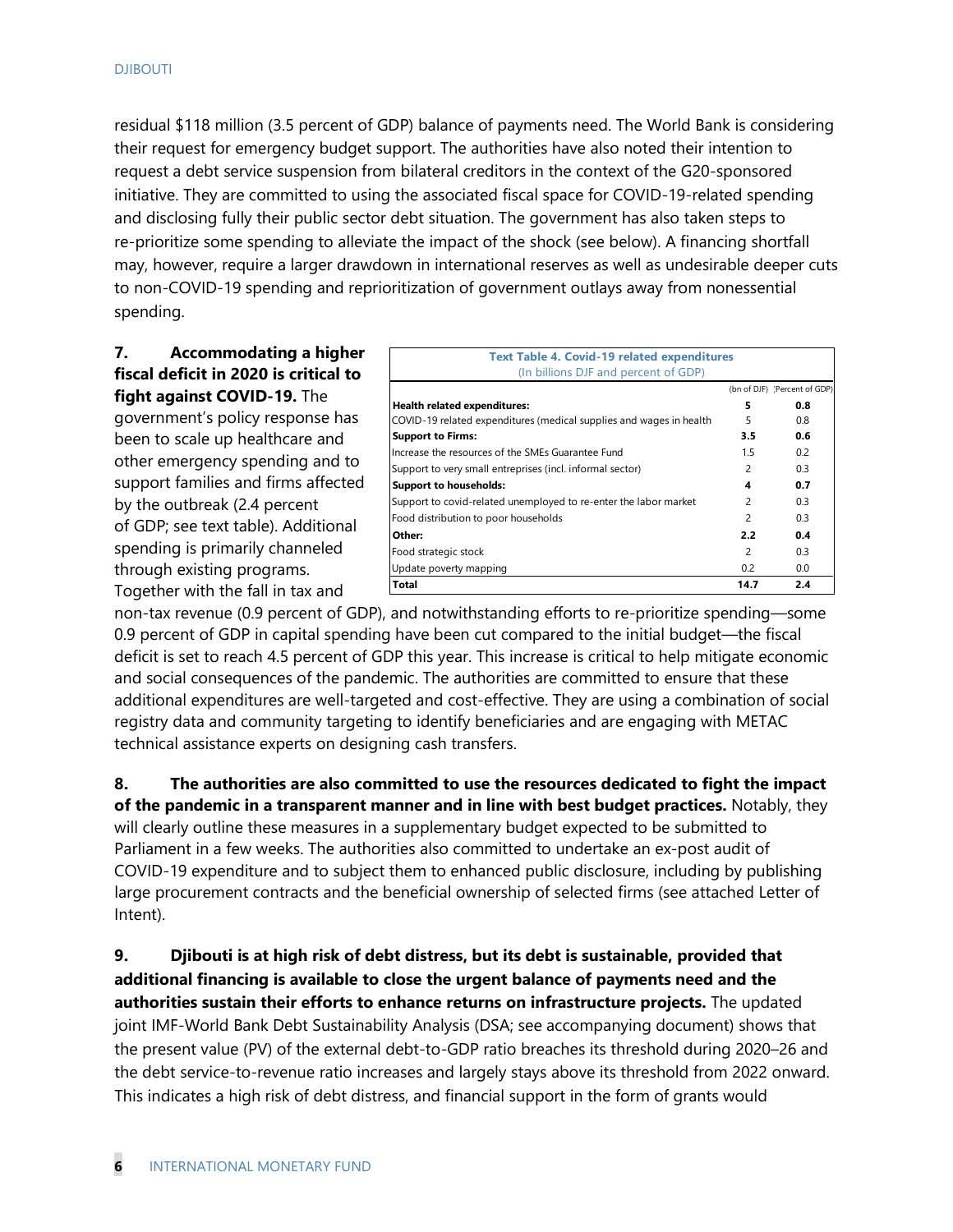residual $118 million (3.5 percent of GDP) balance of payments need. The World Bank is considering their request for emergency budget support. The authorities have also noted their intention to request a debt service suspension from bilateral creditors in the context of the G20-sponsored initiative. They are committed to using the associated fiscal space for COVID-19-related spending and disclosing fully their public sector debt situation. The government has also taken steps to re-prioritize some spending to alleviate the impact of the shock (see below). A financing shortfall may, however, require a larger drawdown in international reserves as well as undesirable deeper cuts to non-COVID-19 spending and reprioritization of government outlays away from nonessential spending.

**7. Accommodating a higher fiscal deficit in 2020 is critical to fight against COVID-19.** The government's policy response has been to scale up healthcare and other emergency spending and to support families and firms affected by the outbreak (2.4 percent of GDP; see text table). Additional spending is primarily channeled through existing programs. Together with the fall in tax and non-tax revenue (0.9 percent of GDP), and notwithstanding efforts to re-prioritize spending—some 0.9 percent of GDP in capital spending have been cut compared to the initial budget—the fiscal deficit is set to reach 4.5 percent of GDP this year. This increase is critical to help mitigate economic and social consequences of the pandemic. The authorities are committed to ensure that these additional expenditures are well-targeted and cost-effective. They are using a combination of social registry data and community targeting to identify beneficiaries and are engaging with METAC technical assistance experts on designing cash transfers.

**Text Table 4. Covid-19 related expenditures**
(In billions DJF and percent of GDP)

| | (bn of DJF) | (Percent of GDP) |
|---|---|---|
| **Health related expenditures:** | **5** | **0.8** |
| COVID-19 related expenditures (medical supplies and wages in health | 5 | 0.8 |
| **Support to Firms:** | **3.5** | **0.6** |
| Increase the resources of the SMEs Guarantee Fund | 1.5 | 0.2 |
| Support to very small entreprises (incl. informal sector) | 2 | 0.3 |
| **Support to households:** | **4** | **0.7** |
| Support to covid-related unemployed to re-enter the labor market | 2 | 0.3 |
| Food distribution to poor households | 2 | 0.3 |
| **Other:** | **2.2** | **0.4** |
| Food strategic stock | 2 | 0.3 |
| Update poverty mapping | 0.2 | 0.0 |
| **Total** | **14.7** | **2.4** |

**8. The authorities are also committed to use the resources dedicated to fight the impact of the pandemic in a transparent manner and in line with best budget practices.** Notably, they will clearly outline these measures in a supplementary budget expected to be submitted to Parliament in a few weeks. The authorities also committed to undertake an ex-post audit of COVID-19 expenditure and to subject them to enhanced public disclosure, including by publishing large procurement contracts and the beneficial ownership of selected firms (see attached Letter of Intent).

**9. Djibouti is at high risk of debt distress, but its debt is sustainable, provided that additional financing is available to close the urgent balance of payments need and the authorities sustain their efforts to enhance returns on infrastructure projects.** The updated joint IMF-World Bank Debt Sustainability Analysis (DSA; see accompanying document) shows that the present value (PV) of the external debt-to-GDP ratio breaches its threshold during 2020–26 and the debt service-to-revenue ratio increases and largely stays above its threshold from 2022 onward. This indicates a high risk of debt distress, and financial support in the form of grants would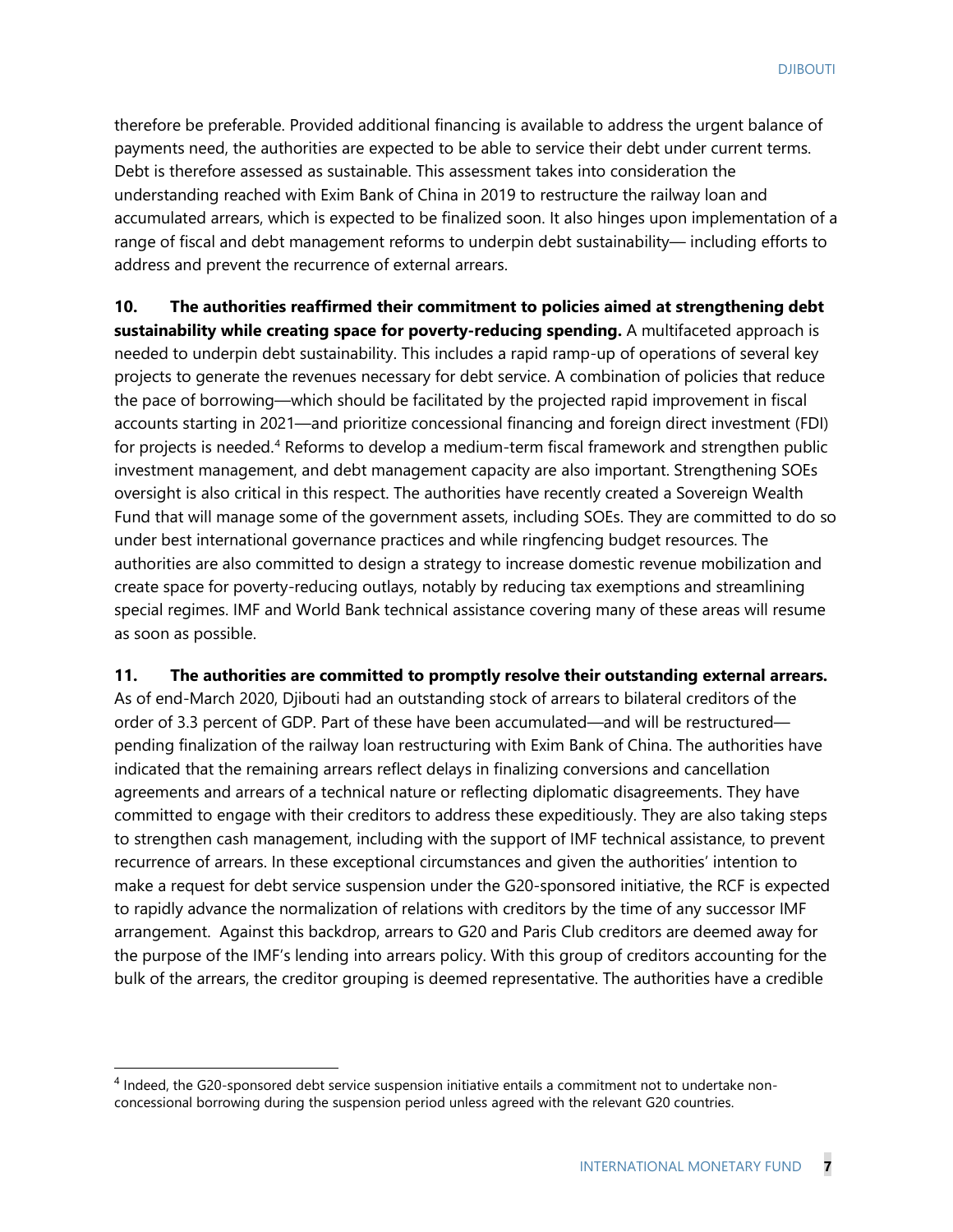therefore be preferable. Provided additional financing is available to address the urgent balance of payments need, the authorities are expected to be able to service their debt under current terms. Debt is therefore assessed as sustainable. This assessment takes into consideration the understanding reached with Exim Bank of China in 2019 to restructure the railway loan and accumulated arrears, which is expected to be finalized soon. It also hinges upon implementation of a range of fiscal and debt management reforms to underpin debt sustainability— including efforts to address and prevent the recurrence of external arrears.

**10. The authorities reaffirmed their commitment to policies aimed at strengthening debt sustainability while creating space for poverty-reducing spending.** A multifaceted approach is needed to underpin debt sustainability. This includes a rapid ramp-up of operations of several key projects to generate the revenues necessary for debt service. A combination of policies that reduce the pace of borrowing—which should be facilitated by the projected rapid improvement in fiscal accounts starting in 2021—and prioritize concessional financing and foreign direct investment (FDI) for projects is needed.[4] Reforms to develop a medium-term fiscal framework and strengthen public investment management, and debt management capacity are also important. Strengthening SOEs oversight is also critical in this respect. The authorities have recently created a Sovereign Wealth Fund that will manage some of the government assets, including SOEs. They are committed to do so under best international governance practices and while ringfencing budget resources. The authorities are also committed to design a strategy to increase domestic revenue mobilization and create space for poverty-reducing outlays, notably by reducing tax exemptions and streamlining special regimes. IMF and World Bank technical assistance covering many of these areas will resume as soon as possible.

**11. The authorities are committed to promptly resolve their outstanding external arrears.** As of end-March 2020, Djibouti had an outstanding stock of arrears to bilateral creditors of the order of 3.3 percent of GDP. Part of these have been accumulated—and will be restructured—pending finalization of the railway loan restructuring with Exim Bank of China. The authorities have indicated that the remaining arrears reflect delays in finalizing conversions and cancellation agreements and arrears of a technical nature or reflecting diplomatic disagreements. They have committed to engage with their creditors to address these expeditiously. They are also taking steps to strengthen cash management, including with the support of IMF technical assistance, to prevent recurrence of arrears. In these exceptional circumstances and given the authorities' intention to make a request for debt service suspension under the G20-sponsored initiative, the RCF is expected to rapidly advance the normalization of relations with creditors by the time of any successor IMF arrangement. Against this backdrop, arrears to G20 and Paris Club creditors are deemed away for the purpose of the IMF's lending into arrears policy. With this group of creditors accounting for the bulk of the arrears, the creditor grouping is deemed representative. The authorities have a credible

---

[4] Indeed, the G20-sponsored debt service suspension initiative entails a commitment not to undertake non-concessional borrowing during the suspension period unless agreed with the relevant G20 countries.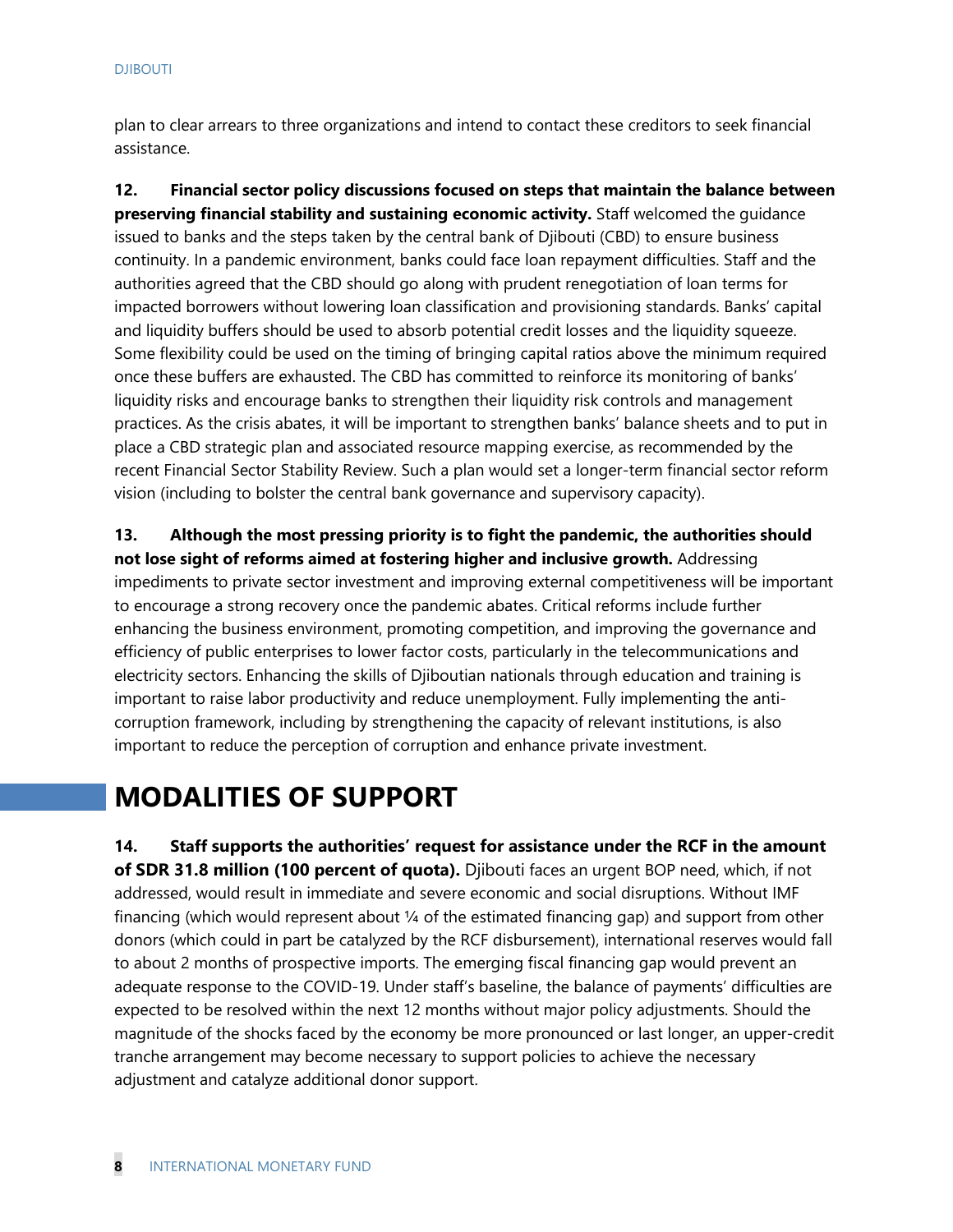plan to clear arrears to three organizations and intend to contact these creditors to seek financial assistance.

**12. Financial sector policy discussions focused on steps that maintain the balance between preserving financial stability and sustaining economic activity.** Staff welcomed the guidance issued to banks and the steps taken by the central bank of Djibouti (CBD) to ensure business continuity. In a pandemic environment, banks could face loan repayment difficulties. Staff and the authorities agreed that the CBD should go along with prudent renegotiation of loan terms for impacted borrowers without lowering loan classification and provisioning standards. Banks' capital and liquidity buffers should be used to absorb potential credit losses and the liquidity squeeze. Some flexibility could be used on the timing of bringing capital ratios above the minimum required once these buffers are exhausted. The CBD has committed to reinforce its monitoring of banks' liquidity risks and encourage banks to strengthen their liquidity risk controls and management practices. As the crisis abates, it will be important to strengthen banks' balance sheets and to put in place a CBD strategic plan and associated resource mapping exercise, as recommended by the recent Financial Sector Stability Review. Such a plan would set a longer-term financial sector reform vision (including to bolster the central bank governance and supervisory capacity).

**13. Although the most pressing priority is to fight the pandemic, the authorities should not lose sight of reforms aimed at fostering higher and inclusive growth.** Addressing impediments to private sector investment and improving external competitiveness will be important to encourage a strong recovery once the pandemic abates. Critical reforms include further enhancing the business environment, promoting competition, and improving the governance and efficiency of public enterprises to lower factor costs, particularly in the telecommunications and electricity sectors. Enhancing the skills of Djiboutian nationals through education and training is important to raise labor productivity and reduce unemployment. Fully implementing the anti-corruption framework, including by strengthening the capacity of relevant institutions, is also important to reduce the perception of corruption and enhance private investment.

# MODALITIES OF SUPPORT

**14. Staff supports the authorities' request for assistance under the RCF in the amount of SDR 31.8 million (100 percent of quota).** Djibouti faces an urgent BOP need, which, if not addressed, would result in immediate and severe economic and social disruptions. Without IMF financing (which would represent about ¼ of the estimated financing gap) and support from other donors (which could in part be catalyzed by the RCF disbursement), international reserves would fall to about 2 months of prospective imports. The emerging fiscal financing gap would prevent an adequate response to the COVID-19. Under staff's baseline, the balance of payments' difficulties are expected to be resolved within the next 12 months without major policy adjustments. Should the magnitude of the shocks faced by the economy be more pronounced or last longer, an upper-credit tranche arrangement may become necessary to support policies to achieve the necessary adjustment and catalyze additional donor support.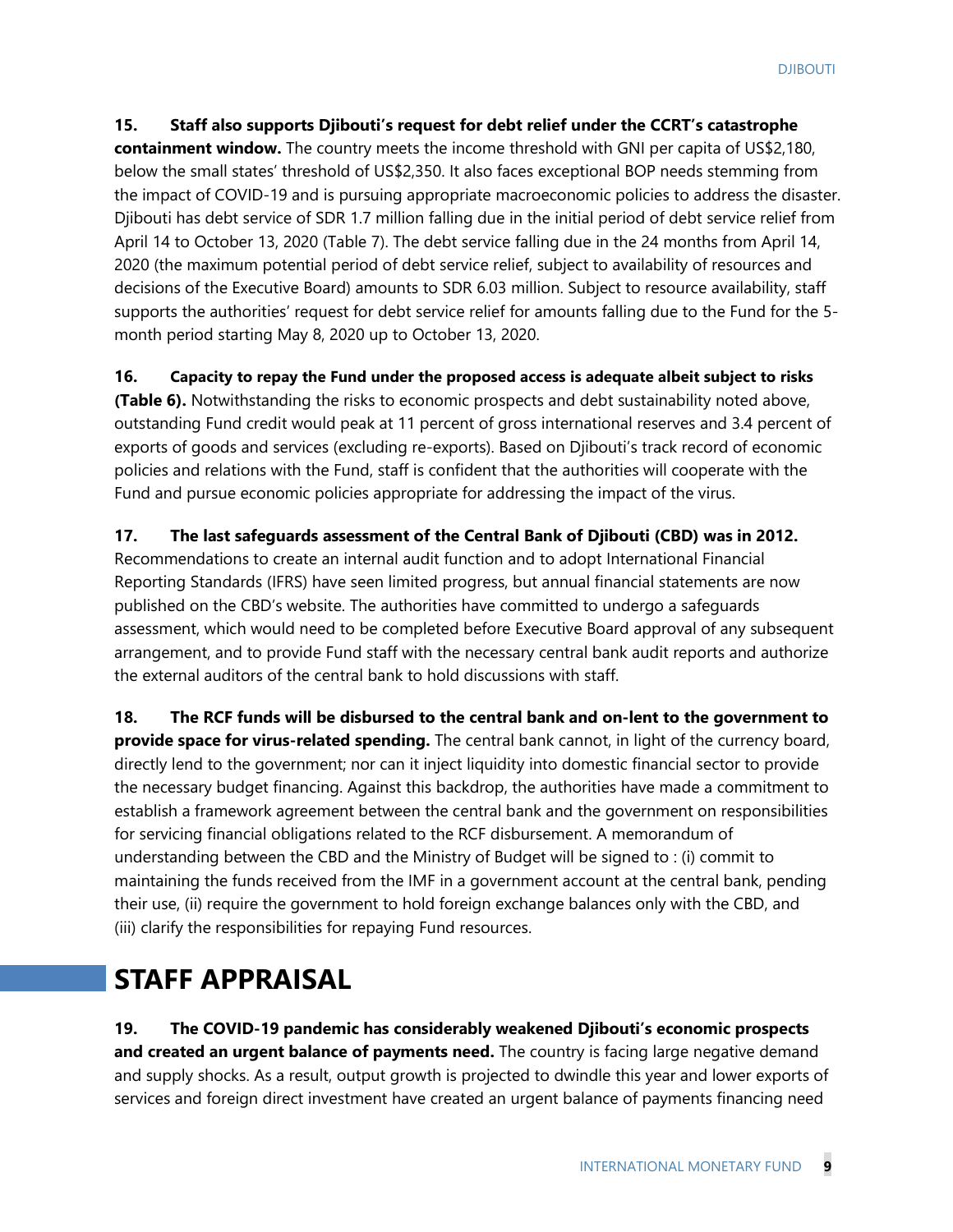**15. Staff also supports Djibouti's request for debt relief under the CCRT's catastrophe containment window.** The country meets the income threshold with GNI per capita of US$2,180, below the small states' threshold of US$2,350. It also faces exceptional BOP needs stemming from the impact of COVID-19 and is pursuing appropriate macroeconomic policies to address the disaster. Djibouti has debt service of SDR 1.7 million falling due in the initial period of debt service relief from April 14 to October 13, 2020 (Table 7). The debt service falling due in the 24 months from April 14, 2020 (the maximum potential period of debt service relief, subject to availability of resources and decisions of the Executive Board) amounts to SDR 6.03 million. Subject to resource availability, staff supports the authorities' request for debt service relief for amounts falling due to the Fund for the 5-month period starting May 8, 2020 up to October 13, 2020.

**16. Capacity to repay the Fund under the proposed access is adequate albeit subject to risks (Table 6).** Notwithstanding the risks to economic prospects and debt sustainability noted above, outstanding Fund credit would peak at 11 percent of gross international reserves and 3.4 percent of exports of goods and services (excluding re-exports). Based on Djibouti's track record of economic policies and relations with the Fund, staff is confident that the authorities will cooperate with the Fund and pursue economic policies appropriate for addressing the impact of the virus.

**17. The last safeguards assessment of the Central Bank of Djibouti (CBD) was in 2012.** Recommendations to create an internal audit function and to adopt International Financial Reporting Standards (IFRS) have seen limited progress, but annual financial statements are now published on the CBD's website. The authorities have committed to undergo a safeguards assessment, which would need to be completed before Executive Board approval of any subsequent arrangement, and to provide Fund staff with the necessary central bank audit reports and authorize the external auditors of the central bank to hold discussions with staff.

**18. The RCF funds will be disbursed to the central bank and on-lent to the government to provide space for virus-related spending.** The central bank cannot, in light of the currency board, directly lend to the government; nor can it inject liquidity into domestic financial sector to provide the necessary budget financing. Against this backdrop, the authorities have made a commitment to establish a framework agreement between the central bank and the government on responsibilities for servicing financial obligations related to the RCF disbursement. A memorandum of understanding between the CBD and the Ministry of Budget will be signed to : (i) commit to maintaining the funds received from the IMF in a government account at the central bank, pending their use, (ii) require the government to hold foreign exchange balances only with the CBD, and (iii) clarify the responsibilities for repaying Fund resources.

# STAFF APPRAISAL

**19. The COVID-19 pandemic has considerably weakened Djibouti's economic prospects and created an urgent balance of payments need.** The country is facing large negative demand and supply shocks. As a result, output growth is projected to dwindle this year and lower exports of services and foreign direct investment have created an urgent balance of payments financing need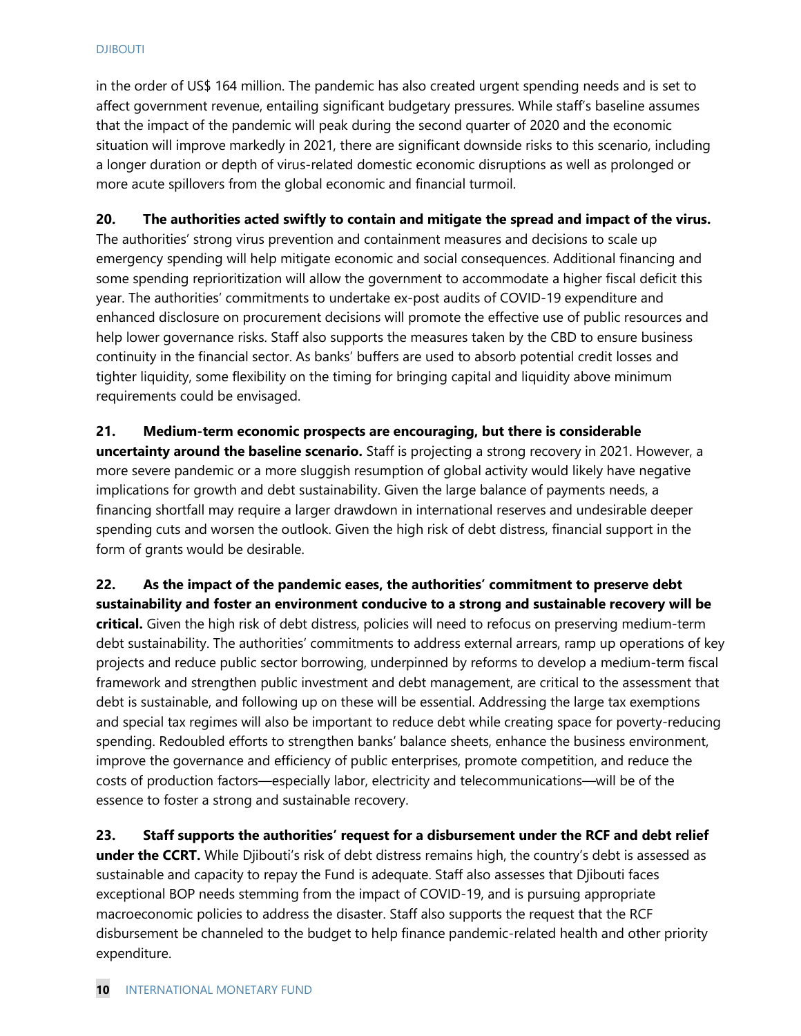in the order of US$ 164 million. The pandemic has also created urgent spending needs and is set to affect government revenue, entailing significant budgetary pressures. While staff's baseline assumes that the impact of the pandemic will peak during the second quarter of 2020 and the economic situation will improve markedly in 2021, there are significant downside risks to this scenario, including a longer duration or depth of virus-related domestic economic disruptions as well as prolonged or more acute spillovers from the global economic and financial turmoil.

**20. The authorities acted swiftly to contain and mitigate the spread and impact of the virus.** The authorities' strong virus prevention and containment measures and decisions to scale up emergency spending will help mitigate economic and social consequences. Additional financing and some spending reprioritization will allow the government to accommodate a higher fiscal deficit this year. The authorities' commitments to undertake ex-post audits of COVID-19 expenditure and enhanced disclosure on procurement decisions will promote the effective use of public resources and help lower governance risks. Staff also supports the measures taken by the CBD to ensure business continuity in the financial sector. As banks' buffers are used to absorb potential credit losses and tighter liquidity, some flexibility on the timing for bringing capital and liquidity above minimum requirements could be envisaged.

**21. Medium-term economic prospects are encouraging, but there is considerable uncertainty around the baseline scenario.** Staff is projecting a strong recovery in 2021. However, a more severe pandemic or a more sluggish resumption of global activity would likely have negative implications for growth and debt sustainability. Given the large balance of payments needs, a financing shortfall may require a larger drawdown in international reserves and undesirable deeper spending cuts and worsen the outlook. Given the high risk of debt distress, financial support in the form of grants would be desirable.

**22. As the impact of the pandemic eases, the authorities' commitment to preserve debt sustainability and foster an environment conducive to a strong and sustainable recovery will be critical.** Given the high risk of debt distress, policies will need to refocus on preserving medium-term debt sustainability. The authorities' commitments to address external arrears, ramp up operations of key projects and reduce public sector borrowing, underpinned by reforms to develop a medium-term fiscal framework and strengthen public investment and debt management, are critical to the assessment that debt is sustainable, and following up on these will be essential. Addressing the large tax exemptions and special tax regimes will also be important to reduce debt while creating space for poverty-reducing spending. Redoubled efforts to strengthen banks' balance sheets, enhance the business environment, improve the governance and efficiency of public enterprises, promote competition, and reduce the costs of production factors—especially labor, electricity and telecommunications—will be of the essence to foster a strong and sustainable recovery.

**23. Staff supports the authorities' request for a disbursement under the RCF and debt relief under the CCRT.** While Djibouti's risk of debt distress remains high, the country's debt is assessed as sustainable and capacity to repay the Fund is adequate. Staff also assesses that Djibouti faces exceptional BOP needs stemming from the impact of COVID-19, and is pursuing appropriate macroeconomic policies to address the disaster. Staff also supports the request that the RCF disbursement be channeled to the budget to help finance pandemic-related health and other priority expenditure.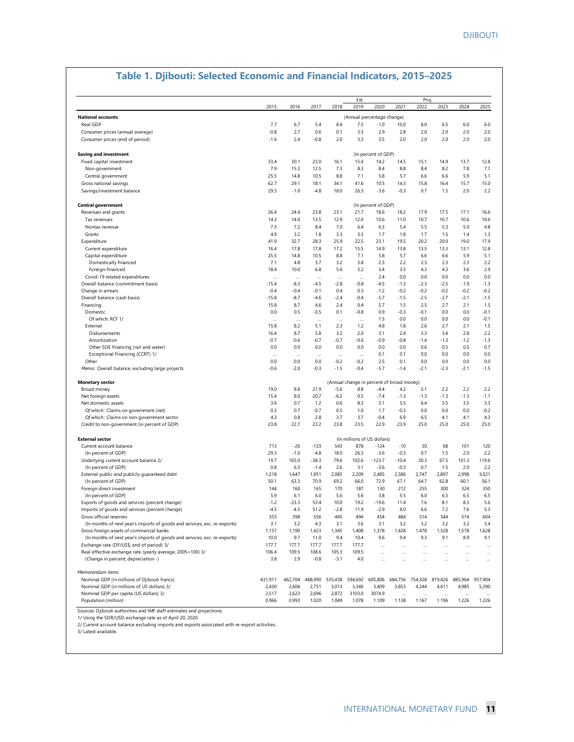## Table 1. Djibouti: Selected Economic and Financial Indicators, 2015–2025

| | 2015 | 2016 | 2017 | 2018 | Est. 2019 | 2020 | 2021 | Proj. 2022 | 2023 | 2024 | 2025 |
|---|---|---|---|---|---|---|---|---|---|---|---|
| **National accounts** | | | | | (Annual percentage change) | | | | | | |
| Real GDP | 7.7 | 6.7 | 5.4 | 8.4 | 7.5 | -1.0 | 10.0 | 8.0 | 6.5 | 6.0 | 6.0 |
| Consumer prices (annual average) | -0.8 | 2.7 | 0.6 | 0.1 | 3.3 | 2.9 | 2.8 | 2.0 | 2.0 | 2.0 | 2.0 |
| Consumer prices (end of period) | -1.6 | 2.4 | -0.8 | 2.0 | 3.3 | 3.5 | 2.0 | 2.0 | 2.0 | 2.0 | 2.0 |
| **Saving and investment** | | | | | (In percent of GDP) | | | | | | |
| Fixed capital investment | 33.4 | 30.1 | 23.0 | 16.1 | 15.4 | 14.2 | 14.5 | 15.1 | 14.9 | 13.7 | 12.8 |
| Non-government | 7.9 | 15.3 | 12.5 | 7.3 | 8.3 | 8.4 | 8.8 | 8.4 | 8.2 | 7.8 | 7.7 |
| Central government | 25.5 | 14.8 | 10.5 | 8.8 | 7.1 | 5.8 | 5.7 | 6.6 | 6.6 | 5.9 | 5.1 |
| Gross national savings | 62.7 | 29.1 | 18.1 | 34.1 | 41.6 | 10.5 | 14.3 | 15.8 | 16.4 | 15.7 | 15.0 |
| Savings/investment balance | 29.3 | -1.0 | -4.8 | 18.0 | 26.3 | -3.6 | -0.3 | 0.7 | 1.5 | 2.0 | 2.2 |
| **Central government** | | | | | (In percent of GDP) | | | | | | |
| Revenues and grants | 26.4 | 24.4 | 23.8 | 23.1 | 21.7 | 18.6 | 18.2 | 17.9 | 17.5 | 17.1 | 16.6 |
| Tax revenues | 14.3 | 14.0 | 13.5 | 12.9 | 12.0 | 10.6 | 11.0 | 10.7 | 10.7 | 10.6 | 10.6 |
| Nontax revenue | 7.3 | 7.2 | 8.4 | 7.0 | 6.4 | 6.3 | 5.4 | 5.5 | 5.3 | 5.0 | 4.8 |
| Grants | 4.9 | 3.2 | 1.8 | 3.3 | 3.3 | 1.7 | 1.8 | 1.7 | 1.5 | 1.4 | 1.3 |
| Expenditure | 41.9 | 32.7 | 28.3 | 25.9 | 22.5 | 23.1 | 19.5 | 20.2 | 20.0 | 19.0 | 17.9 |
| Current expenditure | 16.4 | 17.8 | 17.8 | 17.2 | 15.5 | 14.9 | 13.8 | 13.5 | 13.3 | 13.1 | 12.8 |
| Capital expenditure | 25.5 | 14.8 | 10.5 | 8.8 | 7.1 | 5.8 | 5.7 | 6.6 | 6.6 | 5.9 | 5.1 |
| Domestically financed | 7.1 | 4.8 | 3.7 | 3.2 | 3.8 | 2.3 | 2.2 | 2.3 | 2.3 | 2.3 | 2.2 |
| Foreign-financed | 18.4 | 10.0 | 6.8 | 5.6 | 3.2 | 3.4 | 3.5 | 4.3 | 4.3 | 3.6 | 2.9 |
| Covid-19 related expenditures | ... | ... | ... | ... | ... | 2.4 | 0.0 | 0.0 | 0.0 | 0.0 | 0.0 |
| Overall balance (commitment basis) | -15.4 | -8.3 | -4.5 | -2.8 | -0.8 | -4.5 | -1.3 | -2.3 | -2.5 | -1.9 | -1.3 |
| Change in arrears | -0.4 | -0.4 | -0.1 | 0.4 | 0.5 | -1.2 | -0.2 | -0.2 | -0.2 | -0.2 | -0.2 |
| Overall balance (cash basis) | -15.8 | -8.7 | -4.6 | -2.4 | -0.4 | -5.7 | -1.5 | -2.5 | -2.7 | -2.1 | -1.5 |
| Financing | 15.8 | 8.7 | 4.6 | 2.4 | 0.4 | 5.7 | 1.5 | 2.5 | 2.7 | 2.1 | 1.5 |
| Domestic | 0.0 | 0.5 | -0.5 | 0.1 | -0.8 | 0.9 | -0.3 | -0.1 | 0.0 | 0.0 | -0.1 |
| Of which: RCF 1/ | ... | ... | ... | ... | ... | 1.3 | 0.0 | 0.0 | 0.0 | 0.0 | -0.1 |
| External | 15.8 | 8.2 | 5.1 | 2.3 | 1.2 | 4.8 | 1.8 | 2.6 | 2.7 | 2.1 | 1.5 |
| Disbursements | 16.4 | 8.7 | 5.8 | 3.2 | 2.0 | 3.1 | 2.4 | 3.3 | 3.4 | 2.8 | 2.2 |
| Amortization | -0.7 | -0.6 | -0.7 | -0.7 | -0.6 | -0.9 | -0.8 | -1.4 | -1.3 | -1.2 | -1.3 |
| Other SOE financing (rail and water) | 0.0 | 0.0 | 0.0 | 0.0 | 0.0 | 0.0 | 0.0 | 0.6 | 0.5 | 0.5 | 0.7 |
| Exceptional Financing (CCRT) 1/ | ... | ... | ... | ... | ... | 0.1 | 0.1 | 0.0 | 0.0 | 0.0 | 0.0 |
| Other | 0.0 | 0.0 | 0.0 | -0.2 | -0.2 | 2.5 | 0.1 | 0.0 | 0.0 | 0.0 | 0.0 |
| *Memo:* Overall balance, excluding large projects | -0.6 | -2.0 | -0.3 | -1.5 | -0.4 | -5.7 | -1.4 | -2.1 | -2.3 | -2.1 | -1.5 |
| **Monetary sector** | | | | | (Annual change in percent of broad money) | | | | | | |
| Broad money | 19.0 | 8.8 | 21.9 | -5.6 | 8.8 | -4.4 | 4.2 | 5.1 | 2.2 | 2.2 | 2.2 |
| Net foreign assets | 15.4 | 8.0 | 20.7 | -6.2 | 0.5 | -7.4 | -1.3 | -1.3 | -1.3 | -1.3 | -1.1 |
| Net domestic assets | 3.6 | 0.7 | 1.2 | 0.6 | 8.3 | 3.1 | 5.5 | 6.4 | 3.5 | 3.5 | 3.3 |
| *Of which*: Claims on government (net) | 0.3 | 0.7 | -0.7 | 0.5 | 1.0 | 1.7 | -0.3 | 0.0 | 0.0 | 0.0 | -0.2 |
| *Of which*: Claims on non-government sector | 4.3 | 0.8 | 2.8 | 3.7 | 3.7 | -0.4 | 6.9 | 6.5 | 4.1 | 4.1 | 4.3 |
| Credit to non-government (in percent of GDP) | 23.8 | 22.7 | 23.2 | 23.8 | 23.5 | 22.9 | 23.9 | 25.0 | 25.0 | 25.0 | 25.0 |
| **External sector** | | | | | (In millions of US dollars) | | | | | | |
| Current account balance | 713 | -26 | -133 | 543 | 878 | -124 | -10 | 30 | 68 | 101 | 120 |
| (In percent of GDP) | 29.3 | -1.0 | -4.8 | 18.0 | 26.3 | -3.6 | -0.3 | 0.7 | 1.5 | 2.0 | 2.2 |
| Underlying current account balance 2/ | 19.7 | 165.0 | -38.3 | 79.6 | 102.6 | -123.7 | -10.4 | 30.3 | 67.5 | 101.3 | 119.6 |
| (In percent of GDP) | 0.8 | 6.3 | -1.4 | 2.6 | 3.1 | -3.6 | -0.3 | 0.7 | 1.5 | 2.0 | 2.2 |
| External public and publicly guaranteed debt | 1,218 | 1,647 | 1,951 | 2,085 | 2,209 | 2,485 | 2,586 | 2,747 | 2,897 | 2,998 | 3,021 |
| (In percent of GDP) | 50.1 | 63.3 | 70.9 | 69.2 | 66.0 | 72.9 | 67.1 | 64.7 | 62.8 | 60.1 | 56.1 |
| Foreign direct investment | 144 | 160 | 165 | 170 | 187 | 130 | 212 | 255 | 300 | 324 | 350 |
| (In percent of GDP) | 5.9 | 6.1 | 6.0 | 5.6 | 5.6 | 3.8 | 5.5 | 6.0 | 6.5 | 6.5 | 6.5 |
| Exports of goods and services (percent change) | -1.2 | -23.3 | 53.4 | 10.0 | 19.2 | -19.6 | 11.4 | 7.6 | 8.1 | 8.3 | 5.6 |
| Imports of goods and services (percent change) | -4.5 | -4.5 | 51.2 | -2.8 | 11.9 | -2.9 | 8.0 | 6.6 | 7.2 | 7.6 | 5.3 |
| Gross official reserves | 355 | 398 | 556 | 445 | 494 | 454 | 484 | 514 | 544 | 574 | 604 |
| (In months of next year's imports of goods and services, exc. re-exports) | 3.1 | 3.2 | 4.3 | 3.1 | 3.6 | 3.1 | 3.2 | 3.2 | 3.2 | 3.2 | 3.4 |
| Gross foreign assets of commercial banks | 1,157 | 1,190 | 1,423 | 1,345 | 1,408 | 1,378 | 1,428 | 1,478 | 1,528 | 1,578 | 1,628 |
| (In months of next year's imports of goods and services, exc. re-exports) | 10.0 | 9.7 | 11.0 | 9.4 | 10.4 | 9.6 | 9.4 | 9.3 | 9.1 | 8.9 | 9.1 |
| Exchange rate (DF/US$, end of period) 3/ | 177.7 | 177.7 | 177.7 | 177.7 | 177.7 | ... | ... | ... | ... | ... | ... |
| Real effective exchange rate (yearly average, 2005=100) 3/ | 106.4 | 109.5 | 108.6 | 105.3 | 109.5 | ... | ... | ... | ... | ... | ... |
| (Change in percent; depreciation -) | 3.8 | 2.9 | -0.8 | -3.1 | 4.0 | ... | ... | ... | ... | ... | ... |
| *Memorandum items* | | | | | | | | | | | |
| Nominal GDP (in millions of Djibouti francs) | 431,911 | 462,704 | 488,990 | 535,438 | 594,692 | 605,806 | 684,756 | 754,328 | 819,426 | 885,964 | 957,904 |
| Nominal GDP (in millions of US dollars) 3/ | 2,430 | 2,604 | 2,751 | 3,013 | 3,346 | 3,409 | 3,853 | 4,244 | 4,611 | 4,985 | 5,390 |
| Nominal GDP per capita (US dollars) 3/ | 2,517 | 2,623 | 2,696 | 2,872 | 3103.0 | 3074.9 | ... | ... | ... | ... | ... |
| Population (million) | 0.966 | 0.993 | 1.020 | 1.049 | 1.078 | 1.109 | 1.138 | 1.167 | 1.196 | 1.226 | 1.226 |

Sources: Djibouti authorities and IMF staff estimates and projections.

1/ Using the SDR/USD exchange rate as of April 20, 2020.

2/ Current account balance excluding imports and exports associated with re-export activities.

3/ Latest available.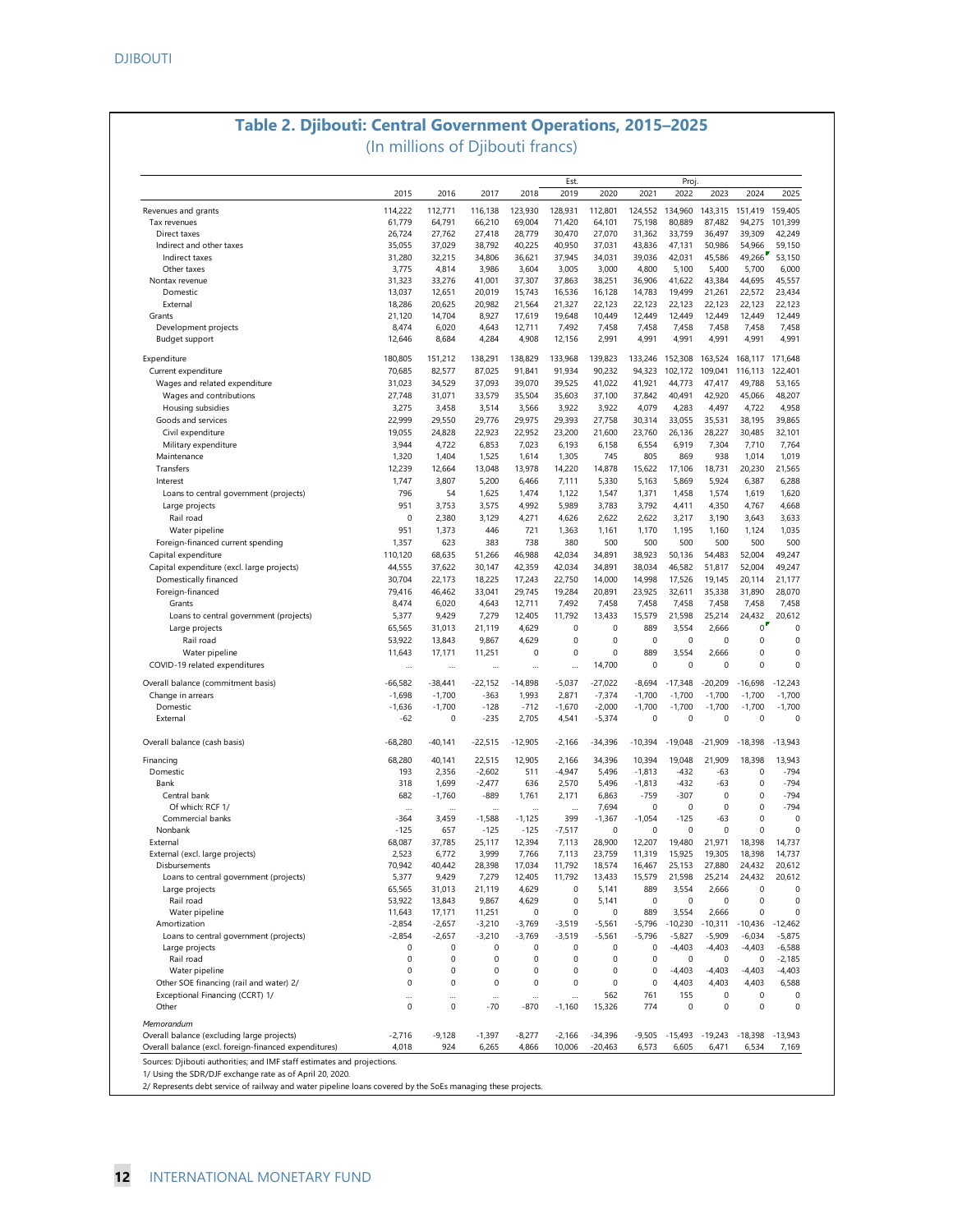## Table 2. Djibouti: Central Government Operations, 2015–2025

(In millions of Djibouti francs)

| | 2015 | 2016 | 2017 | 2018 | Est. 2019 | 2020 | 2021 | Proj. 2022 | 2023 | 2024 | 2025 |
|---|---|---|---|---|---|---|---|---|---|---|---|
| Revenues and grants | 114,222 | 112,771 | 116,138 | 123,930 | 128,931 | 112,801 | 124,552 | 134,960 | 143,315 | 151,419 | 159,405 |
| Tax revenues | 61,779 | 64,791 | 66,210 | 69,004 | 71,420 | 64,101 | 75,198 | 80,889 | 87,482 | 94,275 | 101,399 |
| Direct taxes | 26,724 | 27,762 | 27,418 | 28,779 | 30,470 | 27,070 | 31,362 | 33,759 | 36,497 | 39,309 | 42,249 |
| Indirect and other taxes | 35,055 | 37,029 | 38,792 | 40,225 | 40,950 | 37,031 | 43,836 | 47,131 | 50,986 | 54,966 | 59,150 |
| Indirect taxes | 31,280 | 32,215 | 34,806 | 36,621 | 37,945 | 34,031 | 39,036 | 42,031 | 45,586 | 49,266 | 53,150 |
| Other taxes | 3,775 | 4,814 | 3,986 | 3,604 | 3,005 | 3,000 | 4,800 | 5,100 | 5,400 | 5,700 | 6,000 |
| Nontax revenue | 31,323 | 33,276 | 41,001 | 37,307 | 37,863 | 38,251 | 36,906 | 41,622 | 43,384 | 44,695 | 45,557 |
| Domestic | 13,037 | 12,651 | 20,019 | 15,743 | 16,536 | 16,128 | 14,783 | 19,499 | 21,261 | 22,572 | 23,434 |
| External | 18,286 | 20,625 | 20,982 | 21,564 | 21,327 | 22,123 | 22,123 | 22,123 | 22,123 | 22,123 | 22,123 |
| Grants | 21,120 | 14,704 | 8,927 | 17,619 | 19,648 | 10,449 | 12,449 | 12,449 | 12,449 | 12,449 | 12,449 |
| Development projects | 8,474 | 6,020 | 4,643 | 12,711 | 7,492 | 7,458 | 7,458 | 7,458 | 7,458 | 7,458 | 7,458 |
| Budget support | 12,646 | 8,684 | 4,284 | 4,908 | 12,156 | 2,991 | 4,991 | 4,991 | 4,991 | 4,991 | 4,991 |
| | | | | | | | | | | | |
| Expenditure | 180,805 | 151,212 | 138,291 | 138,829 | 133,968 | 139,823 | 133,246 | 152,308 | 163,524 | 168,117 | 171,648 |
| Current expenditure | 70,685 | 82,577 | 87,025 | 91,841 | 91,934 | 90,232 | 94,323 | 102,172 | 109,041 | 116,113 | 122,401 |
| Wages and related expenditure | 31,023 | 34,529 | 37,093 | 39,070 | 39,525 | 41,022 | 41,921 | 44,773 | 47,417 | 49,788 | 53,165 |
| Wages and contributions | 27,748 | 31,071 | 33,579 | 35,504 | 35,603 | 37,100 | 37,842 | 40,491 | 42,920 | 45,066 | 48,207 |
| Housing subsidies | 3,275 | 3,458 | 3,514 | 3,566 | 3,922 | 3,922 | 4,079 | 4,283 | 4,497 | 4,722 | 4,958 |
| Goods and services | 22,999 | 29,550 | 29,776 | 29,975 | 29,393 | 27,758 | 30,314 | 33,055 | 35,531 | 38,195 | 39,865 |
| Civil expenditure | 19,055 | 24,828 | 22,923 | 22,952 | 23,200 | 21,600 | 23,760 | 26,136 | 28,227 | 30,485 | 32,101 |
| Military expenditure | 3,944 | 4,722 | 6,853 | 7,023 | 6,193 | 6,158 | 6,554 | 6,919 | 7,304 | 7,710 | 7,764 |
| Maintenance | 1,320 | 1,404 | 1,525 | 1,614 | 1,305 | 745 | 805 | 869 | 938 | 1,014 | 1,019 |
| Transfers | 12,239 | 12,664 | 13,048 | 13,978 | 14,220 | 14,878 | 15,622 | 17,106 | 18,731 | 20,230 | 21,565 |
| Interest | 1,747 | 3,807 | 5,200 | 6,466 | 7,111 | 5,330 | 5,163 | 5,869 | 5,924 | 6,387 | 6,288 |
| Loans to central government (projects) | 796 | 54 | 1,625 | 1,474 | 1,122 | 1,547 | 1,371 | 1,458 | 1,574 | 1,619 | 1,620 |
| Large projects | 951 | 3,753 | 3,575 | 4,992 | 5,989 | 3,783 | 3,792 | 4,411 | 4,350 | 4,767 | 4,668 |
| Rail road | 0 | 2,380 | 3,129 | 4,271 | 4,626 | 2,622 | 2,622 | 3,217 | 3,190 | 3,643 | 3,633 |
| Water pipeline | 951 | 1,373 | 446 | 721 | 1,363 | 1,161 | 1,170 | 1,195 | 1,160 | 1,124 | 1,035 |
| Foreign-financed current spending | 1,357 | 623 | 383 | 738 | 380 | 500 | 500 | 500 | 500 | 500 | 500 |
| Capital expenditure | 110,120 | 68,635 | 51,266 | 46,988 | 42,034 | 34,891 | 38,923 | 50,136 | 54,483 | 52,004 | 49,247 |
| Capital expenditure (excl. large projects) | 44,555 | 37,622 | 30,147 | 42,359 | 42,034 | 34,891 | 38,034 | 46,582 | 51,817 | 52,004 | 49,247 |
| Domestically financed | 30,704 | 22,173 | 18,225 | 17,243 | 22,750 | 14,000 | 14,998 | 17,526 | 19,145 | 20,114 | 21,177 |
| Foreign-financed | 79,416 | 46,462 | 33,041 | 29,745 | 19,284 | 20,891 | 23,925 | 32,611 | 35,338 | 31,890 | 28,070 |
| Grants | 8,474 | 6,020 | 4,643 | 12,711 | 7,492 | 7,458 | 7,458 | 7,458 | 7,458 | 7,458 | 7,458 |
| Loans to central government (projects) | 5,377 | 9,429 | 7,279 | 12,405 | 11,792 | 13,433 | 15,579 | 21,598 | 25,214 | 24,432 | 20,612 |
| Large projects | 65,565 | 31,013 | 21,119 | 4,629 | 0 | 0 | 889 | 3,554 | 2,666 | 0 | 0 |
| Rail road | 53,922 | 13,843 | 9,867 | 4,629 | 0 | 0 | 0 | 0 | 0 | 0 | 0 |
| Water pipeline | 11,643 | 17,171 | 11,251 | 0 | 0 | 0 | 889 | 3,554 | 2,666 | 0 | 0 |
| COVID-19 related expenditures | ... | ... | ... | ... | ... | 14,700 | 0 | 0 | 0 | 0 | 0 |
| | | | | | | | | | | | |
| Overall balance (commitment basis) | -66,582 | -38,441 | -22,152 | -14,898 | -5,037 | -27,022 | -8,694 | -17,348 | -20,209 | -16,698 | -12,243 |
| Change in arrears | -1,698 | -1,700 | -363 | 1,993 | 2,871 | -7,374 | -1,700 | -1,700 | -1,700 | -1,700 | -1,700 |
| Domestic | -1,636 | -1,700 | -128 | -712 | -1,670 | -2,000 | -1,700 | -1,700 | -1,700 | -1,700 | -1,700 |
| External | -62 | 0 | -235 | 2,705 | 4,541 | -5,374 | 0 | 0 | 0 | 0 | 0 |
| | | | | | | | | | | | |
| Overall balance (cash basis) | -68,280 | -40,141 | -22,515 | -12,905 | -2,166 | -34,396 | -10,394 | -19,048 | -21,909 | -18,398 | -13,943 |
| | | | | | | | | | | | |
| Financing | 68,280 | 40,141 | 22,515 | 12,905 | 2,166 | 34,396 | 10,394 | 19,048 | 21,909 | 18,398 | 13,943 |
| Domestic | 193 | 2,356 | -2,602 | 511 | -4,947 | 5,496 | -1,813 | -432 | -63 | 0 | -794 |
| Bank | 318 | 1,699 | -2,477 | 636 | 2,570 | 5,496 | -1,813 | -432 | -63 | 0 | -794 |
| Central bank | 682 | -1,760 | -889 | 1,761 | 2,171 | 6,863 | -759 | -307 | 0 | 0 | -794 |
| Of which: RCF 1/ | ... | ... | ... | ... | ... | 7,694 | 0 | 0 | 0 | 0 | -794 |
| Commercial banks | -364 | 3,459 | -1,588 | -1,125 | 399 | -1,367 | -1,054 | -125 | -63 | 0 | 0 |
| Nonbank | -125 | 657 | -125 | -125 | -7,517 | 0 | 0 | 0 | 0 | 0 | 0 |
| External | 68,087 | 37,785 | 25,117 | 12,394 | 7,113 | 28,900 | 12,207 | 19,480 | 21,971 | 18,398 | 14,737 |
| External (excl. large projects) | 2,523 | 6,772 | 3,999 | 7,766 | 7,113 | 23,759 | 11,319 | 15,925 | 19,305 | 18,398 | 14,737 |
| Disbursements | 70,942 | 40,442 | 28,398 | 17,034 | 11,792 | 18,574 | 16,467 | 25,153 | 27,880 | 24,432 | 20,612 |
| Loans to central government (projects) | 5,377 | 9,429 | 7,279 | 12,405 | 11,792 | 13,433 | 15,579 | 21,598 | 25,214 | 24,432 | 20,612 |
| Large projects | 65,565 | 31,013 | 21,119 | 4,629 | 0 | 5,141 | 889 | 3,554 | 2,666 | 0 | 0 |
| Rail road | 53,922 | 13,843 | 9,867 | 4,629 | 0 | 5,141 | 0 | 0 | 0 | 0 | 0 |
| Water pipeline | 11,643 | 17,171 | 11,251 | 0 | 0 | 0 | 889 | 3,554 | 2,666 | 0 | 0 |
| Amortization | -2,854 | -2,657 | -3,210 | -3,769 | -3,519 | -5,561 | -5,796 | -10,230 | -10,311 | -10,436 | -12,462 |
| Loans to central government (projects) | -2,854 | -2,657 | -3,210 | -3,769 | -3,519 | -5,561 | -5,796 | -5,827 | -5,909 | -6,034 | -5,875 |
| Large projects | 0 | 0 | 0 | 0 | 0 | 0 | 0 | -4,403 | -4,403 | -4,403 | -6,588 |
| Rail road | 0 | 0 | 0 | 0 | 0 | 0 | 0 | 0 | 0 | 0 | -2,185 |
| Water pipeline | 0 | 0 | 0 | 0 | 0 | 0 | 0 | -4,403 | -4,403 | -4,403 | -4,403 |
| Other SOE financing (rail and water) 2/ | 0 | 0 | 0 | 0 | 0 | 0 | 0 | 4,403 | 4,403 | 4,403 | 6,588 |
| Exceptional Financing (CCRT) 1/ | ... | ... | ... | ... | ... | 562 | 761 | 155 | 0 | 0 | 0 |
| Other | 0 | 0 | -70 | -870 | -1,160 | 15,326 | 774 | 0 | 0 | 0 | 0 |
| | | | | | | | | | | | |
| *Memorandum* | | | | | | | | | | | |
| Overall balance (excluding large projects) | -2,716 | -9,128 | -1,397 | -8,277 | -2,166 | -34,396 | -9,505 | -15,493 | -19,243 | -18,398 | -13,943 |
| Overall balance (excl. foreign-financed expenditures) | 4,018 | 924 | 6,265 | 4,866 | 10,006 | -20,463 | 6,573 | 6,605 | 6,471 | 6,534 | 7,169 |

Sources: Djibouti authorities; and IMF staff estimates and projections.

1/ Using the SDR/DJF exchange rate as of April 20, 2020.

2/ Represents debt service of railway and water pipeline loans covered by the SoEs managing these projects.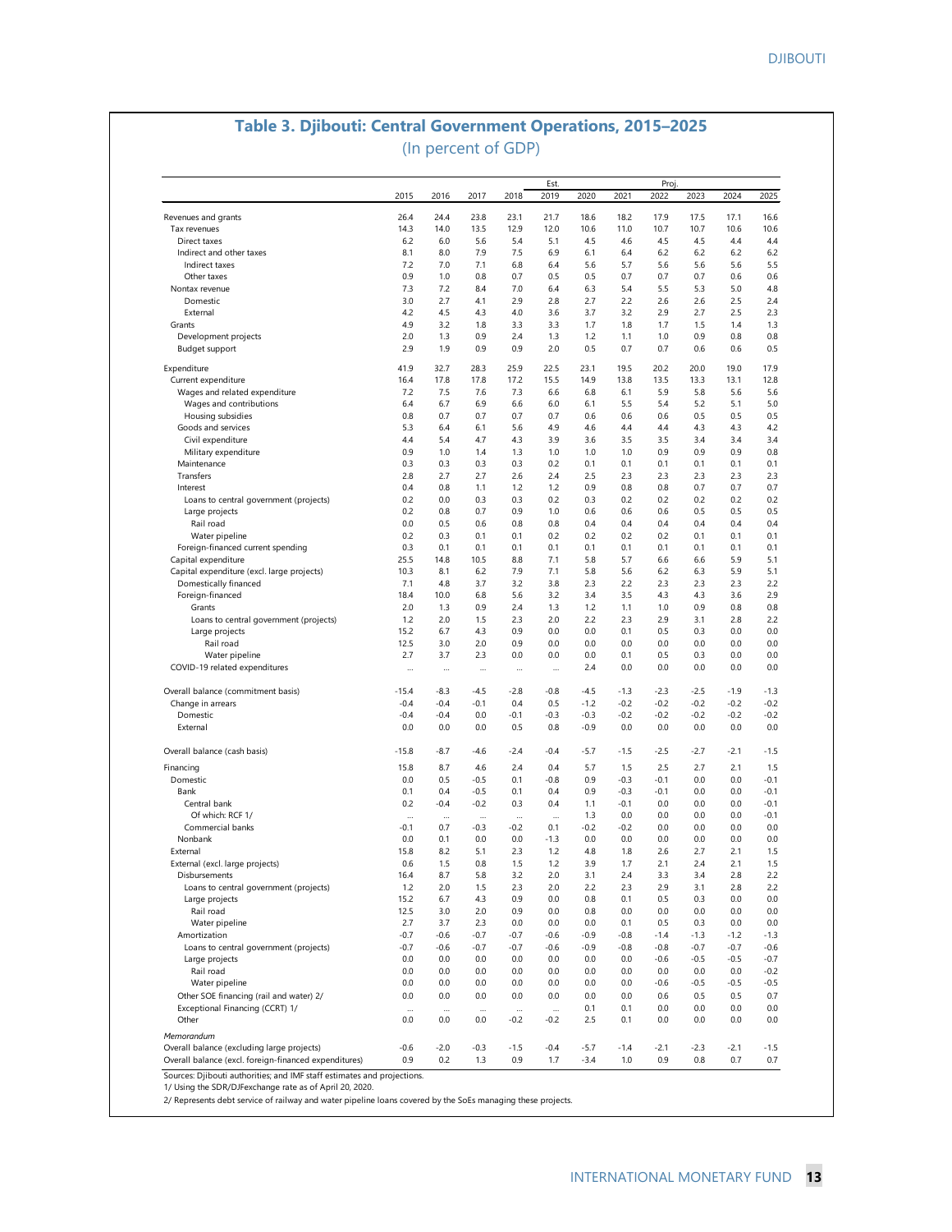## Table 3. Djibouti: Central Government Operations, 2015–2025

(In percent of GDP)

| | 2015 | 2016 | 2017 | 2018 | Est. 2019 | 2020 | 2021 | Proj. 2022 | 2023 | 2024 | 2025 |
|---|---|---|---|---|---|---|---|---|---|---|---|
| Revenues and grants | 26.4 | 24.4 | 23.8 | 23.1 | 21.7 | 18.6 | 18.2 | 17.9 | 17.5 | 17.1 | 16.6 |
| Tax revenues | 14.3 | 14.0 | 13.5 | 12.9 | 12.0 | 10.6 | 11.0 | 10.7 | 10.7 | 10.6 | 10.6 |
| Direct taxes | 6.2 | 6.0 | 5.6 | 5.4 | 5.1 | 4.5 | 4.6 | 4.5 | 4.5 | 4.4 | 4.4 |
| Indirect and other taxes | 8.1 | 8.0 | 7.9 | 7.5 | 6.9 | 6.1 | 6.4 | 6.2 | 6.2 | 6.2 | 6.2 |
| Indirect taxes | 7.2 | 7.0 | 7.1 | 6.8 | 6.4 | 5.6 | 5.7 | 5.6 | 5.6 | 5.6 | 5.5 |
| Other taxes | 0.9 | 1.0 | 0.8 | 0.7 | 0.5 | 0.5 | 0.7 | 0.7 | 0.7 | 0.6 | 0.6 |
| Nontax revenue | 7.3 | 7.2 | 8.4 | 7.0 | 6.4 | 6.3 | 5.4 | 5.5 | 5.3 | 5.0 | 4.8 |
| Domestic | 3.0 | 2.7 | 4.1 | 2.9 | 2.8 | 2.7 | 2.2 | 2.6 | 2.6 | 2.5 | 2.4 |
| External | 4.2 | 4.5 | 4.3 | 4.0 | 3.6 | 3.7 | 3.2 | 2.9 | 2.7 | 2.5 | 2.3 |
| Grants | 4.9 | 3.2 | 1.8 | 3.3 | 3.3 | 1.7 | 1.8 | 1.7 | 1.5 | 1.4 | 1.3 |
| Development projects | 2.0 | 1.3 | 0.9 | 2.4 | 1.3 | 1.2 | 1.1 | 1.0 | 0.9 | 0.8 | 0.8 |
| Budget support | 2.9 | 1.9 | 0.9 | 0.9 | 2.0 | 0.5 | 0.7 | 0.7 | 0.6 | 0.6 | 0.5 |
| Expenditure | 41.9 | 32.7 | 28.3 | 25.9 | 22.5 | 23.1 | 19.5 | 20.2 | 20.0 | 19.0 | 17.9 |
| Current expenditure | 16.4 | 17.8 | 17.8 | 17.2 | 15.5 | 14.9 | 13.8 | 13.5 | 13.3 | 13.1 | 12.8 |
| Wages and related expenditure | 7.2 | 7.5 | 7.6 | 7.3 | 6.6 | 6.8 | 6.1 | 5.9 | 5.8 | 5.6 | 5.6 |
| Wages and contributions | 6.4 | 6.7 | 6.9 | 6.6 | 6.0 | 6.1 | 5.5 | 5.4 | 5.2 | 5.1 | 5.0 |
| Housing subsidies | 0.8 | 0.7 | 0.7 | 0.7 | 0.7 | 0.6 | 0.6 | 0.6 | 0.5 | 0.5 | 0.5 |
| Goods and services | 5.3 | 6.4 | 6.1 | 5.6 | 4.9 | 4.6 | 4.4 | 4.4 | 4.3 | 4.3 | 4.2 |
| Civil expenditure | 4.4 | 5.4 | 4.7 | 4.3 | 3.9 | 3.6 | 3.5 | 3.5 | 3.4 | 3.4 | 3.4 |
| Military expenditure | 0.9 | 1.0 | 1.4 | 1.3 | 1.0 | 1.0 | 1.0 | 0.9 | 0.9 | 0.9 | 0.8 |
| Maintenance | 0.3 | 0.3 | 0.3 | 0.3 | 0.2 | 0.1 | 0.1 | 0.1 | 0.1 | 0.1 | 0.1 |
| Transfers | 2.8 | 2.7 | 2.7 | 2.6 | 2.4 | 2.5 | 2.3 | 2.3 | 2.3 | 2.3 | 2.3 |
| Interest | 0.4 | 0.8 | 1.1 | 1.2 | 1.2 | 0.9 | 0.8 | 0.8 | 0.7 | 0.7 | 0.7 |
| Loans to central government (projects) | 0.2 | 0.0 | 0.3 | 0.3 | 0.2 | 0.3 | 0.2 | 0.2 | 0.2 | 0.2 | 0.2 |
| Large projects | 0.2 | 0.8 | 0.7 | 0.9 | 1.0 | 0.6 | 0.6 | 0.6 | 0.5 | 0.5 | 0.5 |
| Rail road | 0.0 | 0.5 | 0.6 | 0.8 | 0.8 | 0.4 | 0.4 | 0.4 | 0.4 | 0.4 | 0.4 |
| Water pipeline | 0.2 | 0.3 | 0.1 | 0.1 | 0.2 | 0.2 | 0.2 | 0.2 | 0.1 | 0.1 | 0.1 |
| Foreign-financed current spending | 0.3 | 0.1 | 0.1 | 0.1 | 0.1 | 0.1 | 0.1 | 0.1 | 0.1 | 0.1 | 0.1 |
| Capital expenditure | 25.5 | 14.8 | 10.5 | 8.8 | 7.1 | 5.8 | 5.7 | 6.6 | 6.6 | 5.9 | 5.1 |
| Capital expenditure (excl. large projects) | 10.3 | 8.1 | 6.2 | 7.9 | 7.1 | 5.8 | 5.6 | 6.2 | 6.3 | 5.9 | 5.1 |
| Domestically financed | 7.1 | 4.8 | 3.7 | 3.2 | 3.8 | 2.3 | 2.2 | 2.3 | 2.3 | 2.3 | 2.2 |
| Foreign-financed | 18.4 | 10.0 | 6.8 | 5.6 | 3.2 | 3.4 | 3.5 | 4.3 | 4.3 | 3.6 | 2.9 |
| Grants | 2.0 | 1.3 | 0.9 | 2.4 | 1.3 | 1.2 | 1.1 | 1.0 | 0.9 | 0.8 | 0.8 |
| Loans to central government (projects) | 1.2 | 2.0 | 1.5 | 2.3 | 2.0 | 2.2 | 2.3 | 2.9 | 3.1 | 2.8 | 2.2 |
| Large projects | 15.2 | 6.7 | 4.3 | 0.9 | 0.0 | 0.0 | 0.1 | 0.5 | 0.3 | 0.0 | 0.0 |
| Rail road | 12.5 | 3.0 | 2.0 | 0.9 | 0.0 | 0.0 | 0.0 | 0.0 | 0.0 | 0.0 | 0.0 |
| Water pipeline | 2.7 | 3.7 | 2.3 | 0.0 | 0.0 | 0.0 | 0.1 | 0.5 | 0.3 | 0.0 | 0.0 |
| COVID-19 related expenditures | ... | ... | ... | ... | ... | 2.4 | 0.0 | 0.0 | 0.0 | 0.0 | 0.0 |
| Overall balance (commitment basis) | -15.4 | -8.3 | -4.5 | -2.8 | -0.8 | -4.5 | -1.3 | -2.3 | -2.5 | -1.9 | -1.3 |
| Change in arrears | -0.4 | -0.4 | -0.1 | 0.4 | 0.5 | -1.2 | -0.2 | -0.2 | -0.2 | -0.2 | -0.2 |
| Domestic | -0.4 | -0.4 | 0.0 | -0.1 | -0.3 | -0.3 | -0.2 | -0.2 | -0.2 | -0.2 | -0.2 |
| External | 0.0 | 0.0 | 0.0 | 0.5 | 0.8 | -0.9 | 0.0 | 0.0 | 0.0 | 0.0 | 0.0 |
| Overall balance (cash basis) | -15.8 | -8.7 | -4.6 | -2.4 | -0.4 | -5.7 | -1.5 | -2.5 | -2.7 | -2.1 | -1.5 |
| Financing | 15.8 | 8.7 | 4.6 | 2.4 | 0.4 | 5.7 | 1.5 | 2.5 | 2.7 | 2.1 | 1.5 |
| Domestic | 0.0 | 0.5 | -0.5 | 0.1 | -0.8 | 0.9 | -0.3 | -0.1 | 0.0 | 0.0 | -0.1 |
| Bank | 0.1 | 0.4 | -0.5 | 0.1 | 0.4 | 0.9 | -0.3 | -0.1 | 0.0 | 0.0 | -0.1 |
| Central bank | 0.2 | -0.4 | -0.2 | 0.3 | 0.4 | 1.1 | -0.1 | 0.0 | 0.0 | 0.0 | -0.1 |
| Of which: RCF 1/ | ... | ... | ... | ... | ... | 1.3 | 0.0 | 0.0 | 0.0 | 0.0 | -0.1 |
| Commercial banks | -0.1 | 0.7 | -0.3 | -0.2 | 0.1 | -0.2 | -0.2 | 0.0 | 0.0 | 0.0 | 0.0 |
| Nonbank | 0.0 | 0.1 | 0.0 | 0.0 | -1.3 | 0.0 | 0.0 | 0.0 | 0.0 | 0.0 | 0.0 |
| External | 15.8 | 8.2 | 5.1 | 2.3 | 1.2 | 4.8 | 1.8 | 2.6 | 2.7 | 2.1 | 1.5 |
| External (excl. large projects) | 0.6 | 1.5 | 0.8 | 1.5 | 1.2 | 3.9 | 1.7 | 2.1 | 2.4 | 2.1 | 1.5 |
| Disbursements | 16.4 | 8.7 | 5.8 | 3.2 | 2.0 | 3.1 | 2.4 | 3.3 | 3.4 | 2.8 | 2.2 |
| Loans to central government (projects) | 1.2 | 2.0 | 1.5 | 2.3 | 2.0 | 2.2 | 2.3 | 2.9 | 3.1 | 2.8 | 2.2 |
| Large projects | 15.2 | 6.7 | 4.3 | 0.9 | 0.0 | 0.8 | 0.1 | 0.5 | 0.3 | 0.0 | 0.0 |
| Rail road | 12.5 | 3.0 | 2.0 | 0.9 | 0.0 | 0.8 | 0.0 | 0.0 | 0.0 | 0.0 | 0.0 |
| Water pipeline | 2.7 | 3.7 | 2.3 | 0.0 | 0.0 | 0.0 | 0.1 | 0.5 | 0.3 | 0.0 | 0.0 |
| Amortization | -0.7 | -0.6 | -0.7 | -0.7 | -0.6 | -0.9 | -0.8 | -1.4 | -1.3 | -1.2 | -1.3 |
| Loans to central government (projects) | -0.7 | -0.6 | -0.7 | -0.7 | -0.6 | -0.9 | -0.8 | -0.8 | -0.7 | -0.7 | -0.6 |
| Large projects | 0.0 | 0.0 | 0.0 | 0.0 | 0.0 | 0.0 | 0.0 | -0.6 | -0.5 | -0.5 | -0.7 |
| Rail road | 0.0 | 0.0 | 0.0 | 0.0 | 0.0 | 0.0 | 0.0 | 0.0 | 0.0 | 0.0 | -0.2 |
| Water pipeline | 0.0 | 0.0 | 0.0 | 0.0 | 0.0 | 0.0 | 0.0 | -0.6 | -0.5 | -0.5 | -0.5 |
| Other SOE financing (rail and water) 2/ | 0.0 | 0.0 | 0.0 | 0.0 | 0.0 | 0.0 | 0.0 | 0.6 | 0.5 | 0.5 | 0.7 |
| Exceptional Financing (CCRT) 1/ | ... | ... | ... | ... | ... | 0.1 | 0.1 | 0.0 | 0.0 | 0.0 | 0.0 |
| Other | 0.0 | 0.0 | 0.0 | -0.2 | -0.2 | 2.5 | 0.1 | 0.0 | 0.0 | 0.0 | 0.0 |
| *Memorandum* | | | | | | | | | | | |
| Overall balance (excluding large projects) | -0.6 | -2.0 | -0.3 | -1.5 | -0.4 | -5.7 | -1.4 | -2.1 | -2.3 | -2.1 | -1.5 |
| Overall balance (excl. foreign-financed expenditures) | 0.9 | 0.2 | 1.3 | 0.9 | 1.7 | -3.4 | 1.0 | 0.9 | 0.8 | 0.7 | 0.7 |

Sources: Djibouti authorities; and IMF staff estimates and projections.

1/ Using the SDR/DJFexchange rate as of April 20, 2020.

2/ Represents debt service of railway and water pipeline loans covered by the SoEs managing these projects.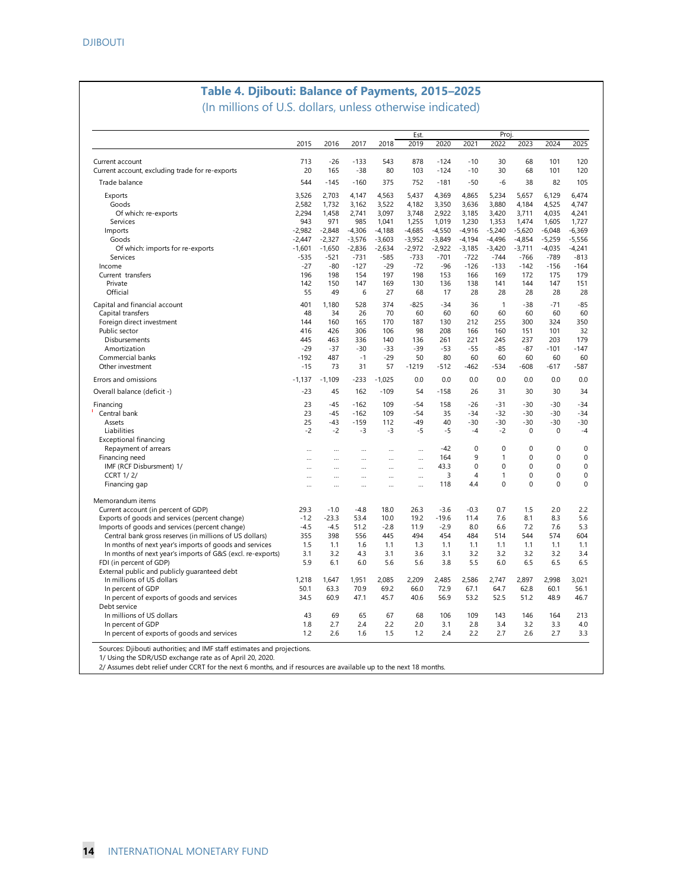## Table 4. Djibouti: Balance of Payments, 2015–2025

(In millions of U.S. dollars, unless otherwise indicated)

| | 2015 | 2016 | 2017 | 2018 | Est. 2019 | 2020 | 2021 | Proj. 2022 | 2023 | 2024 | 2025 |
|---|---|---|---|---|---|---|---|---|---|---|---|
| Current account | 713 | -26 | -133 | 543 | 878 | -124 | -10 | 30 | 68 | 101 | 120 |
| Current account, excluding trade for re-exports | 20 | 165 | -38 | 80 | 103 | -124 | -10 | 30 | 68 | 101 | 120 |
| Trade balance | 544 | -145 | -160 | 375 | 752 | -181 | -50 | -6 | 38 | 82 | 105 |
| Exports | 3,526 | 2,703 | 4,147 | 4,563 | 5,437 | 4,369 | 4,865 | 5,234 | 5,657 | 6,129 | 6,474 |
| Goods | 2,582 | 1,732 | 3,162 | 3,522 | 4,182 | 3,350 | 3,636 | 3,880 | 4,184 | 4,525 | 4,747 |
| Of which: re-exports | 2,294 | 1,458 | 2,741 | 3,097 | 3,748 | 2,922 | 3,185 | 3,420 | 3,711 | 4,035 | 4,241 |
| Services | 943 | 971 | 985 | 1,041 | 1,255 | 1,019 | 1,230 | 1,353 | 1,474 | 1,605 | 1,727 |
| Imports | -2,982 | -2,848 | -4,306 | -4,188 | -4,685 | -4,550 | -4,916 | -5,240 | -5,620 | -6,048 | -6,369 |
| Goods | -2,447 | -2,327 | -3,576 | -3,603 | -3,952 | -3,849 | -4,194 | -4,496 | -4,854 | -5,259 | -5,556 |
| Of which: imports for re-exports | -1,601 | -1,650 | -2,836 | -2,634 | -2,972 | -2,922 | -3,185 | -3,420 | -3,711 | -4,035 | -4,241 |
| Services | -535 | -521 | -731 | -585 | -733 | -701 | -722 | -744 | -766 | -789 | -813 |
| Income | -27 | -80 | -127 | -29 | -72 | -96 | -126 | -133 | -142 | -156 | -164 |
| Current transfers | 196 | 198 | 154 | 197 | 198 | 153 | 166 | 169 | 172 | 175 | 179 |
| Private | 142 | 150 | 147 | 169 | 130 | 136 | 138 | 141 | 144 | 147 | 151 |
| Official | 55 | 49 | 6 | 27 | 68 | 17 | 28 | 28 | 28 | 28 | 28 |
| Capital and financial account | 401 | 1,180 | 528 | 374 | -825 | -34 | 36 | 1 | -38 | -71 | -85 |
| Capital transfers | 48 | 34 | 26 | 70 | 60 | 60 | 60 | 60 | 60 | 60 | 60 |
| Foreign direct investment | 144 | 160 | 165 | 170 | 187 | 130 | 212 | 255 | 300 | 324 | 350 |
| Public sector | 416 | 426 | 306 | 106 | 98 | 208 | 166 | 160 | 151 | 101 | 32 |
| Disbursements | 445 | 463 | 336 | 140 | 136 | 261 | 221 | 245 | 237 | 203 | 179 |
| Amortization | -29 | -37 | -30 | -33 | -39 | -53 | -55 | -85 | -87 | -101 | -147 |
| Commercial banks | -192 | 487 | -1 | -29 | 50 | 80 | 60 | 60 | 60 | 60 | 60 |
| Other investment | -15 | 73 | 31 | 57 | -1219 | -512 | -462 | -534 | -608 | -617 | -587 |
| Errors and omissions | -1,137 | -1,109 | -233 | -1,025 | 0.0 | 0.0 | 0.0 | 0.0 | 0.0 | 0.0 | 0.0 |
| Overall balance (deficit -) | -23 | 45 | 162 | -109 | 54 | -158 | 26 | 31 | 30 | 30 | 34 |
| Financing | 23 | -45 | -162 | 109 | -54 | 158 | -26 | -31 | -30 | -30 | -34 |
| Central bank | 23 | -45 | -162 | 109 | -54 | 35 | -34 | -32 | -30 | -30 | -34 |
| Assets | 25 | -43 | -159 | 112 | -49 | 40 | -30 | -30 | -30 | -30 | -30 |
| Liabilities | -2 | -2 | -3 | -3 | -5 | -5 | -4 | -2 | 0 | 0 | -4 |
| Exceptional financing | | | | | | | | | | | |
| Repayment of arrears | … | … | … | … | … | -42 | 0 | 0 | 0 | 0 | 0 |
| Financing need | … | … | … | … | … | 164 | 9 | 1 | 0 | 0 | 0 |
| IMF (RCF Disbursment) 1/ | … | … | … | … | … | 43.3 | 0 | 0 | 0 | 0 | 0 |
| CCRT 1/ 2/ | … | … | … | … | … | 3 | 4 | 1 | 0 | 0 | 0 |
| Financing gap | … | … | … | … | … | 118 | 4.4 | 0 | 0 | 0 | 0 |
| **Memorandum items** | | | | | | | | | | | |
| Current account (in percent of GDP) | 29.3 | -1.0 | -4.8 | 18.0 | 26.3 | -3.6 | -0.3 | 0.7 | 1.5 | 2.0 | 2.2 |
| Exports of goods and services (percent change) | -1.2 | -23.3 | 53.4 | 10.0 | 19.2 | -19.6 | 11.4 | 7.6 | 8.1 | 8.3 | 5.6 |
| Imports of goods and services (percent change) | -4.5 | -4.5 | 51.2 | -2.8 | 11.9 | -2.9 | 8.0 | 6.6 | 7.2 | 7.6 | 5.3 |
| Central bank gross reserves (in millions of US dollars) | 355 | 398 | 556 | 445 | 494 | 454 | 484 | 514 | 544 | 574 | 604 |
| In months of next year's imports of goods and services | 1.5 | 1.1 | 1.6 | 1.1 | 1.3 | 1.1 | 1.1 | 1.1 | 1.1 | 1.1 | 1.1 |
| In months of next year's imports of G&S (excl. re-exports) | 3.1 | 3.2 | 4.3 | 3.1 | 3.6 | 3.1 | 3.2 | 3.2 | 3.2 | 3.2 | 3.4 |
| FDI (in percent of GDP) | 5.9 | 6.1 | 6.0 | 5.6 | 5.6 | 3.8 | 5.5 | 6.0 | 6.5 | 6.5 | 6.5 |
| External public and publicly guaranteed debt | | | | | | | | | | | |
| In millions of US dollars | 1,218 | 1,647 | 1,951 | 2,085 | 2,209 | 2,485 | 2,586 | 2,747 | 2,897 | 2,998 | 3,021 |
| In percent of GDP | 50.1 | 63.3 | 70.9 | 69.2 | 66.0 | 72.9 | 67.1 | 64.7 | 62.8 | 60.1 | 56.1 |
| In percent of exports of goods and services | 34.5 | 60.9 | 47.1 | 45.7 | 40.6 | 56.9 | 53.2 | 52.5 | 51.2 | 48.9 | 46.7 |
| Debt service | | | | | | | | | | | |
| In millions of US dollars | 43 | 69 | 65 | 67 | 68 | 106 | 109 | 143 | 146 | 164 | 213 |
| In percent of GDP | 1.8 | 2.7 | 2.4 | 2.2 | 2.0 | 3.1 | 2.8 | 3.4 | 3.2 | 3.3 | 4.0 |
| In percent of exports of goods and services | 1.2 | 2.6 | 1.6 | 1.5 | 1.2 | 2.4 | 2.2 | 2.7 | 2.6 | 2.7 | 3.3 |

Sources: Djibouti authorities; and IMF staff estimates and projections.

1/ Using the SDR/USD exchange rate as of April 20, 2020.

2/ Assumes debt relief under CCRT for the next 6 months, and if resources are available up to the next 18 months.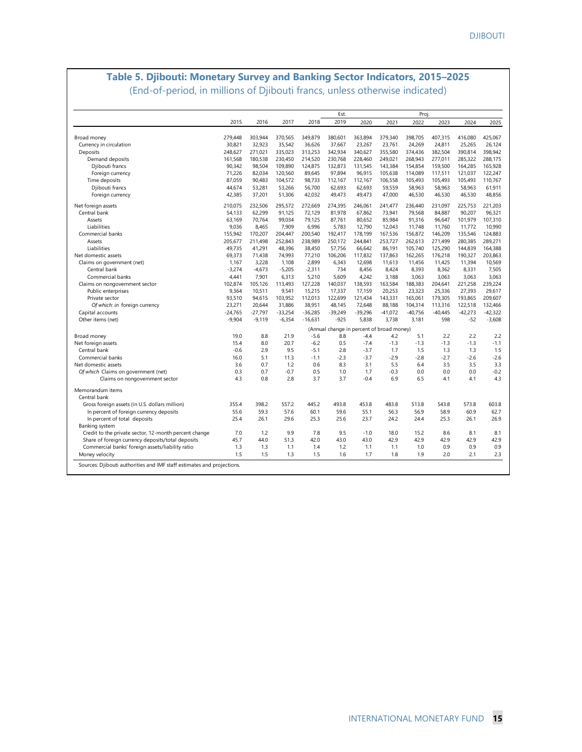## Table 5. Djibouti: Monetary Survey and Banking Sector Indicators, 2015–2025

(End-of-period, in millions of Djibouti francs, unless otherwise indicated)

| | | | | | Est. | | | Proj. | | | |
|---|---|---|---|---|---|---|---|---|---|---|---|
| | 2015 | 2016 | 2017 | 2018 | 2019 | 2020 | 2021 | 2022 | 2023 | 2024 | 2025 |
| Broad money | 279,448 | 303,944 | 370,565 | 349,879 | 380,601 | 363,894 | 379,340 | 398,705 | 407,315 | 416,080 | 425,067 |
| Currency in circulation | 30,821 | 32,923 | 35,542 | 36,626 | 37,667 | 23,267 | 23,761 | 24,269 | 24,811 | 25,265 | 26,124 |
| Deposits | 248,627 | 271,021 | 335,023 | 313,253 | 342,934 | 340,627 | 355,580 | 374,436 | 382,504 | 390,814 | 398,942 |
| Demand deposits | 161,568 | 180,538 | 230,450 | 214,520 | 230,768 | 228,460 | 249,021 | 268,943 | 277,011 | 285,322 | 288,175 |
| Djibouti francs | 90,342 | 98,504 | 109,890 | 124,875 | 132,873 | 131,545 | 143,384 | 154,854 | 159,500 | 164,285 | 165,928 |
| Foreign currency | 71,226 | 82,034 | 120,560 | 89,645 | 97,894 | 96,915 | 105,638 | 114,089 | 117,511 | 121,037 | 122,247 |
| Time deposits | 87,059 | 90,483 | 104,572 | 98,733 | 112,167 | 112,167 | 106,558 | 105,493 | 105,493 | 105,493 | 110,767 |
| Djibouti francs | 44,674 | 53,281 | 53,266 | 56,700 | 62,693 | 62,693 | 59,559 | 58,963 | 58,963 | 58,963 | 61,911 |
| Foreign currency | 42,385 | 37,201 | 51,306 | 42,032 | 49,473 | 49,473 | 47,000 | 46,530 | 46,530 | 46,530 | 48,856 |
| Net foreign assets | 210,075 | 232,506 | 295,572 | 272,669 | 274,395 | 246,061 | 241,477 | 236,440 | 231,097 | 225,753 | 221,203 |
| Central bank | 54,133 | 62,299 | 91,125 | 72,129 | 81,978 | 67,862 | 73,941 | 79,568 | 84,887 | 90,207 | 96,321 |
| Assets | 63,169 | 70,764 | 99,034 | 79,125 | 87,761 | 80,652 | 85,984 | 91,316 | 96,647 | 101,979 | 107,310 |
| Liabilities | 9,036 | 8,465 | 7,909 | 6,996 | 5,783 | 12,790 | 12,043 | 11,748 | 11,760 | 11,772 | 10,990 |
| Commercial banks | 155,942 | 170,207 | 204,447 | 200,540 | 192,417 | 178,199 | 167,536 | 156,872 | 146,209 | 135,546 | 124,883 |
| Assets | 205,677 | 211,498 | 252,843 | 238,989 | 250,172 | 244,841 | 253,727 | 262,613 | 271,499 | 280,385 | 289,271 |
| Liabilities | 49,735 | 41,291 | 48,396 | 38,450 | 57,756 | 66,642 | 86,191 | 105,740 | 125,290 | 144,839 | 164,388 |
| Net domestic assets | 69,373 | 71,438 | 74,993 | 77,210 | 106,206 | 117,832 | 137,863 | 162,265 | 176,218 | 190,327 | 203,863 |
| Claims on government (net) | 1,167 | 3,228 | 1,108 | 2,899 | 6,343 | 12,698 | 11,613 | 11,456 | 11,425 | 11,394 | 10,569 |
| Central bank | -3,274 | -4,673 | -5,205 | -2,311 | 734 | 8,456 | 8,424 | 8,393 | 8,362 | 8,331 | 7,505 |
| Commercial banks | 4,441 | 7,901 | 6,313 | 5,210 | 5,609 | 4,242 | 3,188 | 3,063 | 3,063 | 3,063 | 3,063 |
| Claims on nongovernment sector | 102,874 | 105,126 | 113,493 | 127,228 | 140,037 | 138,593 | 163,584 | 188,383 | 204,641 | 221,258 | 239,224 |
| Public enterprises | 9,364 | 10,511 | 9,541 | 15,215 | 17,337 | 17,159 | 20,253 | 23,323 | 25,336 | 27,393 | 29,617 |
| Private sector | 93,510 | 94,615 | 103,952 | 112,013 | 122,699 | 121,434 | 143,331 | 165,061 | 179,305 | 193,865 | 209,607 |
| *Of which: in* foreign currency | 23,271 | 20,644 | 31,886 | 38,951 | 48,145 | 72,648 | 88,188 | 104,314 | 113,316 | 122,518 | 132,466 |
| Capital accounts | -24,765 | -27,797 | -33,254 | -36,285 | -39,249 | -39,296 | -41,072 | -40,756 | -40,445 | -42,273 | -42,322 |
| Other items (net) | -9,904 | -9,119 | -6,354 | -16,631 | -925 | 5,838 | 3,738 | 3,181 | 598 | -52 | -3,608 |
| | (Annual change in percent of broad money) | | | | | | | | | | |
| Broad money | 19.0 | 8.8 | 21.9 | -5.6 | 8.8 | -4.4 | 4.2 | 5.1 | 2.2 | 2.2 | 2.2 |
| Net foreign assets | 15.4 | 8.0 | 20.7 | -6.2 | 0.5 | -7.4 | -1.3 | -1.3 | -1.3 | -1.3 | -1.1 |
| Central bank | -0.6 | 2.9 | 9.5 | -5.1 | 2.8 | -3.7 | 1.7 | 1.5 | 1.3 | 1.3 | 1.5 |
| Commercial banks | 16.0 | 5.1 | 11.3 | -1.1 | -2.3 | -3.7 | -2.9 | -2.8 | -2.7 | -2.6 | -2.6 |
| Net domestic assets | 3.6 | 0.7 | 1.2 | 0.6 | 8.3 | 3.1 | 5.5 | 6.4 | 3.5 | 3.5 | 3.3 |
| *Of which* Claims on government (net) | 0.3 | 0.7 | -0.7 | 0.5 | 1.0 | 1.7 | -0.3 | 0.0 | 0.0 | 0.0 | -0.2 |
| Claims on nongovernment sector | 4.3 | 0.8 | 2.8 | 3.7 | 3.7 | -0.4 | 6.9 | 6.5 | 4.1 | 4.1 | 4.3 |
| Memorandum items | | | | | | | | | | | |
| Central bank | | | | | | | | | | | |
| Gross foreign assets (in U.S. dollars million) | 355.4 | 398.2 | 557.2 | 445.2 | 493.8 | 453.8 | 483.8 | 513.8 | 543.8 | 573.8 | 603.8 |
| In percent of foreign currency deposits | 55.6 | 59.3 | 57.6 | 60.1 | 59.6 | 55.1 | 56.3 | 56.9 | 58.9 | 60.9 | 62.7 |
| In percent of total deposits | 25.4 | 26.1 | 29.6 | 25.3 | 25.6 | 23.7 | 24.2 | 24.4 | 25.3 | 26.1 | 26.9 |
| Banking system | | | | | | | | | | | |
| Credit to the private sector, 12-month percent change | 7.0 | 1.2 | 9.9 | 7.8 | 9.5 | -1.0 | 18.0 | 15.2 | 8.6 | 8.1 | 8.1 |
| Share of foreign currency deposits/total deposits | 45.7 | 44.0 | 51.3 | 42.0 | 43.0 | 43.0 | 42.9 | 42.9 | 42.9 | 42.9 | 42.9 |
| Commercial banks' foreign assets/liability ratio | 1.3 | 1.3 | 1.1 | 1.4 | 1.2 | 1.1 | 1.1 | 1.0 | 0.9 | 0.9 | 0.9 |
| Money velocity | 1.5 | 1.5 | 1.3 | 1.5 | 1.6 | 1.7 | 1.8 | 1.9 | 2.0 | 2.1 | 2.3 |

Sources: Djibouti authorities and IMF staff estimates and projections.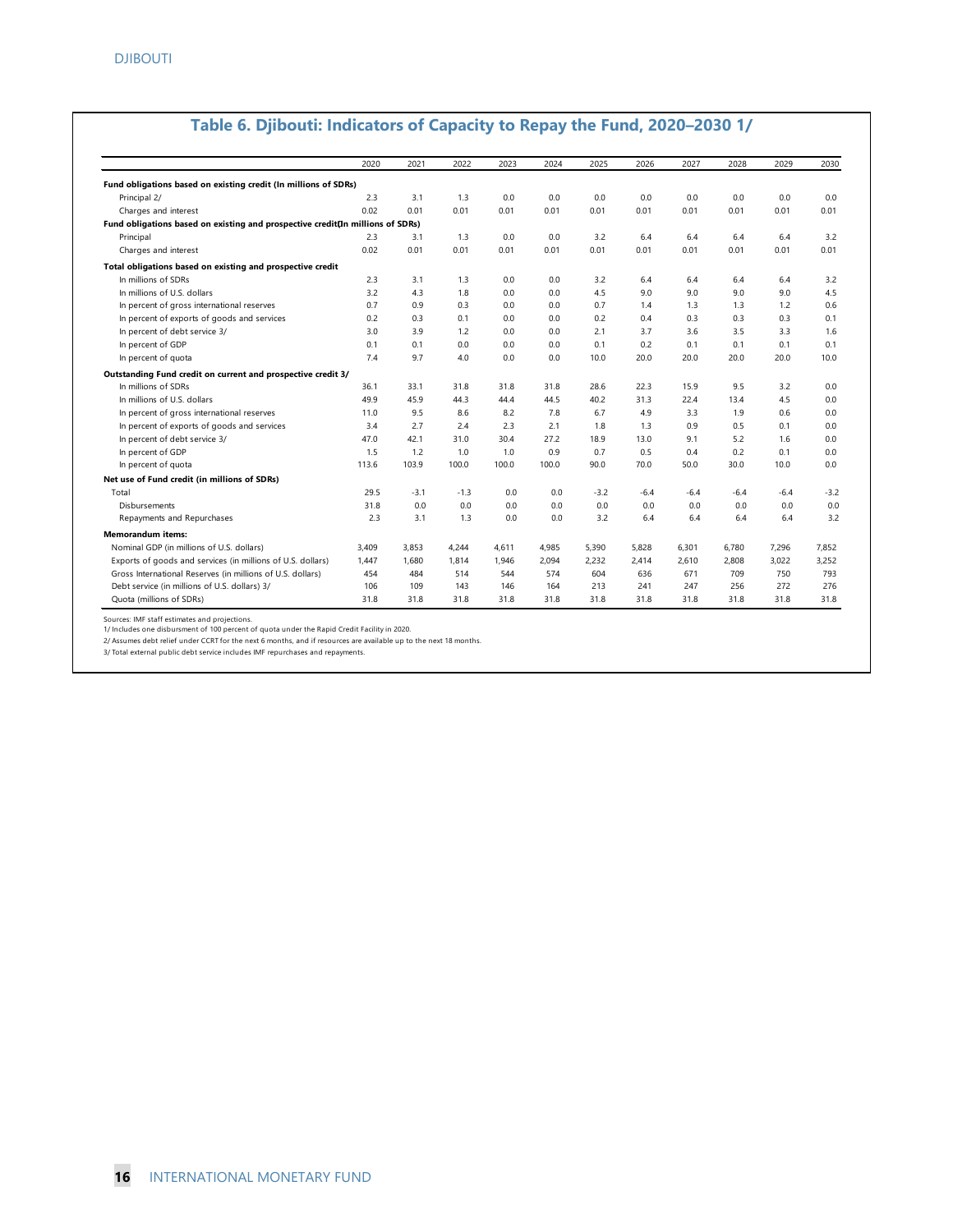## Table 6. Djibouti: Indicators of Capacity to Repay the Fund, 2020–2030 1/

| | 2020 | 2021 | 2022 | 2023 | 2024 | 2025 | 2026 | 2027 | 2028 | 2029 | 2030 |
|---|---|---|---|---|---|---|---|---|---|---|---|
| **Fund obligations based on existing credit (In millions of SDRs)** | | | | | | | | | | | |
| Principal 2/ | 2.3 | 3.1 | 1.3 | 0.0 | 0.0 | 0.0 | 0.0 | 0.0 | 0.0 | 0.0 | 0.0 |
| Charges and interest | 0.02 | 0.01 | 0.01 | 0.01 | 0.01 | 0.01 | 0.01 | 0.01 | 0.01 | 0.01 | 0.01 |
| **Fund obligations based on existing and prospective credit(In millions of SDRs)** | | | | | | | | | | | |
| Principal | 2.3 | 3.1 | 1.3 | 0.0 | 0.0 | 3.2 | 6.4 | 6.4 | 6.4 | 6.4 | 3.2 |
| Charges and interest | 0.02 | 0.01 | 0.01 | 0.01 | 0.01 | 0.01 | 0.01 | 0.01 | 0.01 | 0.01 | 0.01 |
| **Total obligations based on existing and prospective credit** | | | | | | | | | | | |
| In millions of SDRs | 2.3 | 3.1 | 1.3 | 0.0 | 0.0 | 3.2 | 6.4 | 6.4 | 6.4 | 6.4 | 3.2 |
| In millions of U.S. dollars | 3.2 | 4.3 | 1.8 | 0.0 | 0.0 | 4.5 | 9.0 | 9.0 | 9.0 | 9.0 | 4.5 |
| In percent of gross international reserves | 0.7 | 0.9 | 0.3 | 0.0 | 0.0 | 0.7 | 1.4 | 1.3 | 1.3 | 1.2 | 0.6 |
| In percent of exports of goods and services | 0.2 | 0.3 | 0.1 | 0.0 | 0.0 | 0.2 | 0.4 | 0.3 | 0.3 | 0.3 | 0.1 |
| In percent of debt service 3/ | 3.0 | 3.9 | 1.2 | 0.0 | 0.0 | 2.1 | 3.7 | 3.6 | 3.5 | 3.3 | 1.6 |
| In percent of GDP | 0.1 | 0.1 | 0.0 | 0.0 | 0.0 | 0.1 | 0.2 | 0.1 | 0.1 | 0.1 | 0.1 |
| In percent of quota | 7.4 | 9.7 | 4.0 | 0.0 | 0.0 | 10.0 | 20.0 | 20.0 | 20.0 | 20.0 | 10.0 |
| **Outstanding Fund credit on current and prospective credit 3/** | | | | | | | | | | | |
| In millions of SDRs | 36.1 | 33.1 | 31.8 | 31.8 | 31.8 | 28.6 | 22.3 | 15.9 | 9.5 | 3.2 | 0.0 |
| In millions of U.S. dollars | 49.9 | 45.9 | 44.3 | 44.4 | 44.5 | 40.2 | 31.3 | 22.4 | 13.4 | 4.5 | 0.0 |
| In percent of gross international reserves | 11.0 | 9.5 | 8.6 | 8.2 | 7.8 | 6.7 | 4.9 | 3.3 | 1.9 | 0.6 | 0.0 |
| In percent of exports of goods and services | 3.4 | 2.7 | 2.4 | 2.3 | 2.1 | 1.8 | 1.3 | 0.9 | 0.5 | 0.1 | 0.0 |
| In percent of debt service 3/ | 47.0 | 42.1 | 31.0 | 30.4 | 27.2 | 18.9 | 13.0 | 9.1 | 5.2 | 1.6 | 0.0 |
| In percent of GDP | 1.5 | 1.2 | 1.0 | 1.0 | 0.9 | 0.7 | 0.5 | 0.4 | 0.2 | 0.1 | 0.0 |
| In percent of quota | 113.6 | 103.9 | 100.0 | 100.0 | 100.0 | 90.0 | 70.0 | 50.0 | 30.0 | 10.0 | 0.0 |
| **Net use of Fund credit (in millions of SDRs)** | | | | | | | | | | | |
| Total | 29.5 | -3.1 | -1.3 | 0.0 | 0.0 | -3.2 | -6.4 | -6.4 | -6.4 | -6.4 | -3.2 |
| Disbursements | 31.8 | 0.0 | 0.0 | 0.0 | 0.0 | 0.0 | 0.0 | 0.0 | 0.0 | 0.0 | 0.0 |
| Repayments and Repurchases | 2.3 | 3.1 | 1.3 | 0.0 | 0.0 | 3.2 | 6.4 | 6.4 | 6.4 | 6.4 | 3.2 |
| **Memorandum items:** | | | | | | | | | | | |
| Nominal GDP (in millions of U.S. dollars) | 3,409 | 3,853 | 4,244 | 4,611 | 4,985 | 5,390 | 5,828 | 6,301 | 6,780 | 7,296 | 7,852 |
| Exports of goods and services (in millions of U.S. dollars) | 1,447 | 1,680 | 1,814 | 1,946 | 2,094 | 2,232 | 2,414 | 2,610 | 2,808 | 3,022 | 3,252 |
| Gross International Reserves (in millions of U.S. dollars) | 454 | 484 | 514 | 544 | 574 | 604 | 636 | 671 | 709 | 750 | 793 |
| Debt service (in millions of U.S. dollars) 3/ | 106 | 109 | 143 | 146 | 164 | 213 | 241 | 247 | 256 | 272 | 276 |
| Quota (millions of SDRs) | 31.8 | 31.8 | 31.8 | 31.8 | 31.8 | 31.8 | 31.8 | 31.8 | 31.8 | 31.8 | 31.8 |

Sources: IMF staff estimates and projections.
1/ Includes one disbursment of 100 percent of quota under the Rapid Credit Facility in 2020.
2/ Assumes debt relief under CCRT for the next 6 months, and if resources are available up to the next 18 months.
3/ Total external public debt service includes IMF repurchases and repayments.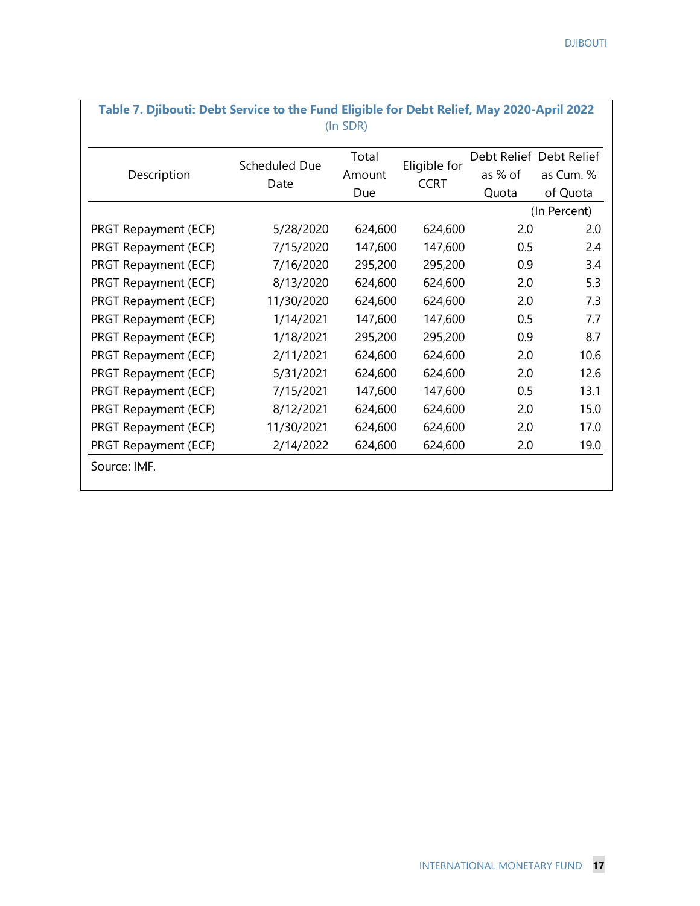**Table 7. Djibouti: Debt Service to the Fund Eligible for Debt Relief, May 2020-April 2022**
(In SDR)

| Description | Scheduled Due Date | Total Amount Due | Eligible for CCRT | Debt Relief as % of Quota | Debt Relief as Cum. % of Quota |
|---|---|---|---|---|---|
| | | | | (In Percent) | |
| PRGT Repayment (ECF) | 5/28/2020 | 624,600 | 624,600 | 2.0 | 2.0 |
| PRGT Repayment (ECF) | 7/15/2020 | 147,600 | 147,600 | 0.5 | 2.4 |
| PRGT Repayment (ECF) | 7/16/2020 | 295,200 | 295,200 | 0.9 | 3.4 |
| PRGT Repayment (ECF) | 8/13/2020 | 624,600 | 624,600 | 2.0 | 5.3 |
| PRGT Repayment (ECF) | 11/30/2020 | 624,600 | 624,600 | 2.0 | 7.3 |
| PRGT Repayment (ECF) | 1/14/2021 | 147,600 | 147,600 | 0.5 | 7.7 |
| PRGT Repayment (ECF) | 1/18/2021 | 295,200 | 295,200 | 0.9 | 8.7 |
| PRGT Repayment (ECF) | 2/11/2021 | 624,600 | 624,600 | 2.0 | 10.6 |
| PRGT Repayment (ECF) | 5/31/2021 | 624,600 | 624,600 | 2.0 | 12.6 |
| PRGT Repayment (ECF) | 7/15/2021 | 147,600 | 147,600 | 0.5 | 13.1 |
| PRGT Repayment (ECF) | 8/12/2021 | 624,600 | 624,600 | 2.0 | 15.0 |
| PRGT Repayment (ECF) | 11/30/2021 | 624,600 | 624,600 | 2.0 | 17.0 |
| PRGT Repayment (ECF) | 2/14/2022 | 624,600 | 624,600 | 2.0 | 19.0 |

Source: IMF.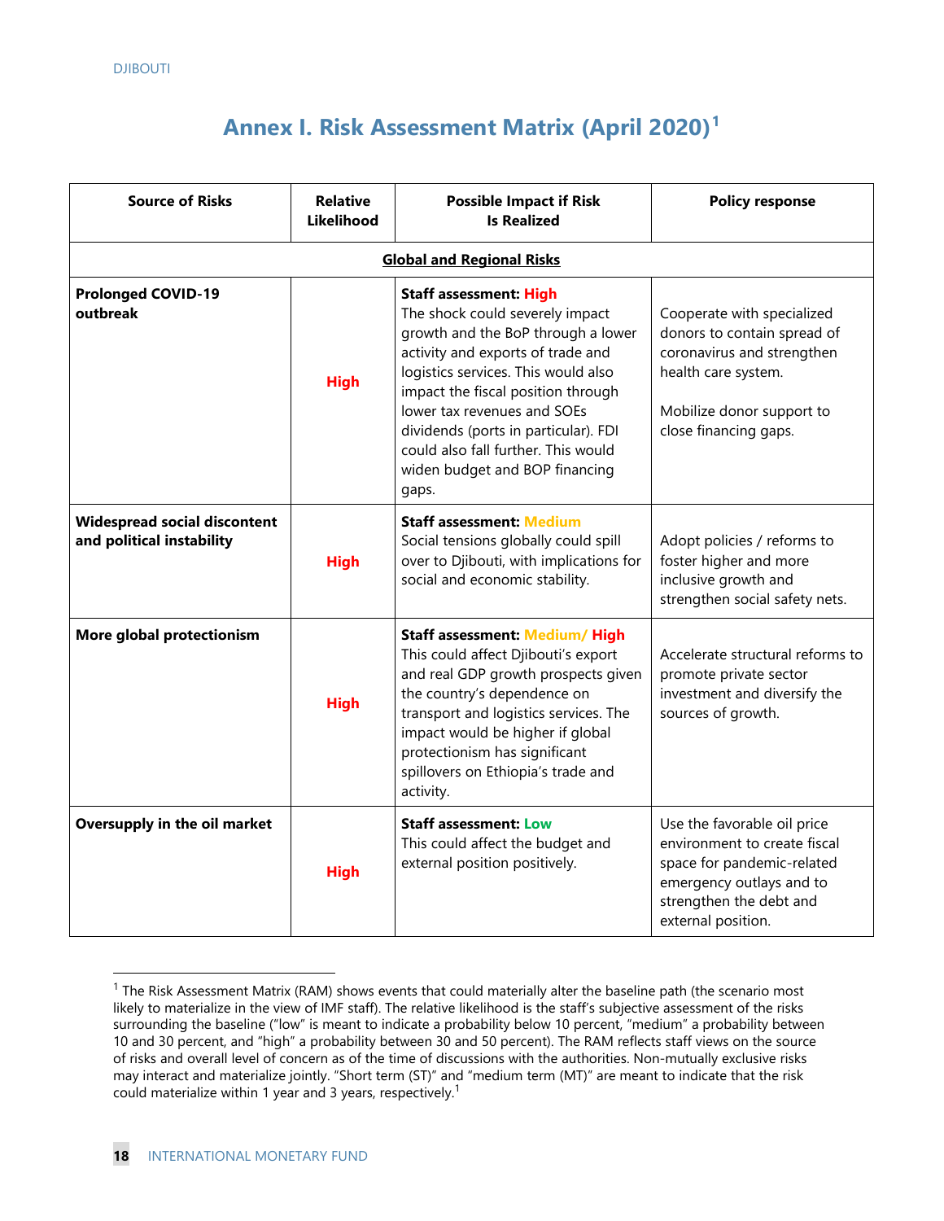# Annex I. Risk Assessment Matrix (April 2020)[1]

| Source of Risks | Relative Likelihood | Possible Impact if Risk Is Realized | Policy response |
|---|---|---|---|
| **Global and Regional Risks** | | | |
| **Prolonged COVID-19 outbreak** | High | **Staff assessment: High** The shock could severely impact growth and the BoP through a lower activity and exports of trade and logistics services. This would also impact the fiscal position through lower tax revenues and SOEs dividends (ports in particular). FDI could also fall further. This would widen budget and BOP financing gaps. | Cooperate with specialized donors to contain spread of coronavirus and strengthen health care system. Mobilize donor support to close financing gaps. |
| **Widespread social discontent and political instability** | High | **Staff assessment: Medium** Social tensions globally could spill over to Djibouti, with implications for social and economic stability. | Adopt policies / reforms to foster higher and more inclusive growth and strengthen social safety nets. |
| **More global protectionism** | High | **Staff assessment: Medium/ High** This could affect Djibouti's export and real GDP growth prospects given the country's dependence on transport and logistics services. The impact would be higher if global protectionism has significant spillovers on Ethiopia's trade and activity. | Accelerate structural reforms to promote private sector investment and diversify the sources of growth. |
| **Oversupply in the oil market** | High | **Staff assessment: Low** This could affect the budget and external position positively. | Use the favorable oil price environment to create fiscal space for pandemic-related emergency outlays and to strengthen the debt and external position. |

[1] The Risk Assessment Matrix (RAM) shows events that could materially alter the baseline path (the scenario most likely to materialize in the view of IMF staff). The relative likelihood is the staff's subjective assessment of the risks surrounding the baseline ("low" is meant to indicate a probability below 10 percent, "medium" a probability between 10 and 30 percent, and "high" a probability between 30 and 50 percent). The RAM reflects staff views on the source of risks and overall level of concern as of the time of discussions with the authorities. Non-mutually exclusive risks may interact and materialize jointly. "Short term (ST)" and "medium term (MT)" are meant to indicate that the risk could materialize within 1 year and 3 years, respectively.[1]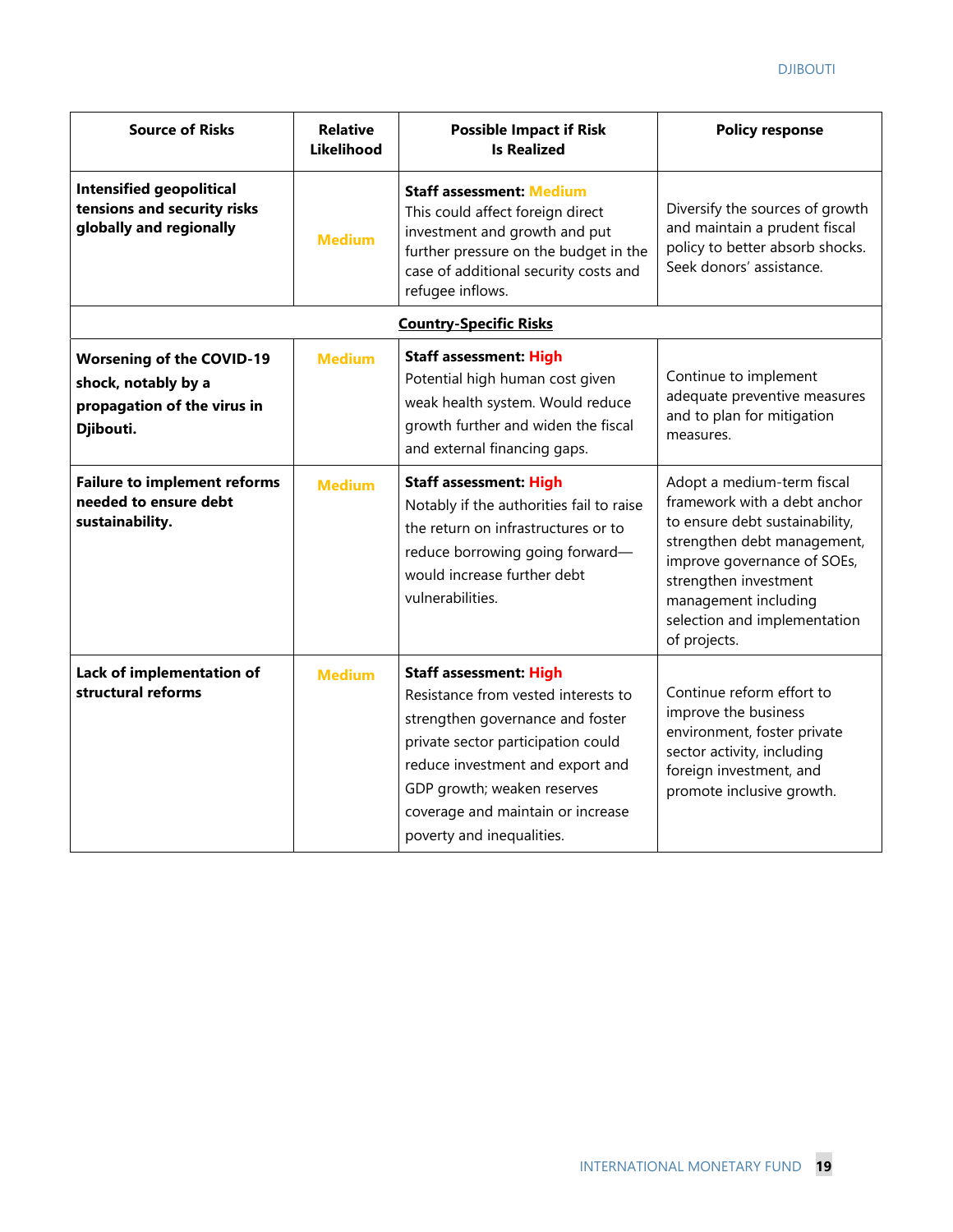| Source of Risks | Relative Likelihood | Possible Impact if Risk Is Realized | Policy response |
| --- | --- | --- | --- |
| **Intensified geopolitical tensions and security risks globally and regionally** | Medium | **Staff assessment:** Medium<br>This could affect foreign direct investment and growth and put further pressure on the budget in the case of additional security costs and refugee inflows. | Diversify the sources of growth and maintain a prudent fiscal policy to better absorb shocks. Seek donors' assistance. |
| | | **Country-Specific Risks** | |
| **Worsening of the COVID-19 shock, notably by a propagation of the virus in Djibouti.** | Medium | **Staff assessment:** High<br>Potential high human cost given weak health system. Would reduce growth further and widen the fiscal and external financing gaps. | Continue to implement adequate preventive measures and to plan for mitigation measures. |
| **Failure to implement reforms needed to ensure debt sustainability.** | Medium | **Staff assessment:** High<br>Notably if the authorities fail to raise the return on infrastructures or to reduce borrowing going forward—would increase further debt vulnerabilities. | Adopt a medium-term fiscal framework with a debt anchor to ensure debt sustainability, strengthen debt management, improve governance of SOEs, strengthen investment management including selection and implementation of projects. |
| **Lack of implementation of structural reforms** | Medium | **Staff assessment:** High<br>Resistance from vested interests to strengthen governance and foster private sector participation could reduce investment and export and GDP growth; weaken reserves coverage and maintain or increase poverty and inequalities. | Continue reform effort to improve the business environment, foster private sector activity, including foreign investment, and promote inclusive growth. |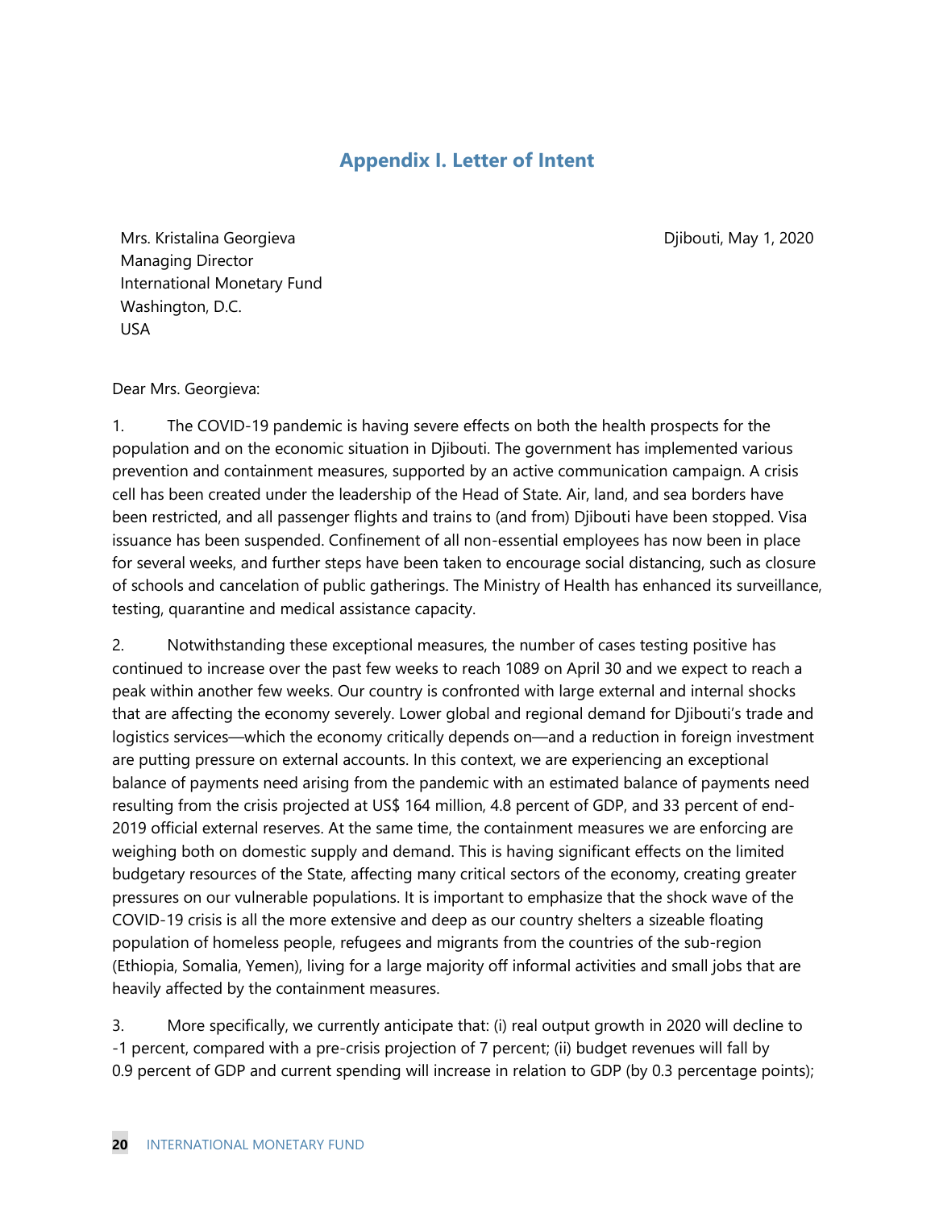## Appendix I. Letter of Intent

Mrs. Kristalina Georgieva
Managing Director
International Monetary Fund
Washington, D.C.
USA

Djibouti, May 1, 2020

Dear Mrs. Georgieva:

1. The COVID-19 pandemic is having severe effects on both the health prospects for the population and on the economic situation in Djibouti. The government has implemented various prevention and containment measures, supported by an active communication campaign. A crisis cell has been created under the leadership of the Head of State. Air, land, and sea borders have been restricted, and all passenger flights and trains to (and from) Djibouti have been stopped. Visa issuance has been suspended. Confinement of all non-essential employees has now been in place for several weeks, and further steps have been taken to encourage social distancing, such as closure of schools and cancelation of public gatherings. The Ministry of Health has enhanced its surveillance, testing, quarantine and medical assistance capacity.

2. Notwithstanding these exceptional measures, the number of cases testing positive has continued to increase over the past few weeks to reach 1089 on April 30 and we expect to reach a peak within another few weeks. Our country is confronted with large external and internal shocks that are affecting the economy severely. Lower global and regional demand for Djibouti's trade and logistics services—which the economy critically depends on—and a reduction in foreign investment are putting pressure on external accounts. In this context, we are experiencing an exceptional balance of payments need arising from the pandemic with an estimated balance of payments need resulting from the crisis projected at US$ 164 million, 4.8 percent of GDP, and 33 percent of end-2019 official external reserves. At the same time, the containment measures we are enforcing are weighing both on domestic supply and demand. This is having significant effects on the limited budgetary resources of the State, affecting many critical sectors of the economy, creating greater pressures on our vulnerable populations. It is important to emphasize that the shock wave of the COVID-19 crisis is all the more extensive and deep as our country shelters a sizeable floating population of homeless people, refugees and migrants from the countries of the sub-region (Ethiopia, Somalia, Yemen), living for a large majority off informal activities and small jobs that are heavily affected by the containment measures.

3. More specifically, we currently anticipate that: (i) real output growth in 2020 will decline to -1 percent, compared with a pre-crisis projection of 7 percent; (ii) budget revenues will fall by 0.9 percent of GDP and current spending will increase in relation to GDP (by 0.3 percentage points);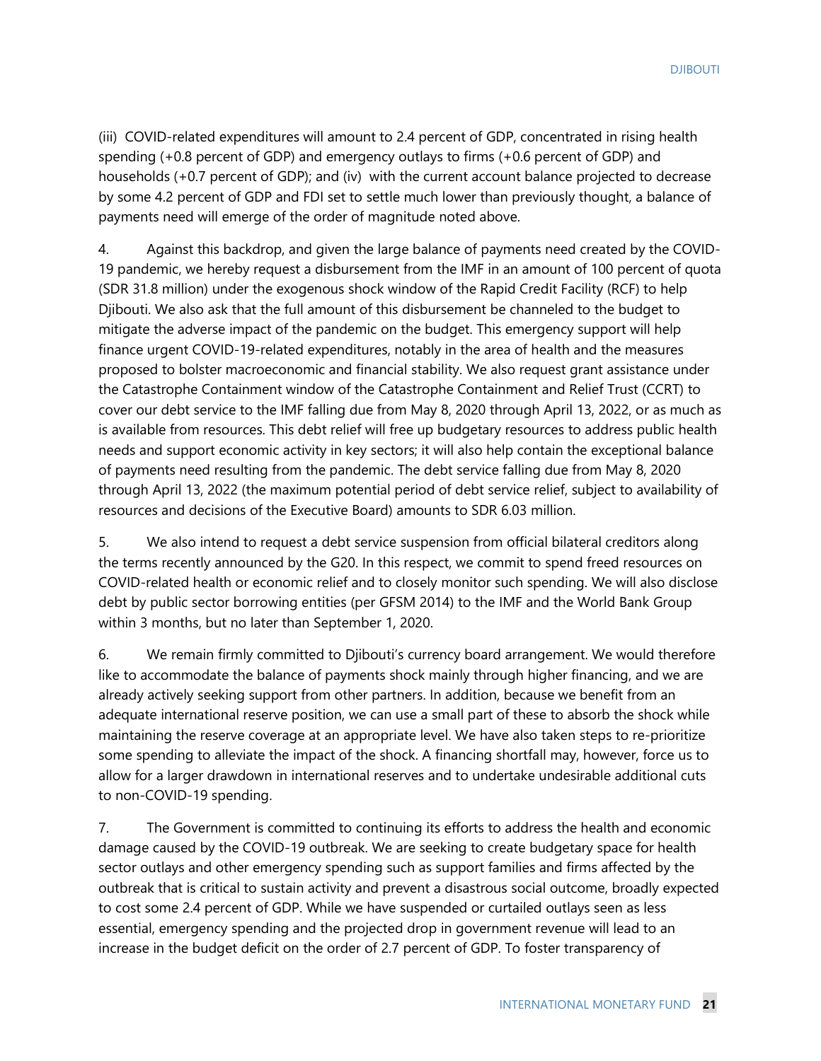(iii) COVID-related expenditures will amount to 2.4 percent of GDP, concentrated in rising health spending (+0.8 percent of GDP) and emergency outlays to firms (+0.6 percent of GDP) and households (+0.7 percent of GDP); and (iv) with the current account balance projected to decrease by some 4.2 percent of GDP and FDI set to settle much lower than previously thought, a balance of payments need will emerge of the order of magnitude noted above.

4. Against this backdrop, and given the large balance of payments need created by the COVID-19 pandemic, we hereby request a disbursement from the IMF in an amount of 100 percent of quota (SDR 31.8 million) under the exogenous shock window of the Rapid Credit Facility (RCF) to help Djibouti. We also ask that the full amount of this disbursement be channeled to the budget to mitigate the adverse impact of the pandemic on the budget. This emergency support will help finance urgent COVID-19-related expenditures, notably in the area of health and the measures proposed to bolster macroeconomic and financial stability. We also request grant assistance under the Catastrophe Containment window of the Catastrophe Containment and Relief Trust (CCRT) to cover our debt service to the IMF falling due from May 8, 2020 through April 13, 2022, or as much as is available from resources. This debt relief will free up budgetary resources to address public health needs and support economic activity in key sectors; it will also help contain the exceptional balance of payments need resulting from the pandemic. The debt service falling due from May 8, 2020 through April 13, 2022 (the maximum potential period of debt service relief, subject to availability of resources and decisions of the Executive Board) amounts to SDR 6.03 million.

5. We also intend to request a debt service suspension from official bilateral creditors along the terms recently announced by the G20. In this respect, we commit to spend freed resources on COVID-related health or economic relief and to closely monitor such spending. We will also disclose debt by public sector borrowing entities (per GFSM 2014) to the IMF and the World Bank Group within 3 months, but no later than September 1, 2020.

6. We remain firmly committed to Djibouti's currency board arrangement. We would therefore like to accommodate the balance of payments shock mainly through higher financing, and we are already actively seeking support from other partners. In addition, because we benefit from an adequate international reserve position, we can use a small part of these to absorb the shock while maintaining the reserve coverage at an appropriate level. We have also taken steps to re-prioritize some spending to alleviate the impact of the shock. A financing shortfall may, however, force us to allow for a larger drawdown in international reserves and to undertake undesirable additional cuts to non-COVID-19 spending.

7. The Government is committed to continuing its efforts to address the health and economic damage caused by the COVID-19 outbreak. We are seeking to create budgetary space for health sector outlays and other emergency spending such as support families and firms affected by the outbreak that is critical to sustain activity and prevent a disastrous social outcome, broadly expected to cost some 2.4 percent of GDP. While we have suspended or curtailed outlays seen as less essential, emergency spending and the projected drop in government revenue will lead to an increase in the budget deficit on the order of 2.7 percent of GDP. To foster transparency of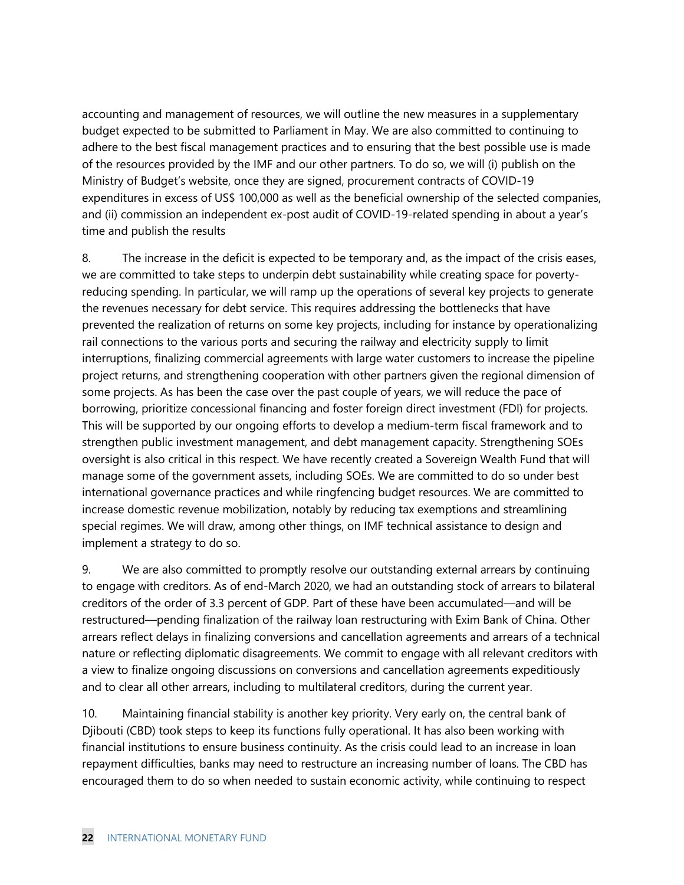accounting and management of resources, we will outline the new measures in a supplementary budget expected to be submitted to Parliament in May. We are also committed to continuing to adhere to the best fiscal management practices and to ensuring that the best possible use is made of the resources provided by the IMF and our other partners. To do so, we will (i) publish on the Ministry of Budget's website, once they are signed, procurement contracts of COVID-19 expenditures in excess of US$ 100,000 as well as the beneficial ownership of the selected companies, and (ii) commission an independent ex-post audit of COVID-19-related spending in about a year's time and publish the results

8. The increase in the deficit is expected to be temporary and, as the impact of the crisis eases, we are committed to take steps to underpin debt sustainability while creating space for poverty-reducing spending. In particular, we will ramp up the operations of several key projects to generate the revenues necessary for debt service. This requires addressing the bottlenecks that have prevented the realization of returns on some key projects, including for instance by operationalizing rail connections to the various ports and securing the railway and electricity supply to limit interruptions, finalizing commercial agreements with large water customers to increase the pipeline project returns, and strengthening cooperation with other partners given the regional dimension of some projects. As has been the case over the past couple of years, we will reduce the pace of borrowing, prioritize concessional financing and foster foreign direct investment (FDI) for projects. This will be supported by our ongoing efforts to develop a medium-term fiscal framework and to strengthen public investment management, and debt management capacity. Strengthening SOEs oversight is also critical in this respect. We have recently created a Sovereign Wealth Fund that will manage some of the government assets, including SOEs. We are committed to do so under best international governance practices and while ringfencing budget resources. We are committed to increase domestic revenue mobilization, notably by reducing tax exemptions and streamlining special regimes. We will draw, among other things, on IMF technical assistance to design and implement a strategy to do so.

9. We are also committed to promptly resolve our outstanding external arrears by continuing to engage with creditors. As of end-March 2020, we had an outstanding stock of arrears to bilateral creditors of the order of 3.3 percent of GDP. Part of these have been accumulated—and will be restructured—pending finalization of the railway loan restructuring with Exim Bank of China. Other arrears reflect delays in finalizing conversions and cancellation agreements and arrears of a technical nature or reflecting diplomatic disagreements. We commit to engage with all relevant creditors with a view to finalize ongoing discussions on conversions and cancellation agreements expeditiously and to clear all other arrears, including to multilateral creditors, during the current year.

10. Maintaining financial stability is another key priority. Very early on, the central bank of Djibouti (CBD) took steps to keep its functions fully operational. It has also been working with financial institutions to ensure business continuity. As the crisis could lead to an increase in loan repayment difficulties, banks may need to restructure an increasing number of loans. The CBD has encouraged them to do so when needed to sustain economic activity, while continuing to respect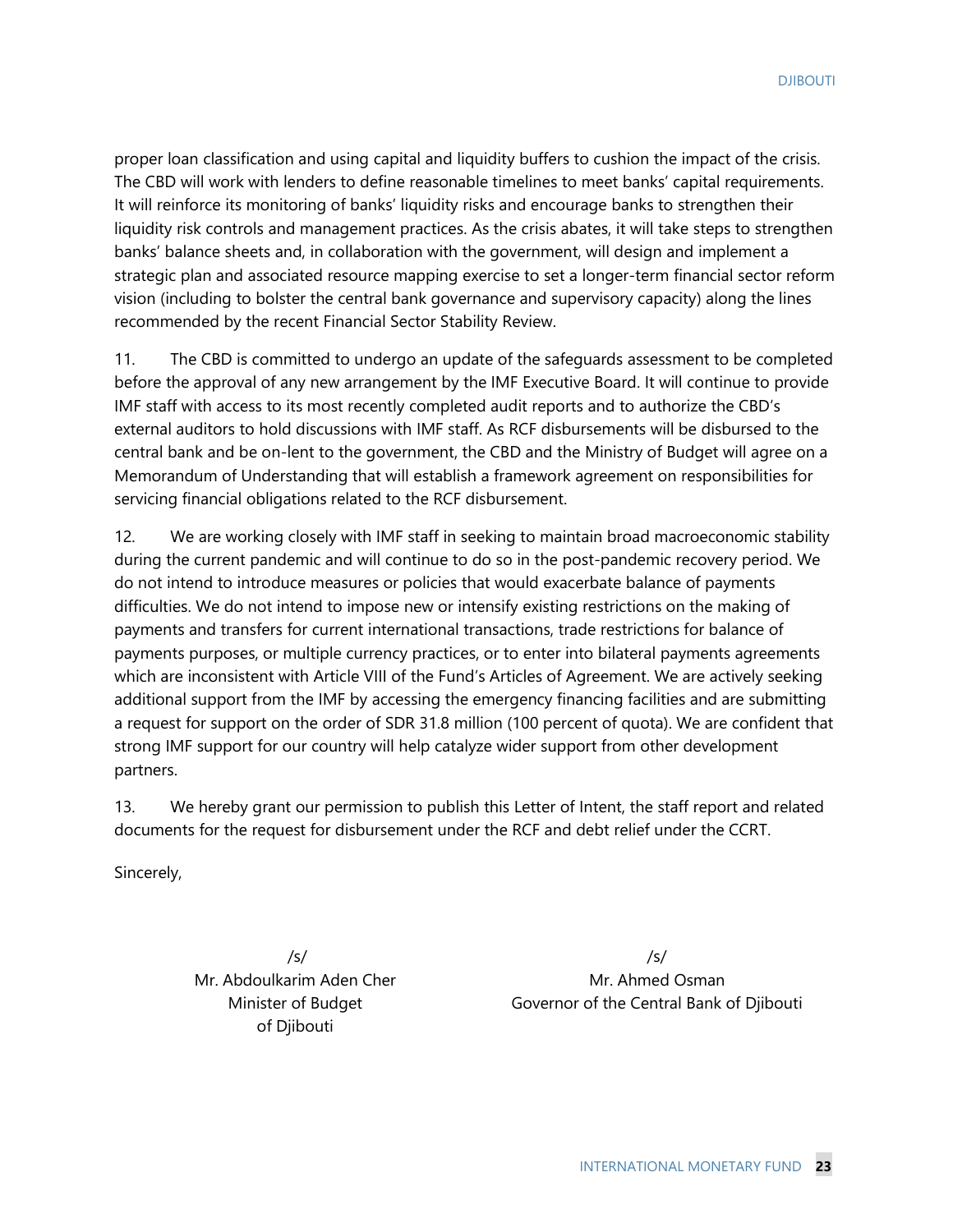proper loan classification and using capital and liquidity buffers to cushion the impact of the crisis. The CBD will work with lenders to define reasonable timelines to meet banks' capital requirements. It will reinforce its monitoring of banks' liquidity risks and encourage banks to strengthen their liquidity risk controls and management practices. As the crisis abates, it will take steps to strengthen banks' balance sheets and, in collaboration with the government, will design and implement a strategic plan and associated resource mapping exercise to set a longer-term financial sector reform vision (including to bolster the central bank governance and supervisory capacity) along the lines recommended by the recent Financial Sector Stability Review.

11. The CBD is committed to undergo an update of the safeguards assessment to be completed before the approval of any new arrangement by the IMF Executive Board. It will continue to provide IMF staff with access to its most recently completed audit reports and to authorize the CBD's external auditors to hold discussions with IMF staff. As RCF disbursements will be disbursed to the central bank and be on-lent to the government, the CBD and the Ministry of Budget will agree on a Memorandum of Understanding that will establish a framework agreement on responsibilities for servicing financial obligations related to the RCF disbursement.

12. We are working closely with IMF staff in seeking to maintain broad macroeconomic stability during the current pandemic and will continue to do so in the post-pandemic recovery period. We do not intend to introduce measures or policies that would exacerbate balance of payments difficulties. We do not intend to impose new or intensify existing restrictions on the making of payments and transfers for current international transactions, trade restrictions for balance of payments purposes, or multiple currency practices, or to enter into bilateral payments agreements which are inconsistent with Article VIII of the Fund's Articles of Agreement. We are actively seeking additional support from the IMF by accessing the emergency financing facilities and are submitting a request for support on the order of SDR 31.8 million (100 percent of quota). We are confident that strong IMF support for our country will help catalyze wider support from other development partners.

13. We hereby grant our permission to publish this Letter of Intent, the staff report and related documents for the request for disbursement under the RCF and debt relief under the CCRT.

Sincerely,

/s/
Mr. Abdoulkarim Aden Cher
Minister of Budget
of Djibouti

/s/
Mr. Ahmed Osman
Governor of the Central Bank of Djibouti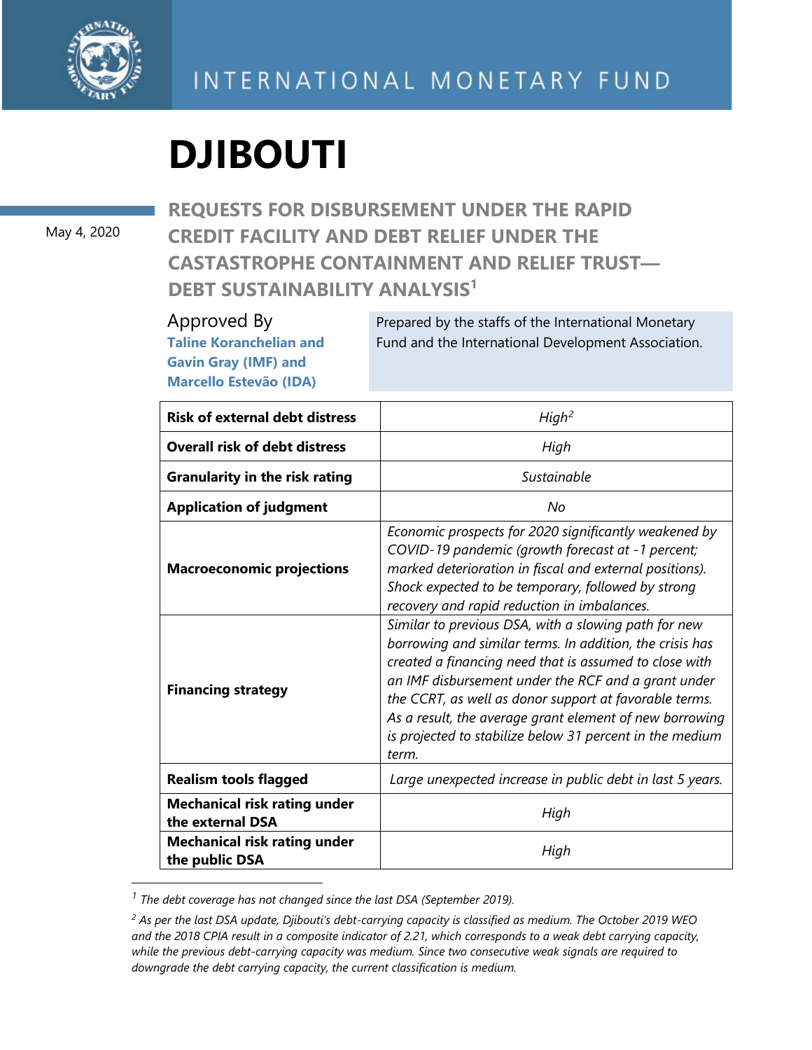# DJIBOUTI

May 4, 2020

## REQUESTS FOR DISBURSEMENT UNDER THE RAPID CREDIT FACILITY AND DEBT RELIEF UNDER THE CASTASTROPHE CONTAINMENT AND RELIEF TRUST—DEBT SUSTAINABILITY ANALYSIS[1]

Approved By
**Taline Koranchelian and Gavin Gray (IMF) and Marcello Estevão (IDA)**

Prepared by the staffs of the International Monetary Fund and the International Development Association.

| | |
|---|---|
| **Risk of external debt distress** | *High*[2] |
| **Overall risk of debt distress** | *High* |
| **Granularity in the risk rating** | *Sustainable* |
| **Application of judgment** | *No* |
| **Macroeconomic projections** | *Economic prospects for 2020 significantly weakened by COVID-19 pandemic (growth forecast at -1 percent; marked deterioration in fiscal and external positions). Shock expected to be temporary, followed by strong recovery and rapid reduction in imbalances.* |
| **Financing strategy** | *Similar to previous DSA, with a slowing path for new borrowing and similar terms. In addition, the crisis has created a financing need that is assumed to close with an IMF disbursement under the RCF and a grant under the CCRT, as well as donor support at favorable terms. As a result, the average grant element of new borrowing is projected to stabilize below 31 percent in the medium term.* |
| **Realism tools flagged** | *Large unexpected increase in public debt in last 5 years.* |
| **Mechanical risk rating under the external DSA** | *High* |
| **Mechanical risk rating under the public DSA** | *High* |

[1] *The debt coverage has not changed since the last DSA (September 2019).*

[2] *As per the last DSA update, Djibouti's debt-carrying capacity is classified as medium. The October 2019 WEO and the 2018 CPIA result in a composite indicator of 2.21, which corresponds to a weak debt carrying capacity, while the previous debt-carrying capacity was medium. Since two consecutive weak signals are required to downgrade the debt carrying capacity, the current classification is medium.*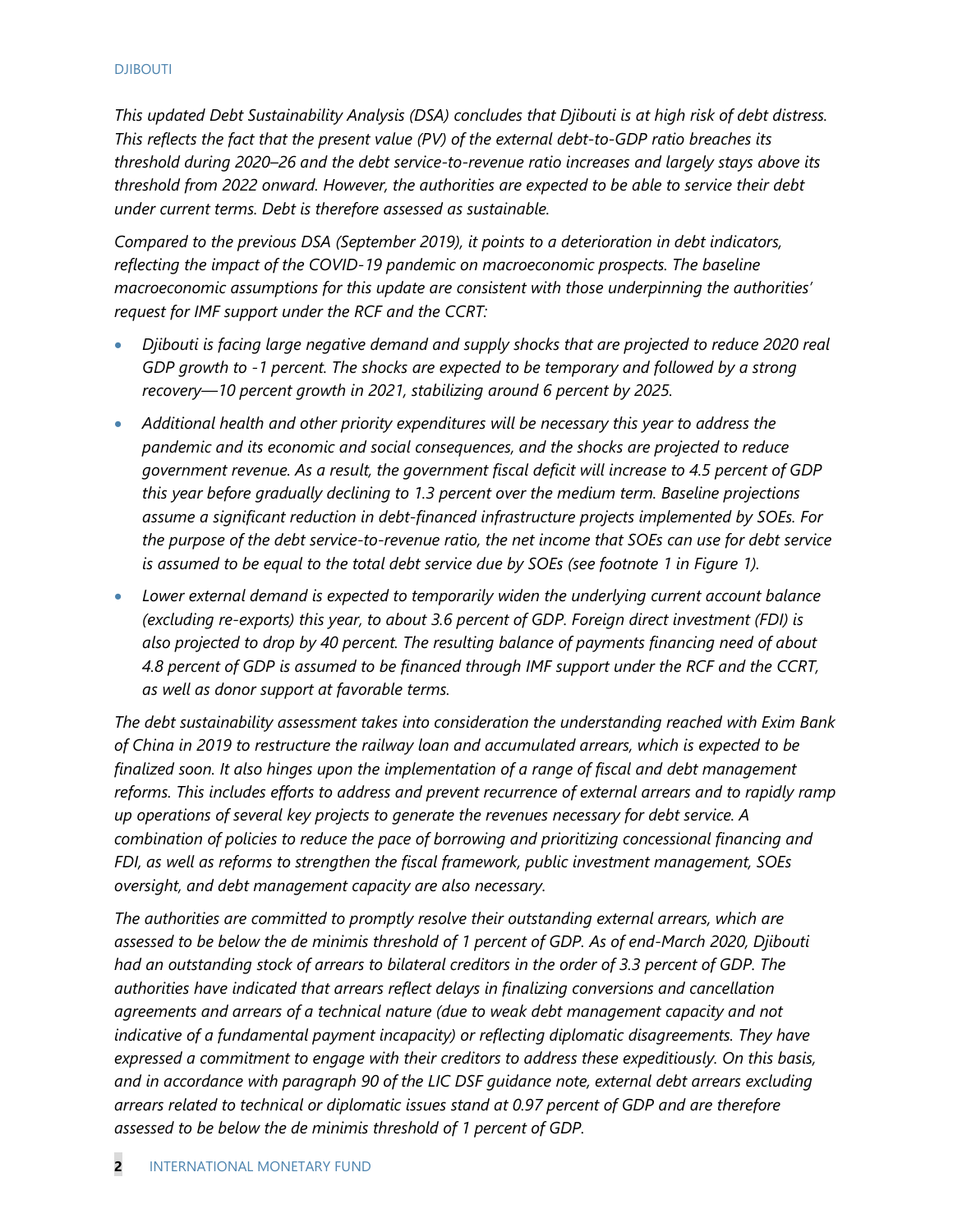*This updated Debt Sustainability Analysis (DSA) concludes that Djibouti is at high risk of debt distress. This reflects the fact that the present value (PV) of the external debt-to-GDP ratio breaches its threshold during 2020–26 and the debt service-to-revenue ratio increases and largely stays above its threshold from 2022 onward. However, the authorities are expected to be able to service their debt under current terms. Debt is therefore assessed as sustainable.*

*Compared to the previous DSA (September 2019), it points to a deterioration in debt indicators, reflecting the impact of the COVID-19 pandemic on macroeconomic prospects. The baseline macroeconomic assumptions for this update are consistent with those underpinning the authorities' request for IMF support under the RCF and the CCRT:*

- *Djibouti is facing large negative demand and supply shocks that are projected to reduce 2020 real GDP growth to -1 percent. The shocks are expected to be temporary and followed by a strong recovery—10 percent growth in 2021, stabilizing around 6 percent by 2025.*
- *Additional health and other priority expenditures will be necessary this year to address the pandemic and its economic and social consequences, and the shocks are projected to reduce government revenue. As a result, the government fiscal deficit will increase to 4.5 percent of GDP this year before gradually declining to 1.3 percent over the medium term. Baseline projections assume a significant reduction in debt-financed infrastructure projects implemented by SOEs. For the purpose of the debt service-to-revenue ratio, the net income that SOEs can use for debt service is assumed to be equal to the total debt service due by SOEs (see footnote 1 in Figure 1).*
- *Lower external demand is expected to temporarily widen the underlying current account balance (excluding re-exports) this year, to about 3.6 percent of GDP. Foreign direct investment (FDI) is also projected to drop by 40 percent. The resulting balance of payments financing need of about 4.8 percent of GDP is assumed to be financed through IMF support under the RCF and the CCRT, as well as donor support at favorable terms.*

*The debt sustainability assessment takes into consideration the understanding reached with Exim Bank of China in 2019 to restructure the railway loan and accumulated arrears, which is expected to be finalized soon. It also hinges upon the implementation of a range of fiscal and debt management reforms. This includes efforts to address and prevent recurrence of external arrears and to rapidly ramp up operations of several key projects to generate the revenues necessary for debt service. A combination of policies to reduce the pace of borrowing and prioritizing concessional financing and FDI, as well as reforms to strengthen the fiscal framework, public investment management, SOEs oversight, and debt management capacity are also necessary.*

*The authorities are committed to promptly resolve their outstanding external arrears, which are assessed to be below the de minimis threshold of 1 percent of GDP. As of end-March 2020, Djibouti had an outstanding stock of arrears to bilateral creditors in the order of 3.3 percent of GDP. The authorities have indicated that arrears reflect delays in finalizing conversions and cancellation agreements and arrears of a technical nature (due to weak debt management capacity and not indicative of a fundamental payment incapacity) or reflecting diplomatic disagreements. They have expressed a commitment to engage with their creditors to address these expeditiously. On this basis, and in accordance with paragraph 90 of the LIC DSF guidance note, external debt arrears excluding arrears related to technical or diplomatic issues stand at 0.97 percent of GDP and are therefore assessed to be below the de minimis threshold of 1 percent of GDP.*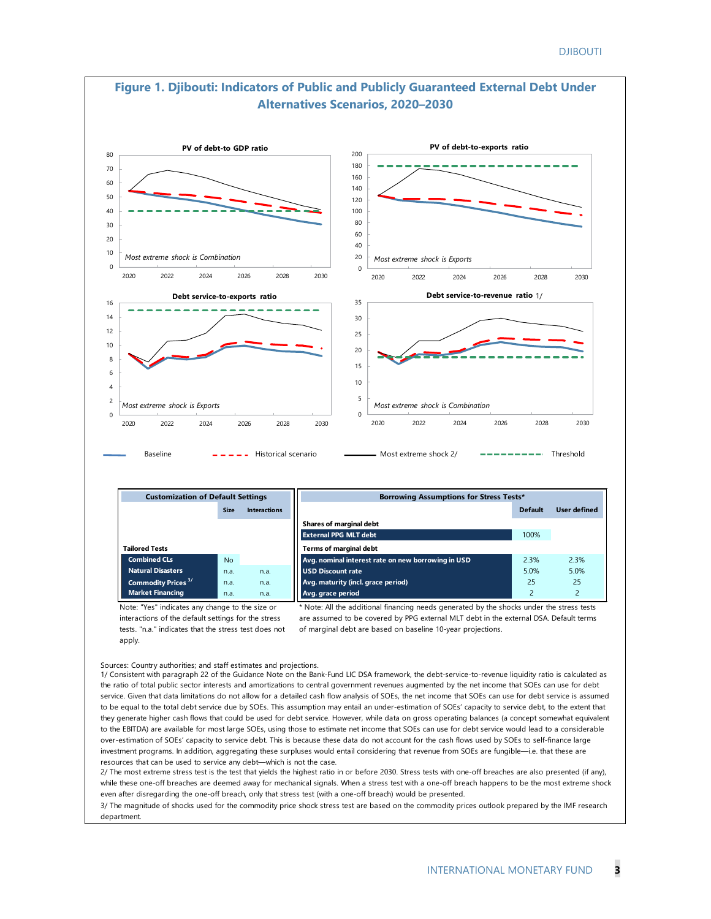## Figure 1. Djibouti: Indicators of Public and Publicly Guaranteed External Debt Under Alternatives Scenarios, 2020–2030

**PV of debt-to GDP ratio**

*Most extreme shock is Combination*

**PV of debt-to-exports ratio**

*Most extreme shock is Exports*

**Debt service-to-exports ratio**

*Most extreme shock is Exports*

**Debt service-to-revenue ratio 1/**

*Most extreme shock is Combination*

Baseline — Historical scenario — Most extreme shock 2/ — Threshold

| Customization of Default Settings | Size | Interactions |
|---|---|---|
| **Tailored Tests** | | |
| Combined CLs | No | |
| Natural Disasters | n.a. | n.a. |
| Commodity Prices 3/ | n.a. | n.a. |
| Market Financing | n.a. | n.a. |

Note: "Yes" indicates any change to the size or interactions of the default settings for the stress tests. "n.a." indicates that the stress test does not apply.

| Borrowing Assumptions for Stress Tests* | Default | User defined |
|---|---|---|
| **Shares of marginal debt** | | |
| External PPG MLT debt | 100% | |
| **Terms of marginal debt** | | |
| Avg. nominal interest rate on new borrowing in USD | 2.3% | 2.3% |
| USD Discount rate | 5.0% | 5.0% |
| Avg. maturity (incl. grace period) | 25 | 25 |
| Avg. grace period | 2 | 2 |

* Note: All the additional financing needs generated by the shocks under the stress tests are assumed to be covered by PPG external MLT debt in the external DSA. Default terms of marginal debt are based on baseline 10-year projections.

Sources: Country authorities; and staff estimates and projections.

1/ Consistent with paragraph 22 of the Guidance Note on the Bank-Fund LIC DSA framework, the debt-service-to-revenue liquidity ratio is calculated as the ratio of total public sector interests and amortizations to central government revenues augmented by the net income that SOEs can use for debt service. Given that data limitations do not allow for a detailed cash flow analysis of SOEs, the net income that SOEs can use for debt service is assumed to be equal to the total debt service due by SOEs. This assumption may entail an under-estimation of SOEs' capacity to service debt, to the extent that they generate higher cash flows that could be used for debt service. However, while data on gross operating balances (a concept somewhat equivalent to the EBITDA) are available for most large SOEs, using those to estimate net income that SOEs can use for debt service would lead to a considerable over-estimation of SOEs' capacity to service debt. This is because these data do not account for the cash flows used by SOEs to self-finance large investment programs. In addition, aggregating these surpluses would entail considering that revenue from SOEs are fungible—i.e. that these are resources that can be used to service any debt—which is not the case.

2/ The most extreme stress test is the test that yields the highest ratio in or before 2030. Stress tests with one-off breaches are also presented (if any), while these one-off breaches are deemed away for mechanical signals. When a stress test with a one-off breach happens to be the most extreme shock even after disregarding the one-off breach, only that stress test (with a one-off breach) would be presented.

3/ The magnitude of shocks used for the commodity price shock stress test are based on the commodity prices outlook prepared by the IMF research department.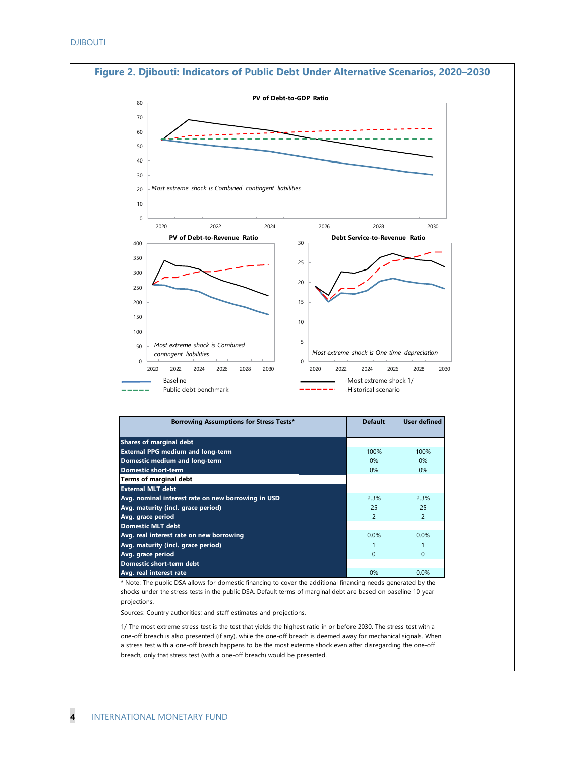## Figure 2. Djibouti: Indicators of Public Debt Under Alternative Scenarios, 2020–2030

**PV of Debt-to-GDP Ratio**

*Most extreme shock is Combined contingent liabilities*

**PV of Debt-to-Revenue Ratio**

*Most extreme shock is Combined contingent liabilities*

**Debt Service-to-Revenue Ratio**

*Most extreme shock is One-time depreciation*

Baseline | Most extreme shock 1/ | Public debt benchmark | Historical scenario

| Borrowing Assumptions for Stress Tests* | Default | User defined |
|---|---|---|
| **Shares of marginal debt** | | |
| **External PPG medium and long-term** | 100% | 100% |
| **Domestic medium and long-term** | 0% | 0% |
| **Domestic short-term** | 0% | 0% |
| **Terms of marginal debt** | | |
| **External MLT debt** | | |
| **Avg. nominal interest rate on new borrowing in USD** | 2.3% | 2.3% |
| **Avg. maturity (incl. grace period)** | 25 | 25 |
| **Avg. grace period** | 2 | 2 |
| **Domestic MLT debt** | | |
| **Avg. real interest rate on new borrowing** | 0.0% | 0.0% |
| **Avg. maturity (incl. grace period)** | 1 | 1 |
| **Avg. grace period** | 0 | 0 |
| **Domestic short-term debt** | | |
| **Avg. real interest rate** | 0% | 0.0% |

\* Note: The public DSA allows for domestic financing to cover the additional financing needs generated by the shocks under the stress tests in the public DSA. Default terms of marginal debt are based on baseline 10-year projections.

Sources: Country authorities; and staff estimates and projections.

1/ The most extreme stress test is the test that yields the highest ratio in or before 2030. The stress test with a one-off breach is also presented (if any), while the one-off breach is deemed away for mechanical signals. When a stress test with a one-off breach happens to be the most exterme shock even after disregarding the one-off breach, only that stress test (with a one-off breach) would be presented.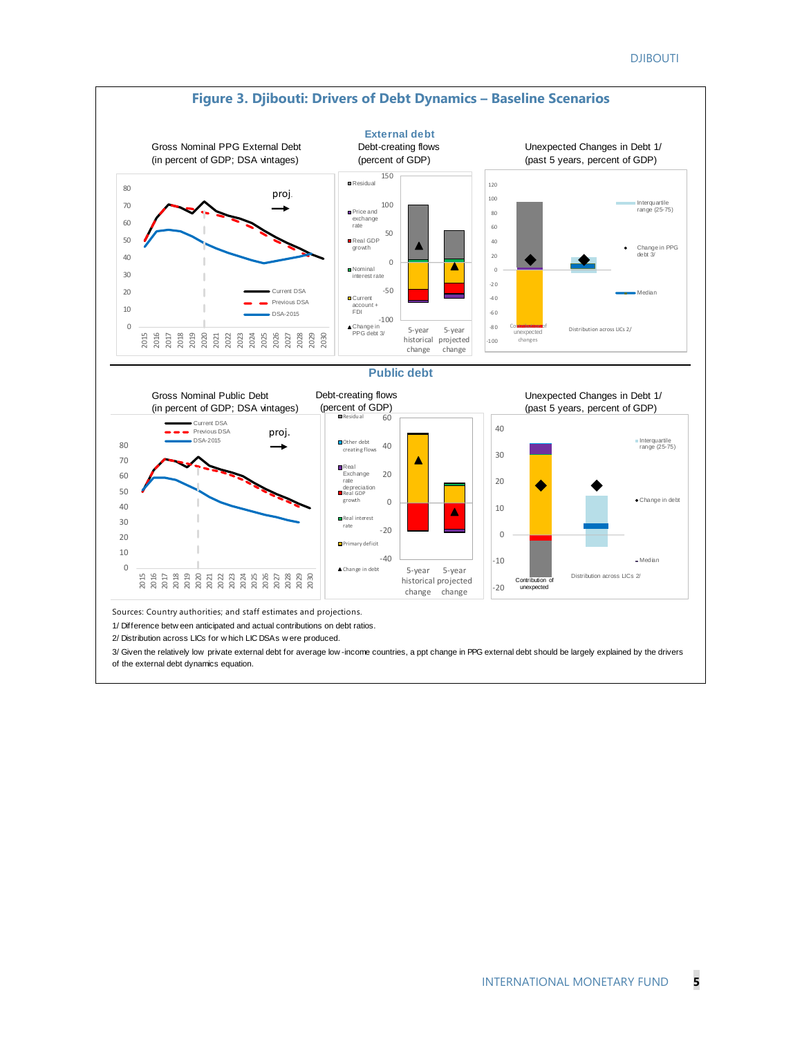## Figure 3. Djibouti: Drivers of Debt Dynamics – Baseline Scenarios

### External debt

Gross Nominal PPG External Debt (in percent of GDP; DSA vintages)

Debt-creating flows (percent of GDP)

Unexpected Changes in Debt 1/ (past 5 years, percent of GDP)

### Public debt

Gross Nominal Public Debt (in percent of GDP; DSA vintages)

Debt-creating flows (percent of GDP)

Unexpected Changes in Debt 1/ (past 5 years, percent of GDP)

Sources: Country authorities; and staff estimates and projections.

1/ Difference between anticipated and actual contributions on debt ratios.

2/ Distribution across LICs for which LIC DSAs were produced.

3/ Given the relatively low private external debt for average low-income countries, a ppt change in PPG external debt should be largely explained by the drivers of the external debt dynamics equation.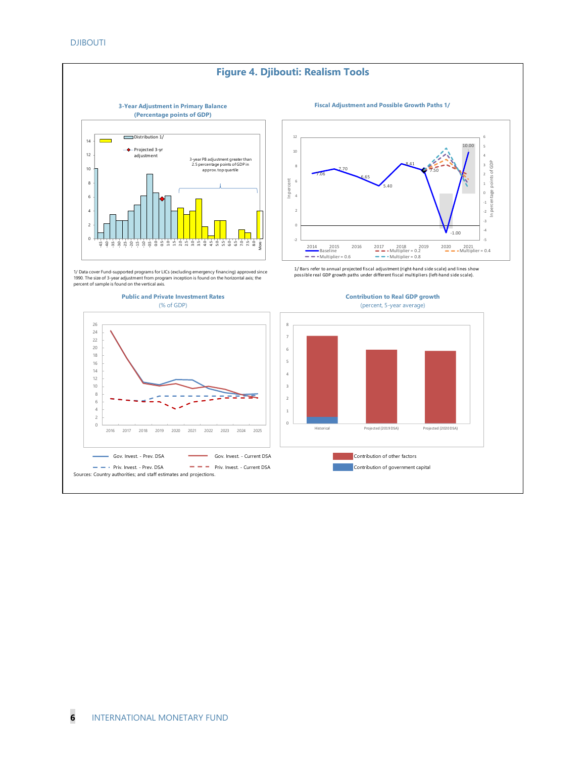# Figure 4. Djibouti: Realism Tools

**3-Year Adjustment in Primary Balance**
**(Percentage points of GDP)**

Distribution 1/

Projected 3-yr adjustment

3-year PB adjustment greater than 2.5 percentage points of GDP in approx. top quartile

1/ Data cover Fund-supported programs for LICs (excluding emergency financing) approved since 1990. The size of 3-year adjustment from program inception is found on the horizontal axis; the percent of sample is found on the vertical axis.

**Fiscal Adjustment and Possible Growth Paths 1/**

Baseline; Multiplier = 0.2; Multiplier = 0.4; Multiplier = 0.6; Multiplier = 0.8

1/ Bars refer to annual projected fiscal adjustment (right-hand side scale) and lines show possible real GDP growth paths under different fiscal multipliers (left-hand side scale).

**Public and Private Investment Rates**
(% of GDP)

Gov. Invest. - Prev. DSA; Gov. Invest. - Current DSA; Priv. Invest. - Prev. DSA; Priv. Invest. - Current DSA

**Contribution to Real GDP growth**
(percent, 5-year average)

Contribution of other factors; Contribution of government capital

Sources: Country authorities; and staff estimates and projections.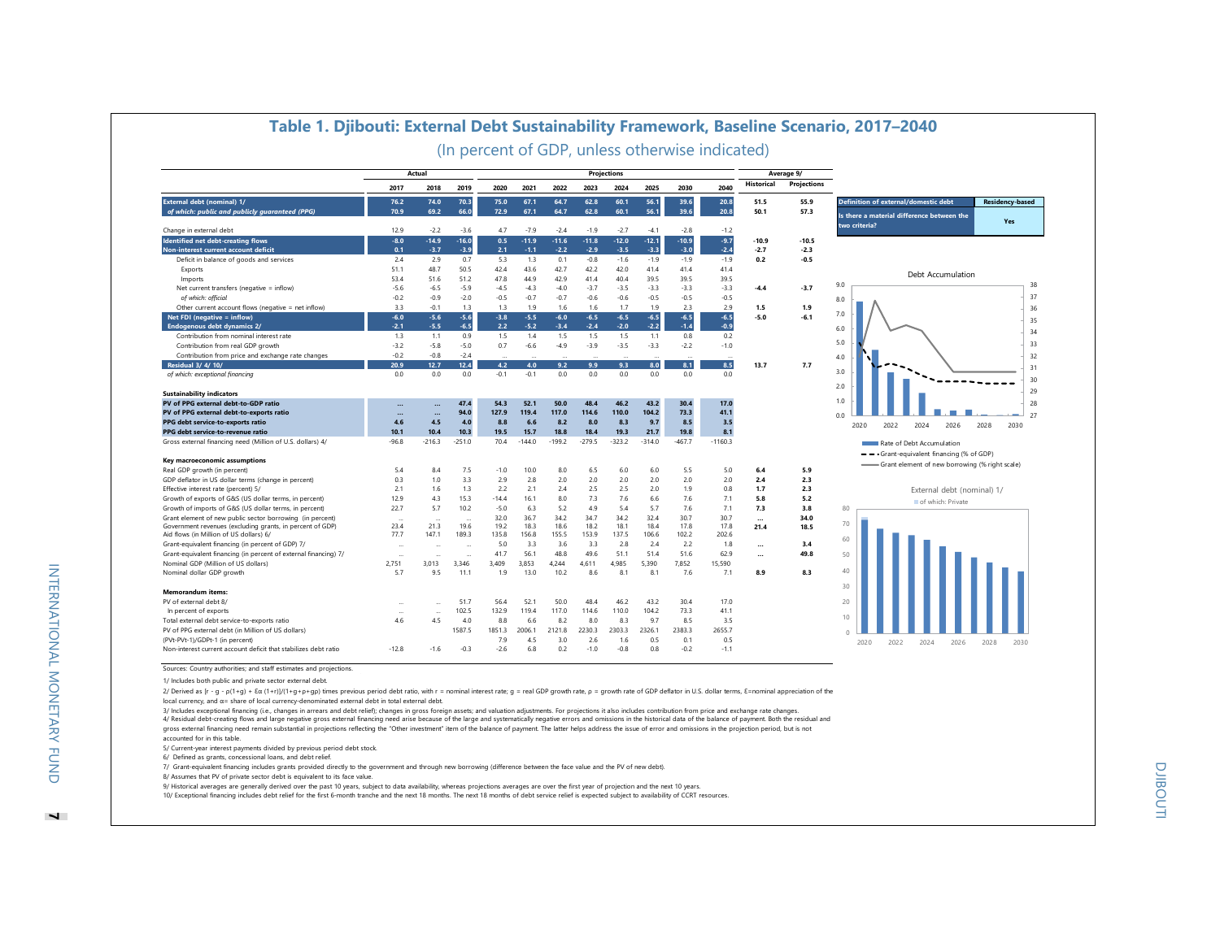# Table 1. Djibouti: External Debt Sustainability Framework, Baseline Scenario, 2017–2040

(In percent of GDP, unless otherwise indicated)

| | Actual | | | Projections | | | | | | | | Average 9/ | |
|---|---|---|---|---|---|---|---|---|---|---|---|---|---|
| | 2017 | 2018 | 2019 | 2020 | 2021 | 2022 | 2023 | 2024 | 2025 | 2030 | 2040 | Historical | Projections |
| **External debt (nominal) 1/** | 76.2 | 74.0 | 70.3 | 75.0 | 67.1 | 64.7 | 62.8 | 60.1 | 56.1 | 39.6 | 20.8 | 51.5 | 55.9 |
| *of which: public and publicly guaranteed (PPG)* | 70.9 | 69.2 | 66.0 | 72.9 | 67.1 | 64.7 | 62.8 | 60.1 | 56.1 | 39.6 | 20.8 | 50.1 | 57.3 |
| Change in external debt | 12.9 | -2.2 | -3.6 | 4.7 | -7.9 | -2.4 | -1.9 | -2.7 | -4.1 | -2.8 | -1.2 | | |
| **Identified net debt-creating flows** | -8.0 | -14.9 | -16.0 | 0.5 | -11.9 | -11.6 | -11.8 | -12.0 | -12.1 | -10.9 | -9.7 | -10.9 | -10.5 |
| **Non-interest current account deficit** | 0.1 | -3.7 | -3.9 | 2.1 | -1.1 | -2.2 | -2.9 | -3.5 | -3.3 | -3.0 | -2.4 | -2.7 | -2.3 |
| Deficit in balance of goods and services | 2.4 | 2.9 | 0.7 | 5.3 | 1.3 | 0.1 | -0.8 | -1.6 | -1.9 | -1.9 | -1.9 | 0.2 | -0.5 |
| Exports | 51.1 | 48.7 | 50.5 | 42.4 | 43.6 | 42.7 | 42.2 | 42.0 | 41.4 | 41.4 | 41.4 | | |
| Imports | 53.4 | 51.6 | 51.2 | 47.8 | 44.9 | 42.9 | 41.4 | 40.4 | 39.5 | 39.5 | 39.5 | | |
| Net current transfers (negative = inflow) | -5.6 | -6.5 | -5.9 | -4.5 | -4.3 | -4.0 | -3.7 | -3.5 | -3.3 | -3.3 | -3.3 | -4.4 | -3.7 |
| *of which: official* | -0.2 | -0.9 | -2.0 | -0.5 | -0.7 | -0.7 | -0.6 | -0.6 | -0.5 | -0.5 | -0.5 | | |
| Other current account flows (negative = net inflow) | 3.3 | -0.1 | 1.3 | 1.3 | 1.9 | 1.6 | 1.6 | 1.7 | 1.9 | 2.3 | 2.9 | 1.5 | 1.9 |
| **Net FDI (negative = inflow)** | -6.0 | -5.6 | -5.6 | -3.8 | -5.5 | -6.0 | -6.5 | -6.5 | -6.5 | -6.5 | -6.5 | -5.0 | -6.1 |
| **Endogenous debt dynamics 2/** | -2.1 | -5.5 | -6.5 | 2.2 | -5.2 | -3.4 | -2.4 | -2.0 | -2.2 | -1.4 | -0.9 | | |
| Contribution from nominal interest rate | 1.3 | 1.1 | 0.9 | 1.5 | 1.4 | 1.5 | 1.5 | 1.5 | 1.1 | 0.8 | 0.2 | | |
| Contribution from real GDP growth | -3.2 | -5.8 | -5.0 | 0.7 | -6.6 | -4.9 | -3.9 | -3.5 | -3.3 | -2.2 | -1.0 | | |
| Contribution from price and exchange rate changes | -0.2 | -0.8 | -2.4 | ... | ... | ... | ... | ... | ... | ... | ... | | |
| **Residual 3/ 4/ 10/** | 20.9 | 12.7 | 12.4 | 4.2 | 4.0 | 9.2 | 9.9 | 9.3 | 8.0 | 8.1 | 8.5 | 13.7 | 7.7 |
| *of which: exceptional financing* | 0.0 | 0.0 | 0.0 | -0.1 | -0.1 | 0.0 | 0.0 | 0.0 | 0.0 | 0.0 | 0.0 | | |
| **Sustainability indicators** | | | | | | | | | | | | | |
| **PV of PPG external debt-to-GDP ratio** | ... | ... | 47.4 | 54.3 | 52.1 | 50.0 | 48.4 | 46.2 | 43.2 | 30.4 | 17.0 | | |
| **PV of PPG external debt-to-exports ratio** | ... | ... | 94.0 | 127.9 | 119.4 | 117.0 | 114.6 | 110.0 | 104.2 | 73.3 | 41.1 | | |
| **PPG debt service-to-exports ratio** | 4.6 | 4.5 | 4.0 | 8.8 | 6.6 | 8.2 | 8.0 | 8.3 | 9.7 | 8.5 | 3.5 | | |
| **PPG debt service-to-revenue ratio** | 10.1 | 10.4 | 10.3 | 19.5 | 15.7 | 18.8 | 18.4 | 19.3 | 21.7 | 19.8 | 8.1 | | |
| Gross external financing need (Million of U.S. dollars) 4/ | -96.8 | -216.3 | -251.0 | 70.4 | -144.0 | -199.2 | -279.5 | -323.2 | -314.0 | -467.7 | -1160.3 | | |
| **Key macroeconomic assumptions** | | | | | | | | | | | | | |
| Real GDP growth (in percent) | 5.4 | 8.4 | 7.5 | -1.0 | 10.0 | 8.0 | 6.5 | 6.0 | 6.0 | 5.5 | 5.0 | 6.4 | 5.9 |
| GDP deflator in US dollar terms (change in percent) | 0.3 | 1.0 | 3.3 | 2.9 | 2.8 | 2.0 | 2.0 | 2.0 | 2.0 | 2.0 | 2.0 | 2.4 | 2.3 |
| Effective interest rate (percent) 5/ | 2.1 | 1.6 | 1.3 | 2.2 | 2.1 | 2.4 | 2.5 | 2.5 | 2.0 | 1.9 | 0.8 | 1.7 | 2.3 |
| Growth of exports of G&S (US dollar terms, in percent) | 12.9 | 4.3 | 15.3 | -14.4 | 16.1 | 8.0 | 7.3 | 7.6 | 6.6 | 7.6 | 7.1 | 5.8 | 5.2 |
| Growth of imports of G&S (US dollar terms, in percent) | 22.7 | 5.7 | 10.2 | -5.0 | 6.3 | 5.2 | 4.9 | 5.4 | 5.7 | 7.6 | 7.1 | 7.3 | 3.8 |
| Grant element of new public sector borrowing (in percent) | ... | ... | ... | 32.0 | 36.7 | 34.2 | 34.7 | 34.2 | 32.4 | 30.7 | 30.7 | ... | 34.0 |
| Government revenues (excluding grants, in percent of GDP) | 23.4 | 21.3 | 19.6 | 19.2 | 18.3 | 18.6 | 18.2 | 18.1 | 18.4 | 17.8 | 17.8 | 21.4 | 18.5 |
| Aid flows (in Million of US dollars) 6/ | 77.7 | 147.1 | 189.3 | 135.8 | 156.8 | 155.5 | 153.9 | 137.5 | 106.6 | 102.2 | 202.6 | | |
| Grant-equivalent financing (in percent of GDP) 7/ | ... | ... | ... | 5.0 | 3.3 | 3.6 | 3.3 | 2.8 | 2.4 | 2.2 | 1.8 | ... | 3.4 |
| Grant-equivalent financing (in percent of external financing) 7/ | ... | ... | ... | 41.7 | 56.1 | 48.8 | 49.6 | 51.1 | 51.4 | 51.6 | 62.9 | ... | 49.8 |
| Nominal GDP (Million of US dollars) | 2,751 | 3,013 | 3,346 | 3,409 | 3,853 | 4,244 | 4,611 | 4,985 | 5,390 | 7,852 | 15,590 | | |
| Nominal dollar GDP growth | 5.7 | 9.5 | 11.1 | 1.9 | 13.0 | 10.2 | 8.6 | 8.1 | 8.1 | 7.6 | 7.1 | 8.9 | 8.3 |
| **Memorandum items:** | | | | | | | | | | | | | |
| PV of external debt 8/ | ... | ... | 51.7 | 56.4 | 52.1 | 50.0 | 48.4 | 46.2 | 43.2 | 30.4 | 17.0 | | |
| In percent of exports | ... | ... | 102.5 | 132.9 | 119.4 | 117.0 | 114.6 | 110.0 | 104.2 | 73.3 | 41.1 | | |
| Total external debt service-to-exports ratio | 4.6 | 4.5 | 4.0 | 8.8 | 6.6 | 8.2 | 8.0 | 8.3 | 9.7 | 8.5 | 3.5 | | |
| PV of PPG external debt (in Million of US dollars) | | | 1587.5 | 1851.3 | 2006.1 | 2121.8 | 2230.3 | 2303.3 | 2326.1 | 2383.3 | 2655.7 | | |
| (PVt-PVt-1)/GDPt-1 (in percent) | | | | 7.9 | 4.5 | 3.0 | 2.6 | 1.6 | 0.5 | 0.1 | 0.5 | | |
| Non-interest current account deficit that stabilizes debt ratio | -12.8 | -1.6 | -0.3 | -2.6 | 6.8 | 0.2 | -1.0 | -0.8 | 0.8 | -0.2 | -1.1 | | |

| Definition of external/domestic debt | Residency-based |
|---|---|
| Is there a material difference between the two criteria? | Yes |

Debt Accumulation

Rate of Debt Accumulation

Grant-equivalent financing (% of GDP)

Grant element of new borrowing (% right scale)

External debt (nominal) 1/

of which: Private

Sources: Country authorities; and staff estimates and projections.

1/ Includes both public and private sector external debt.

2/ Derived as [r - g - ρ(1+g) + Εα (1+r)]/(1+g+ρ+gρ) times previous period debt ratio, with r = nominal interest rate; g = real GDP growth rate, ρ = growth rate of GDP deflator in U.S. dollar terms, Ε=nominal appreciation of the local currency, and α= share of local currency-denominated external debt in total external debt.

3/ Includes exceptional financing (i.e., changes in arrears and debt relief); changes in gross foreign assets; and valuation adjustments. For projections it also includes contribution from price and exchange rate changes.

4/ Residual debt-creating flows and large negative gross external financing need arise because of the large and systematically negative errors and omissions in the historical data of the balance of payment. Both the residual and gross external financing need remain substantial in projections reflecting the "Other investment" item of the balance of payment. The latter helps address the issue of error and omissions in the projection period, but is not accounted for in this table.

5/ Current-year interest payments divided by previous period debt stock.

6/ Defined as grants, concessional loans, and debt relief.

7/ Grant-equivalent financing includes grants provided directly to the government and through new borrowing (difference between the face value and the PV of new debt).

8/ Assumes that PV of private sector debt is equivalent to its face value.

9/ Historical averages are generally derived over the past 10 years, subject to data availability, whereas projections averages are over the first year of projection and the next 10 years.

10/ Exceptional financing includes debt relief for the first 6-month tranche and the next 18 months. The next 18 months of debt service relief is expected subject to availability of CCRT resources.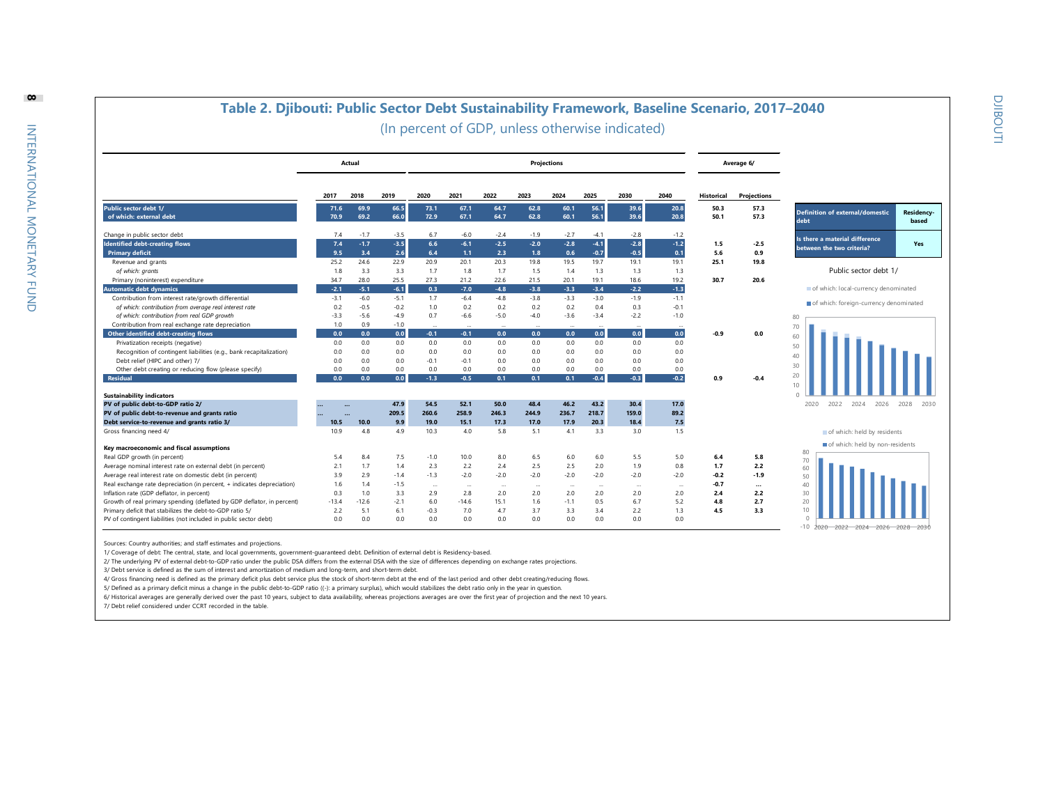## Table 2. Djibouti: Public Sector Debt Sustainability Framework, Baseline Scenario, 2017–2040

(In percent of GDP, unless otherwise indicated)

| | Actual | | | Projections | | | | | | | | Average 6/ | |
|---|---|---|---|---|---|---|---|---|---|---|---|---|---|
| | 2017 | 2018 | 2019 | 2020 | 2021 | 2022 | 2023 | 2024 | 2025 | 2030 | 2040 | Historical | Projections |
| **Public sector debt 1/** | 71.6 | 69.9 | 66.5 | 73.1 | 67.1 | 64.7 | 62.8 | 60.1 | 56.1 | 39.6 | 20.8 | 50.3 | 57.3 |
| **of which: external debt** | 70.9 | 69.2 | 66.0 | 72.9 | 67.1 | 64.7 | 62.8 | 60.1 | 56.1 | 39.6 | 20.8 | 50.1 | 57.3 |
| | | | | | | | | | | | | | |
| Change in public sector debt | 7.4 | -1.7 | -3.5 | 6.7 | -6.0 | -2.4 | -1.9 | -2.7 | -4.1 | -2.8 | -1.2 | | |
| **Identified debt-creating flows** | 7.4 | -1.7 | -3.5 | 6.6 | -6.1 | -2.5 | -2.0 | -2.8 | -4.1 | -2.8 | -1.2 | 1.5 | -2.5 |
| **Primary deficit** | 9.5 | 3.4 | 2.6 | 6.4 | 1.1 | 2.3 | 1.8 | 0.6 | -0.7 | -0.5 | 0.1 | 5.6 | 0.9 |
| Revenue and grants | 25.2 | 24.6 | 22.9 | 20.9 | 20.1 | 20.3 | 19.8 | 19.5 | 19.7 | 19.1 | 19.1 | 25.1 | 19.8 |
| *of which: grants* | 1.8 | 3.3 | 3.3 | 1.7 | 1.8 | 1.7 | 1.5 | 1.4 | 1.3 | 1.3 | 1.3 | | |
| Primary (noninterest) expenditure | 34.7 | 28.0 | 25.5 | 27.3 | 21.2 | 22.6 | 21.5 | 20.1 | 19.1 | 18.6 | 19.2 | 30.7 | 20.6 |
| **Automatic debt dynamics** | -2.1 | -5.1 | -6.1 | 0.3 | -7.0 | -4.8 | -3.8 | -3.3 | -3.4 | -2.2 | -1.3 | | |
| Contribution from interest rate/growth differential | -3.1 | -6.0 | -5.1 | 1.7 | -6.4 | -4.8 | -3.8 | -3.3 | -3.0 | -1.9 | -1.1 | | |
| *of which: contribution from average real interest rate* | 0.2 | -0.5 | -0.2 | 1.0 | 0.2 | 0.2 | 0.2 | 0.2 | 0.4 | 0.3 | -0.1 | | |
| *of which: contribution from real GDP growth* | -3.3 | -5.6 | -4.9 | 0.7 | -6.6 | -5.0 | -4.0 | -3.6 | -3.4 | -2.2 | -1.0 | | |
| Contribution from real exchange rate depreciation | 1.0 | 0.9 | -1.0 | ... | ... | ... | ... | ... | ... | ... | ... | | |
| **Other identified debt-creating flows** | 0.0 | 0.0 | 0.0 | -0.1 | -0.1 | 0.0 | 0.0 | 0.0 | 0.0 | 0.0 | 0.0 | -0.9 | 0.0 |
| Privatization receipts (negative) | 0.0 | 0.0 | 0.0 | 0.0 | 0.0 | 0.0 | 0.0 | 0.0 | 0.0 | 0.0 | 0.0 | | |
| Recognition of contingent liabilities (e.g., bank recapitalization) | 0.0 | 0.0 | 0.0 | 0.0 | 0.0 | 0.0 | 0.0 | 0.0 | 0.0 | 0.0 | 0.0 | | |
| Debt relief (HIPC and other) 7/ | 0.0 | 0.0 | 0.0 | -0.1 | -0.1 | 0.0 | 0.0 | 0.0 | 0.0 | 0.0 | 0.0 | | |
| Other debt creating or reducing flow (please specify) | 0.0 | 0.0 | 0.0 | 0.0 | 0.0 | 0.0 | 0.0 | 0.0 | 0.0 | 0.0 | 0.0 | | |
| **Residual** | 0.0 | 0.0 | 0.0 | -1.3 | -0.5 | 0.1 | 0.1 | 0.1 | -0.4 | -0.3 | -0.2 | 0.9 | -0.4 |
| | | | | | | | | | | | | | |
| **Sustainability indicators** | | | | | | | | | | | | | |
| **PV of public debt-to-GDP ratio 2/** | ... | ... | 47.9 | 54.5 | 52.1 | 50.0 | 48.4 | 46.2 | 43.2 | 30.4 | 17.0 | | |
| **PV of public debt-to-revenue and grants ratio** | ... | ... | 209.5 | 260.6 | 258.9 | 246.3 | 244.9 | 236.7 | 218.7 | 159.0 | 89.2 | | |
| **Debt service-to-revenue and grants ratio 3/** | 10.5 | 10.0 | 9.9 | 19.0 | 15.1 | 17.3 | 17.0 | 17.9 | 20.3 | 18.4 | 7.5 | | |
| Gross financing need 4/ | 10.9 | 4.8 | 4.9 | 10.3 | 4.0 | 5.8 | 5.1 | 4.1 | 3.3 | 3.0 | 1.5 | | |
| | | | | | | | | | | | | | |
| **Key macroeconomic and fiscal assumptions** | | | | | | | | | | | | | |
| Real GDP growth (in percent) | 5.4 | 8.4 | 7.5 | -1.0 | 10.0 | 8.0 | 6.5 | 6.0 | 6.0 | 5.5 | 5.0 | 6.4 | 5.8 |
| Average nominal interest rate on external debt (in percent) | 2.1 | 1.7 | 1.4 | 2.3 | 2.2 | 2.4 | 2.5 | 2.5 | 2.0 | 1.9 | 0.8 | 1.7 | 2.2 |
| Average real interest rate on domestic debt (in percent) | 3.9 | 2.9 | -1.4 | -1.3 | -2.0 | -2.0 | -2.0 | -2.0 | -2.0 | -2.0 | -2.0 | -0.2 | -1.9 |
| Real exchange rate depreciation (in percent, + indicates depreciation) | 1.6 | 1.4 | -1.5 | ... | ... | ... | ... | ... | ... | ... | ... | -0.7 | ... |
| Inflation rate (GDP deflator, in percent) | 0.3 | 1.0 | 3.3 | 2.9 | 2.8 | 2.0 | 2.0 | 2.0 | 2.0 | 2.0 | 2.0 | 2.4 | 2.2 |
| Growth of real primary spending (deflated by GDP deflator, in percent) | -13.4 | -12.6 | -2.1 | 6.0 | -14.6 | 15.1 | 1.6 | -1.1 | 0.5 | 6.7 | 5.2 | 4.8 | 2.7 |
| Primary deficit that stabilizes the debt-to-GDP ratio 5/ | 2.2 | 5.1 | 6.1 | -0.3 | 7.0 | 4.7 | 3.7 | 3.3 | 3.4 | 2.2 | 1.3 | 4.5 | 3.3 |
| PV of contingent liabilities (not included in public sector debt) | 0.0 | 0.0 | 0.0 | 0.0 | 0.0 | 0.0 | 0.0 | 0.0 | 0.0 | 0.0 | 0.0 | | |

| Definition of external/domestic debt | Residency-based |
|---|---|
| Is there a material difference between the two criteria? | Yes |

Public sector debt 1/

Sources: Country authorities; and staff estimates and projections.

1/ Coverage of debt: The central, state, and local governments, government-guaranteed debt. Definition of external debt is Residency-based.

2/ The underlying PV of external debt-to-GDP ratio under the public DSA differs from the external DSA with the size of differences depending on exchange rates projections.

3/ Debt service is defined as the sum of interest and amortization of medium and long-term, and short-term debt.

4/ Gross financing need is defined as the primary deficit plus debt service plus the stock of short-term debt at the end of the last period and other debt creating/reducing flows.

5/ Defined as a primary deficit minus a change in the public debt-to-GDP ratio ((-): a primary surplus), which would stabilizes the debt ratio only in the year in question.

6/ Historical averages are generally derived over the past 10 years, subject to data availability, whereas projections averages are over the first year of projection and the next 10 years.

7/ Debt relief considered under CCRT recorded in the table.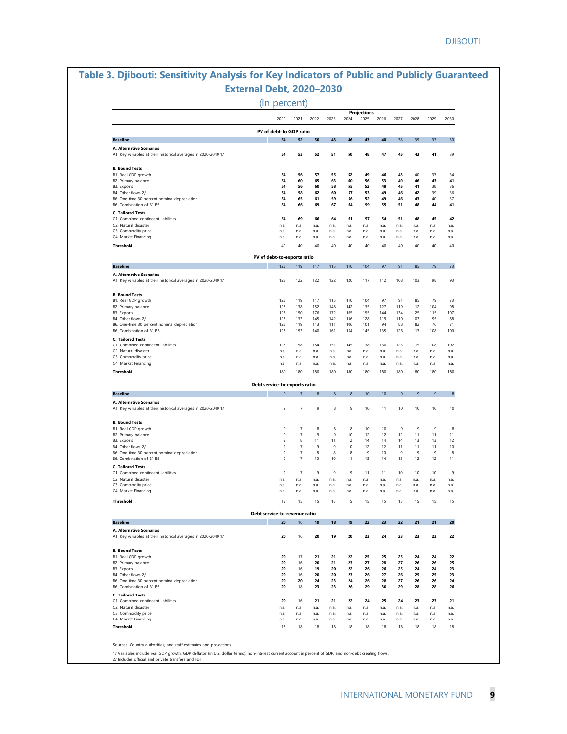# Table 3. Djibouti: Sensitivity Analysis for Key Indicators of Public and Publicly Guaranteed External Debt, 2020–2030

(In percent)

| | | | | | Projections | | | | | | |
|---|---|---|---|---|---|---|---|---|---|---|---|
| | 2020 | 2021 | 2022 | 2023 | 2024 | 2025 | 2026 | 2027 | 2028 | 2029 | 2030 |
| **PV of debt-to GDP ratio** | | | | | | | | | | | |
| **Baseline** | 54 | 52 | 50 | 48 | 46 | 43 | 40 | 38 | 35 | 33 | 30 |
| **A. Alternative Scenarios** | | | | | | | | | | | |
| A1. Key variables at their historical averages in 2020-2040 1/ | 54 | 53 | 52 | 51 | 50 | 48 | 47 | 45 | 43 | 41 | 39 |
| **B. Bound Tests** | | | | | | | | | | | |
| B1. Real GDP growth | 54 | 56 | 57 | 55 | 52 | 49 | 46 | 43 | 40 | 37 | 34 |
| B2. Primary balance | 54 | 60 | 65 | 63 | 60 | 56 | 53 | 49 | 46 | 43 | 41 |
| B3. Exports | 54 | 56 | 60 | 58 | 55 | 52 | 48 | 45 | 41 | 38 | 36 |
| B4. Other flows 2/ | 54 | 58 | 62 | 60 | 57 | 53 | 49 | 46 | 42 | 39 | 36 |
| B6. One-time 30 percent nominal depreciation | 54 | 65 | 61 | 59 | 56 | 52 | 49 | 46 | 43 | 40 | 37 |
| B6. Combination of B1-B5 | 54 | 66 | 69 | 67 | 64 | 59 | 55 | 51 | 48 | 44 | 41 |
| **C. Tailored Tests** | | | | | | | | | | | |
| C1. Combined contingent liabilities | 54 | 69 | 66 | 64 | 61 | 57 | 54 | 51 | 48 | 45 | 42 |
| C2. Natural disaster | n.a. | n.a. | n.a. | n.a. | n.a. | n.a. | n.a. | n.a. | n.a. | n.a. | n.a. |
| C3. Commodity price | n.a. | n.a. | n.a. | n.a. | n.a. | n.a. | n.a. | n.a. | n.a. | n.a. | n.a. |
| C4. Market Financing | n.a. | n.a. | n.a. | n.a. | n.a. | n.a. | n.a. | n.a. | n.a. | n.a. | n.a. |
| **Threshold** | 40 | 40 | 40 | 40 | 40 | 40 | 40 | 40 | 40 | 40 | 40 |
| **PV of debt-to-exports ratio** | | | | | | | | | | | |
| **Baseline** | 128 | 119 | 117 | 115 | 110 | 104 | 97 | 91 | 85 | 79 | 73 |
| **A. Alternative Scenarios** | | | | | | | | | | | |
| A1. Key variables at their historical averages in 2020-2040 1/ | 128 | 122 | 122 | 122 | 120 | 117 | 112 | 108 | 103 | 98 | 93 |
| **B. Bound Tests** | | | | | | | | | | | |
| B1. Real GDP growth | 128 | 119 | 117 | 115 | 110 | 104 | 97 | 91 | 85 | 79 | 73 |
| B2. Primary balance | 128 | 138 | 152 | 148 | 142 | 135 | 127 | 119 | 112 | 104 | 98 |
| B3. Exports | 128 | 150 | 176 | 172 | 165 | 155 | 144 | 134 | 125 | 115 | 107 |
| B4. Other flows 2/ | 128 | 133 | 145 | 142 | 136 | 128 | 119 | 110 | 103 | 95 | 88 |
| B6. One-time 30 percent nominal depreciation | 128 | 119 | 113 | 111 | 106 | 101 | 94 | 88 | 82 | 76 | 71 |
| B6. Combination of B1-B5 | 128 | 153 | 140 | 161 | 154 | 145 | 135 | 126 | 117 | 108 | 100 |
| **C. Tailored Tests** | | | | | | | | | | | |
| C1. Combined contingent liabilities | 128 | 158 | 154 | 151 | 145 | 138 | 130 | 123 | 115 | 108 | 102 |
| C2. Natural disaster | n.a. | n.a. | n.a. | n.a. | n.a. | n.a. | n.a. | n.a. | n.a. | n.a. | n.a. |
| C3. Commodity price | n.a. | n.a. | n.a. | n.a. | n.a. | n.a. | n.a. | n.a. | n.a. | n.a. | n.a. |
| C4. Market Financing | n.a. | n.a. | n.a. | n.a. | n.a. | n.a. | n.a. | n.a. | n.a. | n.a. | n.a. |
| **Threshold** | 180 | 180 | 180 | 180 | 180 | 180 | 180 | 180 | 180 | 180 | 180 |
| **Debt service-to-exports ratio** | | | | | | | | | | | |
| **Baseline** | 9 | 7 | 8 | 8 | 8 | 10 | 10 | 9 | 9 | 9 | 8 |
| **A. Alternative Scenarios** | | | | | | | | | | | |
| A1. Key variables at their historical averages in 2020-2040 1/ | 9 | 7 | 9 | 8 | 9 | 10 | 11 | 10 | 10 | 10 | 10 |
| **B. Bound Tests** | | | | | | | | | | | |
| B1. Real GDP growth | 9 | 7 | 8 | 8 | 8 | 10 | 10 | 9 | 9 | 9 | 8 |
| B2. Primary balance | 9 | 7 | 9 | 9 | 10 | 12 | 12 | 12 | 11 | 11 | 11 |
| B3. Exports | 9 | 8 | 11 | 11 | 12 | 14 | 14 | 14 | 13 | 13 | 12 |
| B4. Other flows 2/ | 9 | 7 | 9 | 9 | 10 | 12 | 12 | 11 | 11 | 11 | 10 |
| B6. One-time 30 percent nominal depreciation | 9 | 7 | 8 | 8 | 8 | 9 | 10 | 9 | 9 | 9 | 8 |
| B6. Combination of B1-B5 | 9 | 7 | 10 | 10 | 11 | 13 | 14 | 13 | 12 | 12 | 11 |
| **C. Tailored Tests** | | | | | | | | | | | |
| C1. Combined contingent liabilities | 9 | 7 | 9 | 9 | 9 | 11 | 11 | 10 | 10 | 10 | 9 |
| C2. Natural disaster | n.a. | n.a. | n.a. | n.a. | n.a. | n.a. | n.a. | n.a. | n.a. | n.a. | n.a. |
| C3. Commodity price | n.a. | n.a. | n.a. | n.a. | n.a. | n.a. | n.a. | n.a. | n.a. | n.a. | n.a. |
| C4. Market Financing | n.a. | n.a. | n.a. | n.a. | n.a. | n.a. | n.a. | n.a. | n.a. | n.a. | n.a. |
| **Threshold** | 15 | 15 | 15 | 15 | 15 | 15 | 15 | 15 | 15 | 15 | 15 |
| **Debt service-to-revenue ratio** | | | | | | | | | | | |
| **Baseline** | 20 | 16 | 19 | 18 | 19 | 22 | 23 | 22 | 21 | 21 | 20 |
| **A. Alternative Scenarios** | | | | | | | | | | | |
| A1. Key variables at their historical averages in 2020-2040 1/ | 20 | 16 | 20 | 19 | 20 | 23 | 24 | 23 | 23 | 23 | 22 |
| **B. Bound Tests** | | | | | | | | | | | |
| B1. Real GDP growth | 20 | 17 | 21 | 21 | 22 | 25 | 25 | 25 | 24 | 24 | 22 |
| B2. Primary balance | 20 | 16 | 20 | 21 | 23 | 27 | 28 | 27 | 26 | 26 | 25 |
| B3. Exports | 20 | 16 | 19 | 20 | 22 | 26 | 26 | 25 | 24 | 24 | 23 |
| B4. Other flows 2/ | 20 | 16 | 20 | 20 | 23 | 26 | 27 | 26 | 25 | 25 | 23 |
| B6. One-time 30 percent nominal depreciation | 20 | 20 | 24 | 23 | 24 | 26 | 28 | 27 | 26 | 26 | 24 |
| B6. Combination of B1-B5 | 20 | 18 | 23 | 23 | 26 | 29 | 30 | 29 | 28 | 28 | 26 |
| **C. Tailored Tests** | | | | | | | | | | | |
| C1. Combined contingent liabilities | 20 | 16 | 21 | 21 | 22 | 24 | 25 | 24 | 23 | 23 | 21 |
| C2. Natural disaster | n.a. | n.a. | n.a. | n.a. | n.a. | n.a. | n.a. | n.a. | n.a. | n.a. | n.a. |
| C3. Commodity price | n.a. | n.a. | n.a. | n.a. | n.a. | n.a. | n.a. | n.a. | n.a. | n.a. | n.a. |
| C4. Market Financing | n.a. | n.a. | n.a. | n.a. | n.a. | n.a. | n.a. | n.a. | n.a. | n.a. | n.a. |
| **Threshold** | 18 | 18 | 18 | 18 | 18 | 18 | 18 | 18 | 18 | 18 | 18 |

Sources: Country authorities; and staff estimates and projections.

1/ Variables include real GDP growth, GDP deflator (in U.S. dollar terms), non-interest current account in percent of GDP, and non-debt creating flows.

2/ Includes official and private transfers and FDI.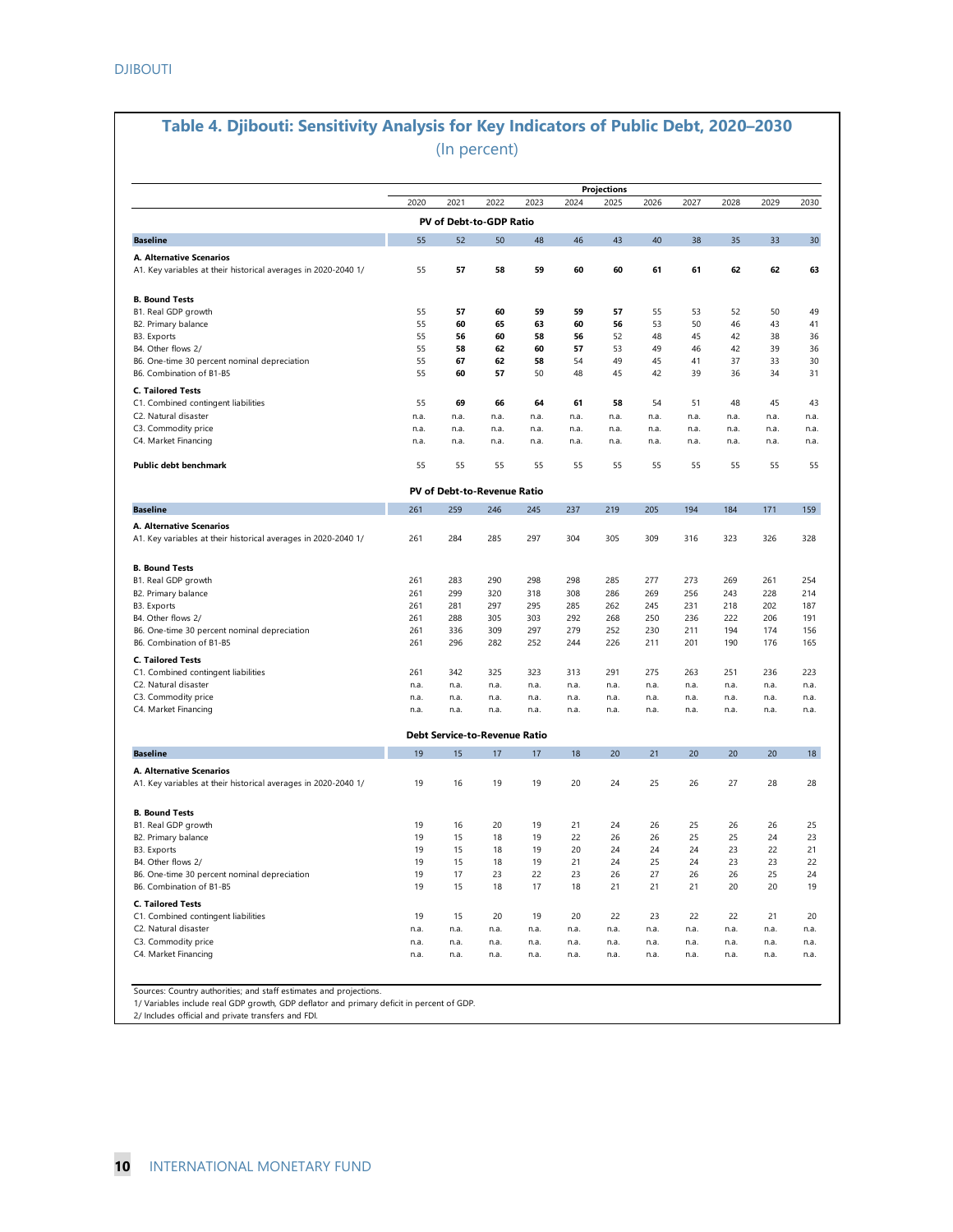## Table 4. Djibouti: Sensitivity Analysis for Key Indicators of Public Debt, 2020–2030

(In percent)

| | 2020 | 2021 | 2022 | 2023 | 2024 | 2025 | 2026 | 2027 | 2028 | 2029 | 2030 |
|---|---|---|---|---|---|---|---|---|---|---|---|
| | | Projections | | | | | | | | | |
| **PV of Debt-to-GDP Ratio** | | | | | | | | | | | |
| **Baseline** | 55 | 52 | 50 | 48 | 46 | 43 | 40 | 38 | 35 | 33 | 30 |
| **A. Alternative Scenarios** | | | | | | | | | | | |
| A1. Key variables at their historical averages in 2020-2040 1/ | 55 | **57** | **58** | **59** | **60** | **60** | **61** | **61** | **62** | **62** | **63** |
| **B. Bound Tests** | | | | | | | | | | | |
| B1. Real GDP growth | 55 | **57** | **60** | **59** | **59** | **57** | 55 | 53 | 52 | 50 | 49 |
| B2. Primary balance | 55 | **60** | **65** | **63** | **60** | **56** | 53 | 50 | 46 | 43 | 41 |
| B3. Exports | 55 | **56** | **60** | **58** | **56** | 52 | 48 | 45 | 42 | 38 | 36 |
| B4. Other flows 2/ | 55 | **58** | **62** | **60** | **57** | 53 | 49 | 46 | 42 | 39 | 36 |
| B6. One-time 30 percent nominal depreciation | 55 | **67** | **62** | **58** | 54 | 49 | 45 | 41 | 37 | 33 | 30 |
| B6. Combination of B1-B5 | 55 | **60** | **57** | 50 | 48 | 45 | 42 | 39 | 36 | 34 | 31 |
| **C. Tailored Tests** | | | | | | | | | | | |
| C1. Combined contingent liabilities | 55 | **69** | **66** | **64** | **61** | **58** | 54 | 51 | 48 | 45 | 43 |
| C2. Natural disaster | n.a. | n.a. | n.a. | n.a. | n.a. | n.a. | n.a. | n.a. | n.a. | n.a. | n.a. |
| C3. Commodity price | n.a. | n.a. | n.a. | n.a. | n.a. | n.a. | n.a. | n.a. | n.a. | n.a. | n.a. |
| C4. Market Financing | n.a. | n.a. | n.a. | n.a. | n.a. | n.a. | n.a. | n.a. | n.a. | n.a. | n.a. |
| **Public debt benchmark** | 55 | 55 | 55 | 55 | 55 | 55 | 55 | 55 | 55 | 55 | 55 |
| **PV of Debt-to-Revenue Ratio** | | | | | | | | | | | |
| **Baseline** | 261 | 259 | 246 | 245 | 237 | 219 | 205 | 194 | 184 | 171 | 159 |
| **A. Alternative Scenarios** | | | | | | | | | | | |
| A1. Key variables at their historical averages in 2020-2040 1/ | 261 | 284 | 285 | 297 | 304 | 305 | 309 | 316 | 323 | 326 | 328 |
| **B. Bound Tests** | | | | | | | | | | | |
| B1. Real GDP growth | 261 | 283 | 290 | 298 | 298 | 285 | 277 | 273 | 269 | 261 | 254 |
| B2. Primary balance | 261 | 299 | 320 | 318 | 308 | 286 | 269 | 256 | 243 | 228 | 214 |
| B3. Exports | 261 | 281 | 297 | 295 | 285 | 262 | 245 | 231 | 218 | 202 | 187 |
| B4. Other flows 2/ | 261 | 288 | 305 | 303 | 292 | 268 | 250 | 236 | 222 | 206 | 191 |
| B6. One-time 30 percent nominal depreciation | 261 | 336 | 309 | 297 | 279 | 252 | 230 | 211 | 194 | 174 | 156 |
| B6. Combination of B1-B5 | 261 | 296 | 282 | 252 | 244 | 226 | 211 | 201 | 190 | 176 | 165 |
| **C. Tailored Tests** | | | | | | | | | | | |
| C1. Combined contingent liabilities | 261 | 342 | 325 | 323 | 313 | 291 | 275 | 263 | 251 | 236 | 223 |
| C2. Natural disaster | n.a. | n.a. | n.a. | n.a. | n.a. | n.a. | n.a. | n.a. | n.a. | n.a. | n.a. |
| C3. Commodity price | n.a. | n.a. | n.a. | n.a. | n.a. | n.a. | n.a. | n.a. | n.a. | n.a. | n.a. |
| C4. Market Financing | n.a. | n.a. | n.a. | n.a. | n.a. | n.a. | n.a. | n.a. | n.a. | n.a. | n.a. |
| **Debt Service-to-Revenue Ratio** | | | | | | | | | | | |
| **Baseline** | 19 | 15 | 17 | 17 | 18 | 20 | 21 | 20 | 20 | 20 | 18 |
| **A. Alternative Scenarios** | | | | | | | | | | | |
| A1. Key variables at their historical averages in 2020-2040 1/ | 19 | 16 | 19 | 19 | 20 | 24 | 25 | 26 | 27 | 28 | 28 |
| **B. Bound Tests** | | | | | | | | | | | |
| B1. Real GDP growth | 19 | 16 | 20 | 19 | 21 | 24 | 26 | 25 | 26 | 26 | 25 |
| B2. Primary balance | 19 | 15 | 18 | 19 | 22 | 26 | 26 | 25 | 25 | 24 | 23 |
| B3. Exports | 19 | 15 | 18 | 19 | 20 | 24 | 24 | 24 | 23 | 22 | 21 |
| B4. Other flows 2/ | 19 | 15 | 18 | 19 | 21 | 24 | 25 | 24 | 23 | 23 | 22 |
| B6. One-time 30 percent nominal depreciation | 19 | 17 | 23 | 22 | 23 | 26 | 27 | 26 | 26 | 25 | 24 |
| B6. Combination of B1-B5 | 19 | 15 | 18 | 17 | 18 | 21 | 21 | 21 | 20 | 20 | 19 |
| **C. Tailored Tests** | | | | | | | | | | | |
| C1. Combined contingent liabilities | 19 | 15 | 20 | 19 | 20 | 22 | 23 | 22 | 22 | 21 | 20 |
| C2. Natural disaster | n.a. | n.a. | n.a. | n.a. | n.a. | n.a. | n.a. | n.a. | n.a. | n.a. | n.a. |
| C3. Commodity price | n.a. | n.a. | n.a. | n.a. | n.a. | n.a. | n.a. | n.a. | n.a. | n.a. | n.a. |
| C4. Market Financing | n.a. | n.a. | n.a. | n.a. | n.a. | n.a. | n.a. | n.a. | n.a. | n.a. | n.a. |

Sources: Country authorities; and staff estimates and projections.

1/ Variables include real GDP growth, GDP deflator and primary deficit in percent of GDP.

2/ Includes official and private transfers and FDI.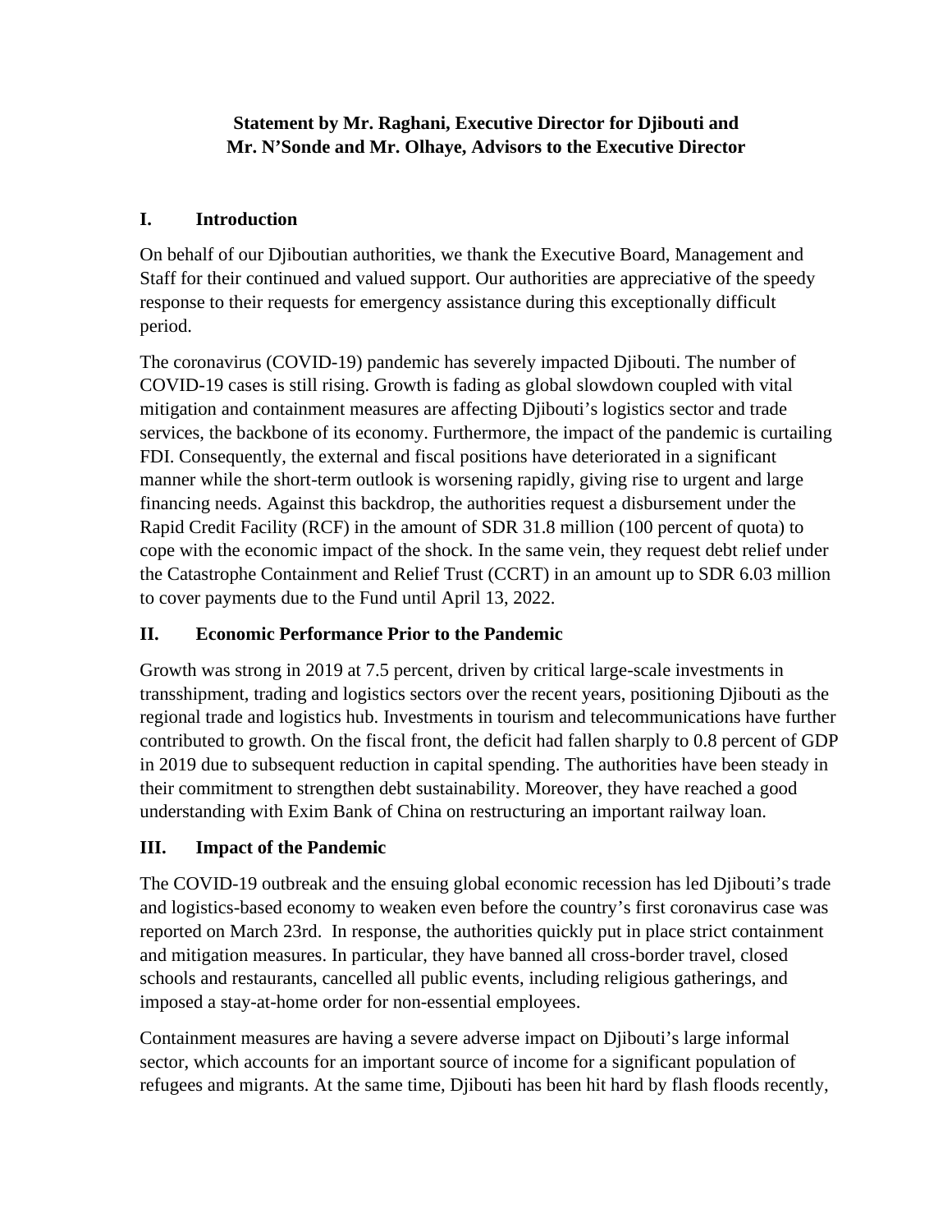**Statement by Mr. Raghani, Executive Director for Djibouti and Mr. N'Sonde and Mr. Olhaye, Advisors to the Executive Director**

## I. Introduction

On behalf of our Djiboutian authorities, we thank the Executive Board, Management and Staff for their continued and valued support. Our authorities are appreciative of the speedy response to their requests for emergency assistance during this exceptionally difficult period.

The coronavirus (COVID-19) pandemic has severely impacted Djibouti. The number of COVID-19 cases is still rising. Growth is fading as global slowdown coupled with vital mitigation and containment measures are affecting Djibouti's logistics sector and trade services, the backbone of its economy. Furthermore, the impact of the pandemic is curtailing FDI. Consequently, the external and fiscal positions have deteriorated in a significant manner while the short-term outlook is worsening rapidly, giving rise to urgent and large financing needs. Against this backdrop, the authorities request a disbursement under the Rapid Credit Facility (RCF) in the amount of SDR 31.8 million (100 percent of quota) to cope with the economic impact of the shock. In the same vein, they request debt relief under the Catastrophe Containment and Relief Trust (CCRT) in an amount up to SDR 6.03 million to cover payments due to the Fund until April 13, 2022.

## II. Economic Performance Prior to the Pandemic

Growth was strong in 2019 at 7.5 percent, driven by critical large-scale investments in transshipment, trading and logistics sectors over the recent years, positioning Djibouti as the regional trade and logistics hub. Investments in tourism and telecommunications have further contributed to growth. On the fiscal front, the deficit had fallen sharply to 0.8 percent of GDP in 2019 due to subsequent reduction in capital spending. The authorities have been steady in their commitment to strengthen debt sustainability. Moreover, they have reached a good understanding with Exim Bank of China on restructuring an important railway loan.

## III. Impact of the Pandemic

The COVID-19 outbreak and the ensuing global economic recession has led Djibouti's trade and logistics-based economy to weaken even before the country's first coronavirus case was reported on March 23rd. In response, the authorities quickly put in place strict containment and mitigation measures. In particular, they have banned all cross-border travel, closed schools and restaurants, cancelled all public events, including religious gatherings, and imposed a stay-at-home order for non-essential employees.

Containment measures are having a severe adverse impact on Djibouti's large informal sector, which accounts for an important source of income for a significant population of refugees and migrants. At the same time, Djibouti has been hit hard by flash floods recently,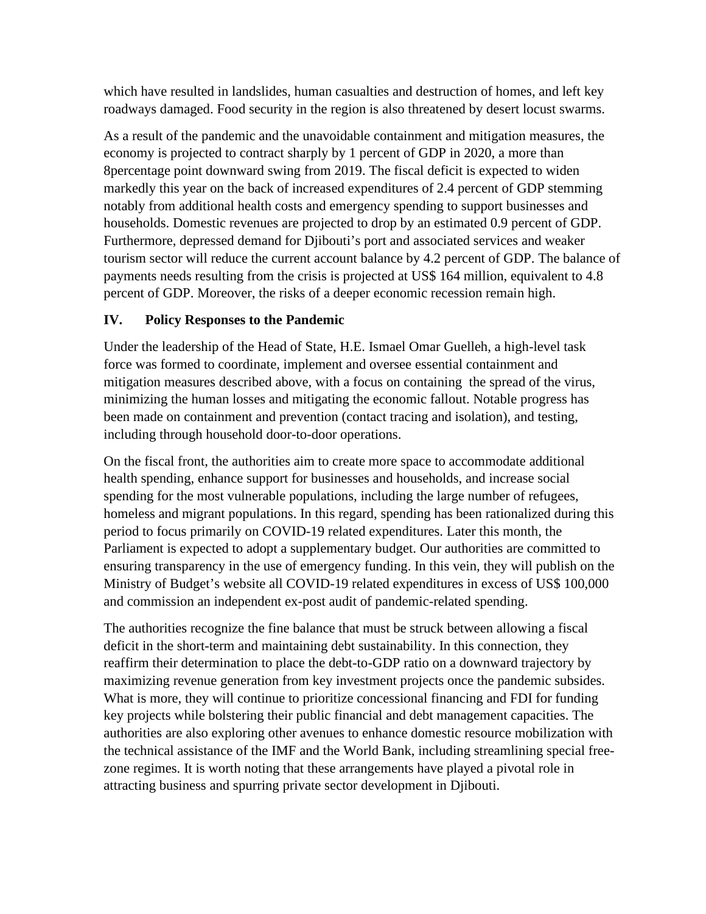which have resulted in landslides, human casualties and destruction of homes, and left key roadways damaged. Food security in the region is also threatened by desert locust swarms.

As a result of the pandemic and the unavoidable containment and mitigation measures, the economy is projected to contract sharply by 1 percent of GDP in 2020, a more than 8percentage point downward swing from 2019. The fiscal deficit is expected to widen markedly this year on the back of increased expenditures of 2.4 percent of GDP stemming notably from additional health costs and emergency spending to support businesses and households. Domestic revenues are projected to drop by an estimated 0.9 percent of GDP. Furthermore, depressed demand for Djibouti's port and associated services and weaker tourism sector will reduce the current account balance by 4.2 percent of GDP. The balance of payments needs resulting from the crisis is projected at US$ 164 million, equivalent to 4.8 percent of GDP. Moreover, the risks of a deeper economic recession remain high.

## IV. Policy Responses to the Pandemic

Under the leadership of the Head of State, H.E. Ismael Omar Guelleh, a high-level task force was formed to coordinate, implement and oversee essential containment and mitigation measures described above, with a focus on containing the spread of the virus, minimizing the human losses and mitigating the economic fallout. Notable progress has been made on containment and prevention (contact tracing and isolation), and testing, including through household door-to-door operations.

On the fiscal front, the authorities aim to create more space to accommodate additional health spending, enhance support for businesses and households, and increase social spending for the most vulnerable populations, including the large number of refugees, homeless and migrant populations. In this regard, spending has been rationalized during this period to focus primarily on COVID-19 related expenditures. Later this month, the Parliament is expected to adopt a supplementary budget. Our authorities are committed to ensuring transparency in the use of emergency funding. In this vein, they will publish on the Ministry of Budget's website all COVID-19 related expenditures in excess of US$ 100,000 and commission an independent ex-post audit of pandemic-related spending.

The authorities recognize the fine balance that must be struck between allowing a fiscal deficit in the short-term and maintaining debt sustainability. In this connection, they reaffirm their determination to place the debt-to-GDP ratio on a downward trajectory by maximizing revenue generation from key investment projects once the pandemic subsides. What is more, they will continue to prioritize concessional financing and FDI for funding key projects while bolstering their public financial and debt management capacities. The authorities are also exploring other avenues to enhance domestic resource mobilization with the technical assistance of the IMF and the World Bank, including streamlining special free-zone regimes. It is worth noting that these arrangements have played a pivotal role in attracting business and spurring private sector development in Djibouti.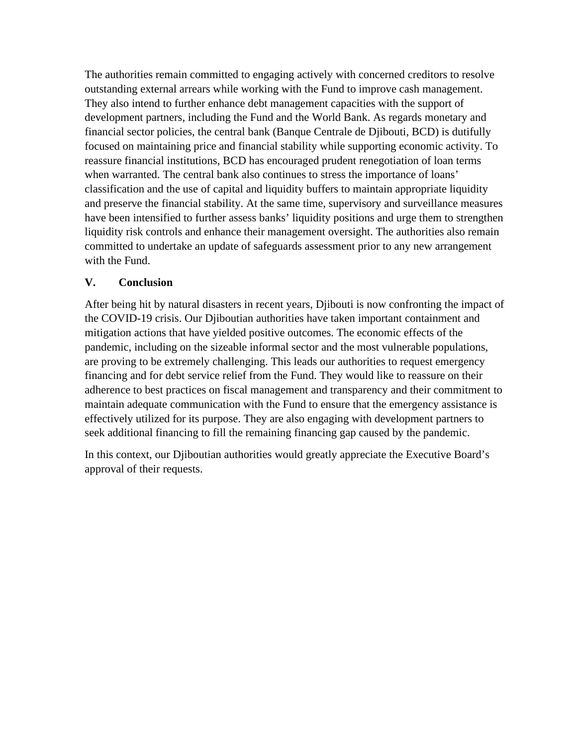The authorities remain committed to engaging actively with concerned creditors to resolve outstanding external arrears while working with the Fund to improve cash management. They also intend to further enhance debt management capacities with the support of development partners, including the Fund and the World Bank. As regards monetary and financial sector policies, the central bank (Banque Centrale de Djibouti, BCD) is dutifully focused on maintaining price and financial stability while supporting economic activity. To reassure financial institutions, BCD has encouraged prudent renegotiation of loan terms when warranted. The central bank also continues to stress the importance of loans' classification and the use of capital and liquidity buffers to maintain appropriate liquidity and preserve the financial stability. At the same time, supervisory and surveillance measures have been intensified to further assess banks' liquidity positions and urge them to strengthen liquidity risk controls and enhance their management oversight. The authorities also remain committed to undertake an update of safeguards assessment prior to any new arrangement with the Fund.

## V. Conclusion

After being hit by natural disasters in recent years, Djibouti is now confronting the impact of the COVID-19 crisis. Our Djiboutian authorities have taken important containment and mitigation actions that have yielded positive outcomes. The economic effects of the pandemic, including on the sizeable informal sector and the most vulnerable populations, are proving to be extremely challenging. This leads our authorities to request emergency financing and for debt service relief from the Fund. They would like to reassure on their adherence to best practices on fiscal management and transparency and their commitment to maintain adequate communication with the Fund to ensure that the emergency assistance is effectively utilized for its purpose. They are also engaging with development partners to seek additional financing to fill the remaining financing gap caused by the pandemic.

In this context, our Djiboutian authorities would greatly appreciate the Executive Board's approval of their requests.